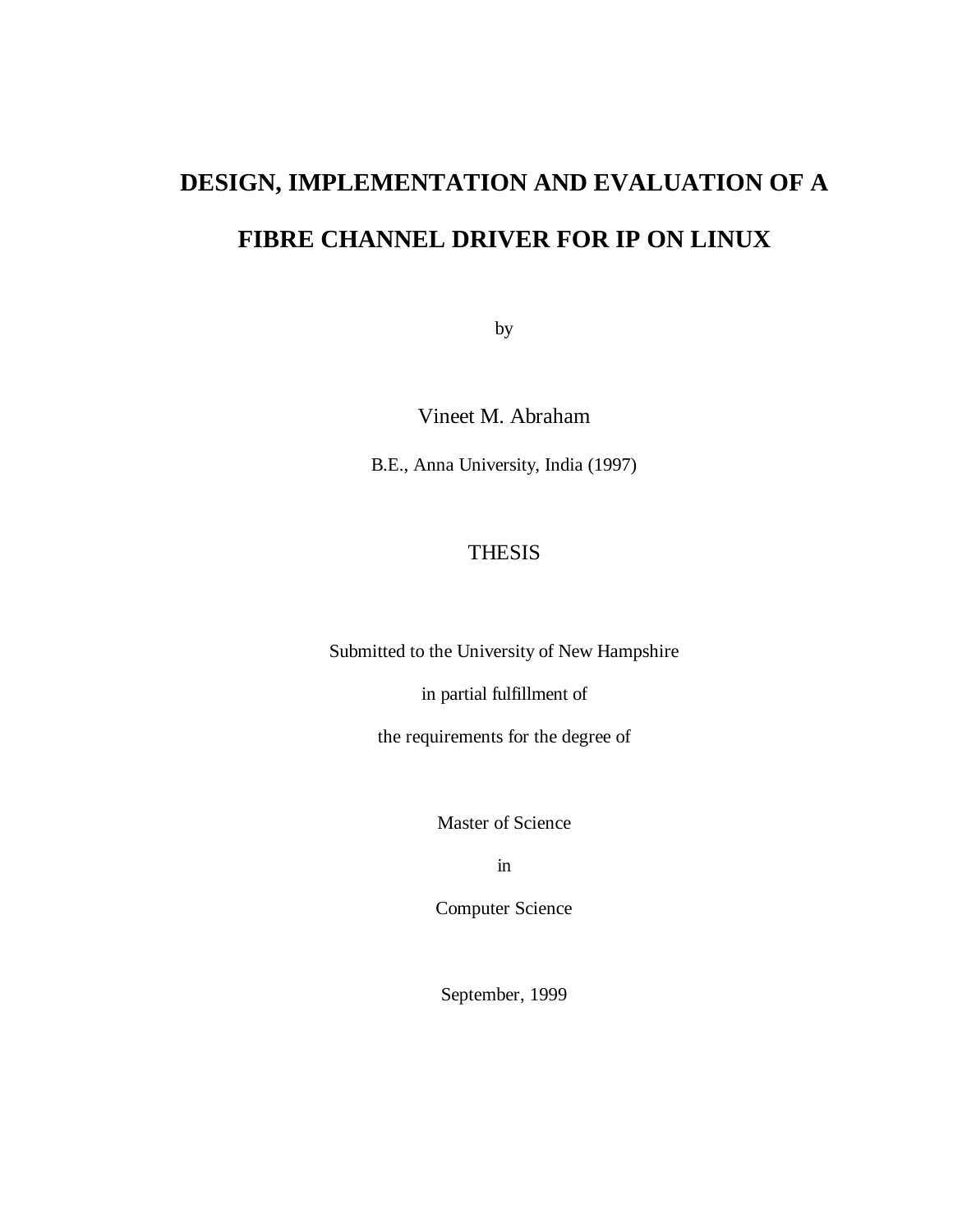# DESIGN, IMPLEMENTATION AND EVALUATION OF A FIBRE CHANNEL DRIVER FOR IP ON LINUX

by

Vineet M. Abraham

B.E., Anna University, India (1997)

THESIS

Submitted to the University of New Hampshire

in partial fulfillment of

the requirements for the degree of

Master of Science

in

Computer Science

September, 1999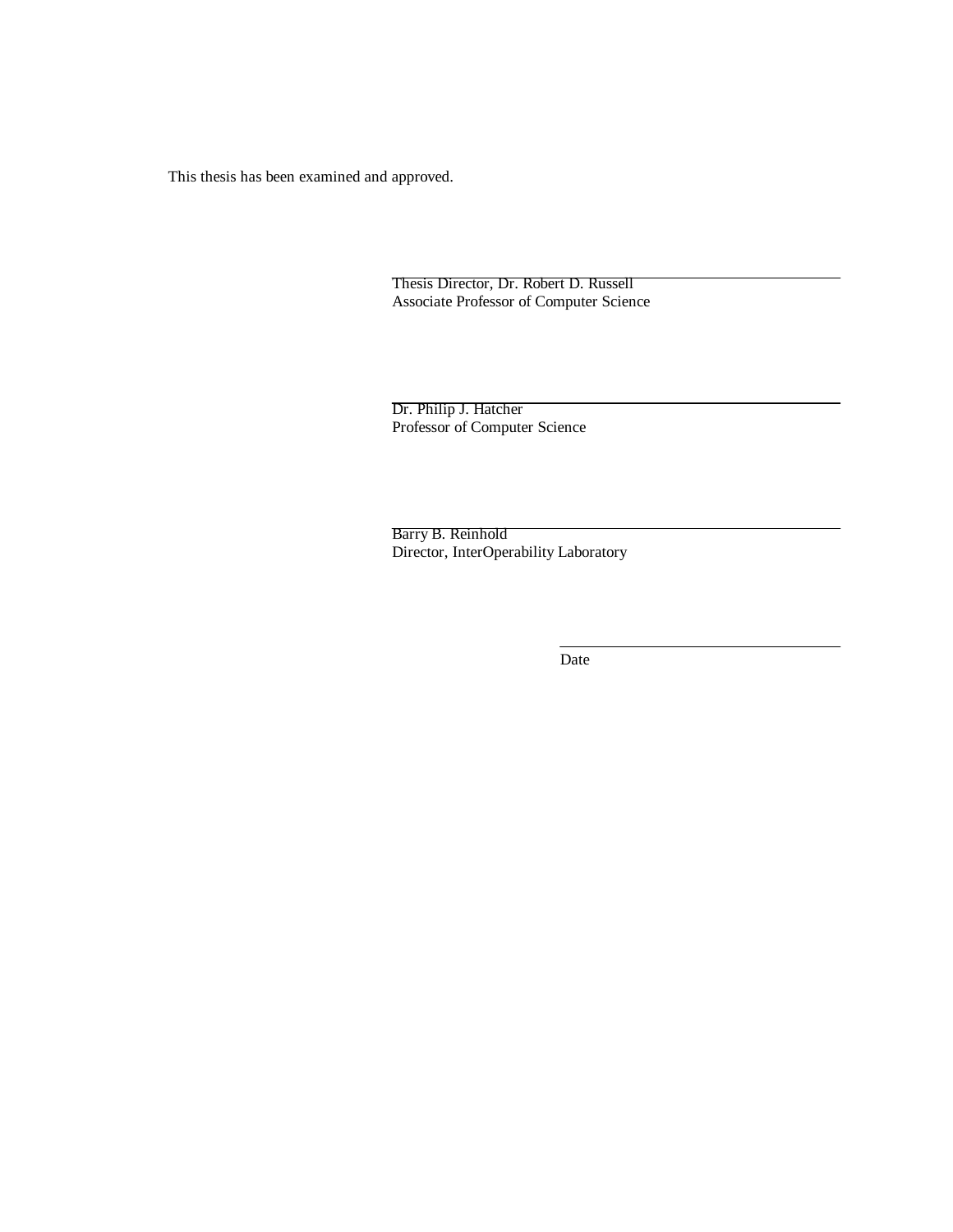This thesis has been examined and approved.

Thesis Director, Dr. Robert D. Russell
Associate Professor of Computer Science

Dr. Philip J. Hatcher
Professor of Computer Science

Barry B. Reinhold
Director, InterOperability Laboratory

Date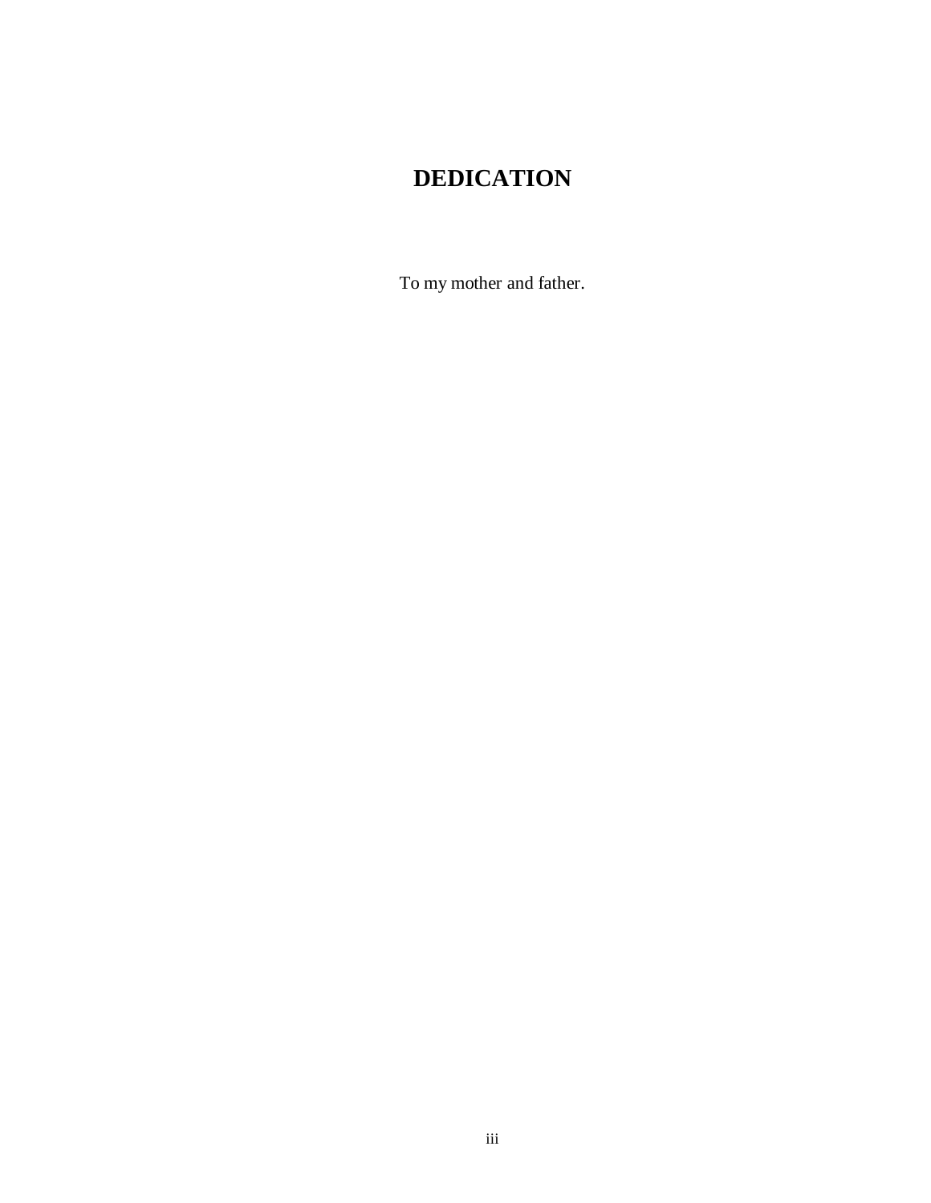# DEDICATION

To my mother and father.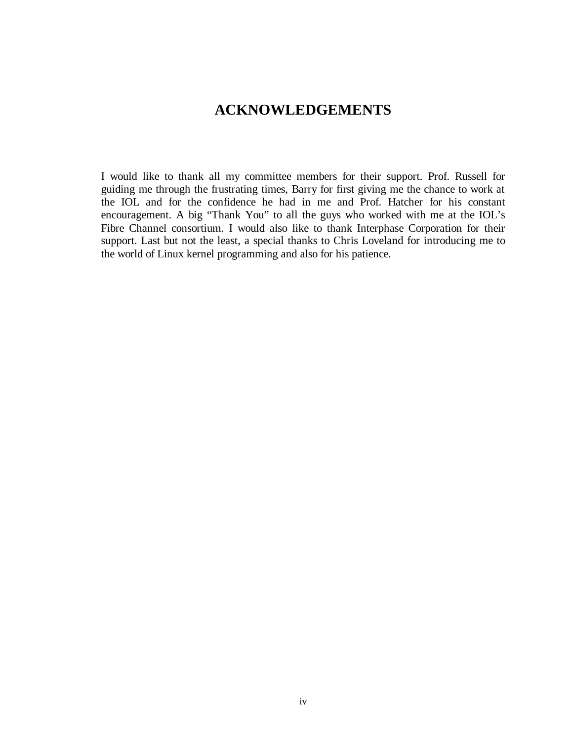# ACKNOWLEDGEMENTS

I would like to thank all my committee members for their support. Prof. Russell for guiding me through the frustrating times, Barry for first giving me the chance to work at the IOL and for the confidence he had in me and Prof. Hatcher for his constant encouragement. A big "Thank You" to all the guys who worked with me at the IOL's Fibre Channel consortium. I would also like to thank Interphase Corporation for their support. Last but not the least, a special thanks to Chris Loveland for introducing me to the world of Linux kernel programming and also for his patience.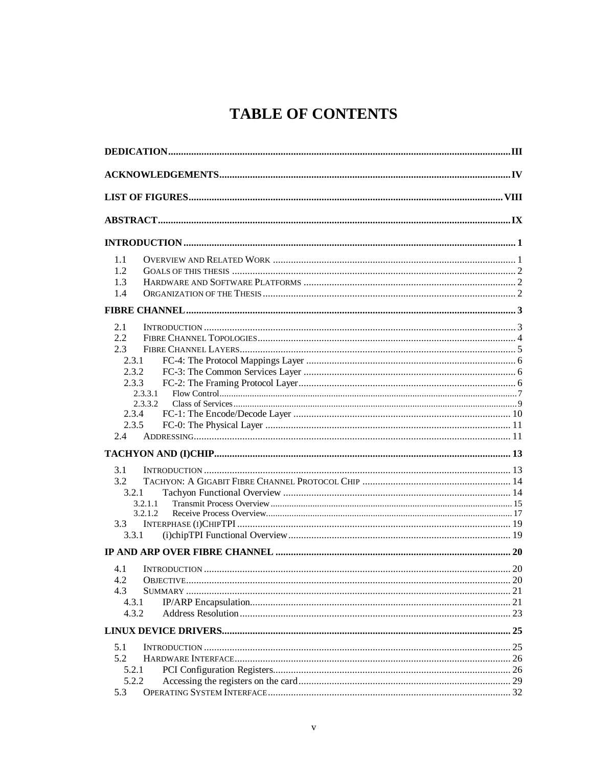# TABLE OF CONTENTS

**DEDICATION** .......... **III**

**ACKNOWLEDGEMENTS** .......... **IV**

**LIST OF FIGURES** .......... **VIII**

**ABSTRACT** .......... **IX**

**INTRODUCTION** .......... **1**

- 1.1 OVERVIEW AND RELATED WORK .......... 1
- 1.2 GOALS OF THIS THESIS .......... 2
- 1.3 HARDWARE AND SOFTWARE PLATFORMS .......... 2
- 1.4 ORGANIZATION OF THE THESIS .......... 2

**FIBRE CHANNEL** .......... **3**

- 2.1 INTRODUCTION .......... 3
- 2.2 FIBRE CHANNEL TOPOLOGIES .......... 4
- 2.3 FIBRE CHANNEL LAYERS .......... 5
  - 2.3.1 FC-4: The Protocol Mappings Layer .......... 6
  - 2.3.2 FC-3: The Common Services Layer .......... 6
  - 2.3.3 FC-2: The Framing Protocol Layer .......... 6
    - 2.3.3.1 Flow Control .......... 7
    - 2.3.3.2 Class of Services .......... 9
  - 2.3.4 FC-1: The Encode/Decode Layer .......... 10
  - 2.3.5 FC-0: The Physical Layer .......... 11
- 2.4 ADDRESSING .......... 11

**TACHYON AND (I)CHIP** .......... **13**

- 3.1 INTRODUCTION .......... 13
- 3.2 TACHYON: A GIGABIT FIBRE CHANNEL PROTOCOL CHIP .......... 14
  - 3.2.1 Tachyon Functional Overview .......... 14
    - 3.2.1.1 Transmit Process Overview .......... 15
    - 3.2.1.2 Receive Process Overview .......... 17
- 3.3 INTERPHASE (I)CHIPTPI .......... 19
  - 3.3.1 (i)chipTPI Functional Overview .......... 19

**IP AND ARP OVER FIBRE CHANNEL** .......... **20**

- 4.1 INTRODUCTION .......... 20
- 4.2 OBJECTIVE .......... 20
- 4.3 SUMMARY .......... 21
  - 4.3.1 IP/ARP Encapsulation .......... 21
  - 4.3.2 Address Resolution .......... 23

**LINUX DEVICE DRIVERS** .......... **25**

- 5.1 INTRODUCTION .......... 25
- 5.2 HARDWARE INTERFACE .......... 26
  - 5.2.1 PCI Configuration Registers .......... 26
  - 5.2.2 Accessing the registers on the card .......... 29
- 5.3 OPERATING SYSTEM INTERFACE .......... 32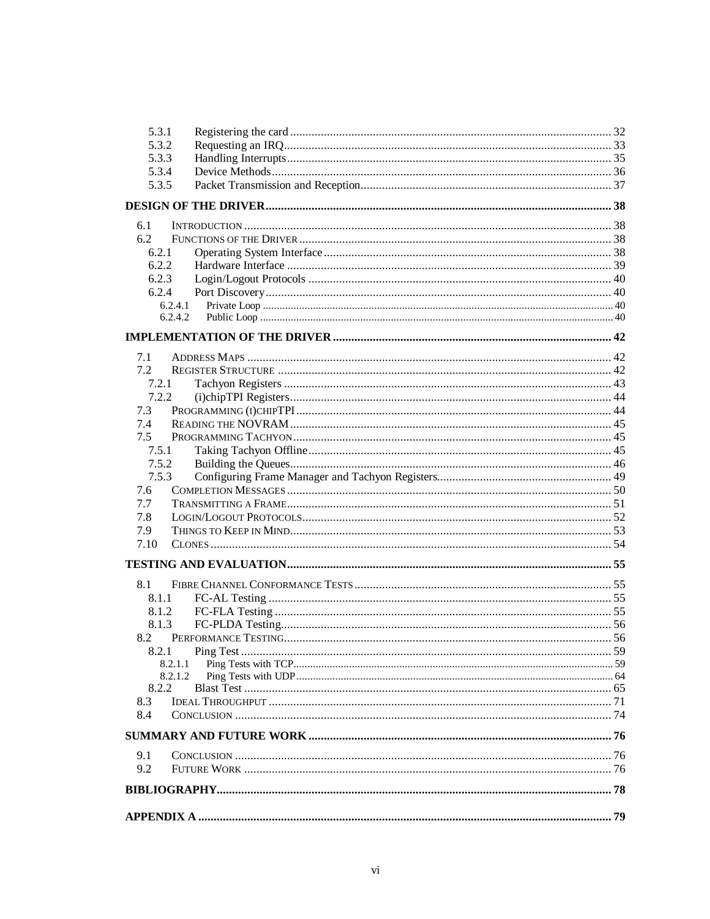- 5.3.1 Registering the card ........ 32
- 5.3.2 Requesting an IRQ ........ 33
- 5.3.3 Handling Interrupts ........ 35
- 5.3.4 Device Methods ........ 36
- 5.3.5 Packet Transmission and Reception ........ 37

**DESIGN OF THE DRIVER ........ 38**

- 6.1 INTRODUCTION ........ 38
- 6.2 FUNCTIONS OF THE DRIVER ........ 38
  - 6.2.1 Operating System Interface ........ 38
  - 6.2.2 Hardware Interface ........ 39
  - 6.2.3 Login/Logout Protocols ........ 40
  - 6.2.4 Port Discovery ........ 40
    - 6.2.4.1 Private Loop ........ 40
    - 6.2.4.2 Public Loop ........ 40

**IMPLEMENTATION OF THE DRIVER ........ 42**

- 7.1 ADDRESS MAPS ........ 42
- 7.2 REGISTER STRUCTURE ........ 42
  - 7.2.1 Tachyon Registers ........ 43
  - 7.2.2 (i)chipTPI Registers ........ 44
- 7.3 PROGRAMMING (I)CHIPTPI ........ 44
- 7.4 READING THE NOVRAM ........ 45
- 7.5 PROGRAMMING TACHYON ........ 45
  - 7.5.1 Taking Tachyon Offline ........ 45
  - 7.5.2 Building the Queues ........ 46
  - 7.5.3 Configuring Frame Manager and Tachyon Registers ........ 49
- 7.6 COMPLETION MESSAGES ........ 50
- 7.7 TRANSMITTING A FRAME ........ 51
- 7.8 LOGIN/LOGOUT PROTOCOLS ........ 52
- 7.9 THINGS TO KEEP IN MIND ........ 53
- 7.10 CLONES ........ 54

**TESTING AND EVALUATION ........ 55**

- 8.1 FIBRE CHANNEL CONFORMANCE TESTS ........ 55
  - 8.1.1 FC-AL Testing ........ 55
  - 8.1.2 FC-FLA Testing ........ 55
  - 8.1.3 FC-PLDA Testing ........ 56
- 8.2 PERFORMANCE TESTING ........ 56
  - 8.2.1 Ping Test ........ 59
    - 8.2.1.1 Ping Tests with TCP ........ 59
    - 8.2.1.2 Ping Tests with UDP ........ 64
  - 8.2.2 Blast Test ........ 65
- 8.3 IDEAL THROUGHPUT ........ 71
- 8.4 CONCLUSION ........ 74

**SUMMARY AND FUTURE WORK ........ 76**

- 9.1 CONCLUSION ........ 76
- 9.2 FUTURE WORK ........ 76

**BIBLIOGRAPHY ........ 78**

**APPENDIX A ........ 79**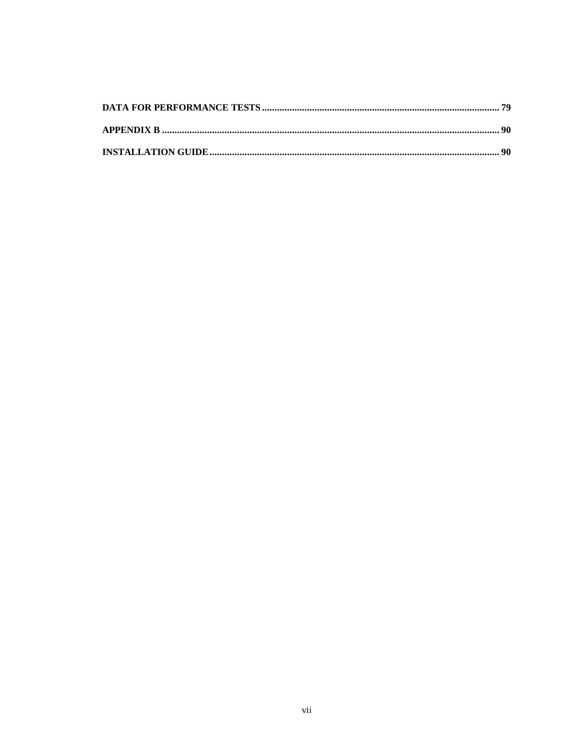**DATA FOR PERFORMANCE TESTS** .............................................................................................. **79**

**APPENDIX B** ...................................................................................................................................... **90**

**INSTALLATION GUIDE** ................................................................................................................... **90**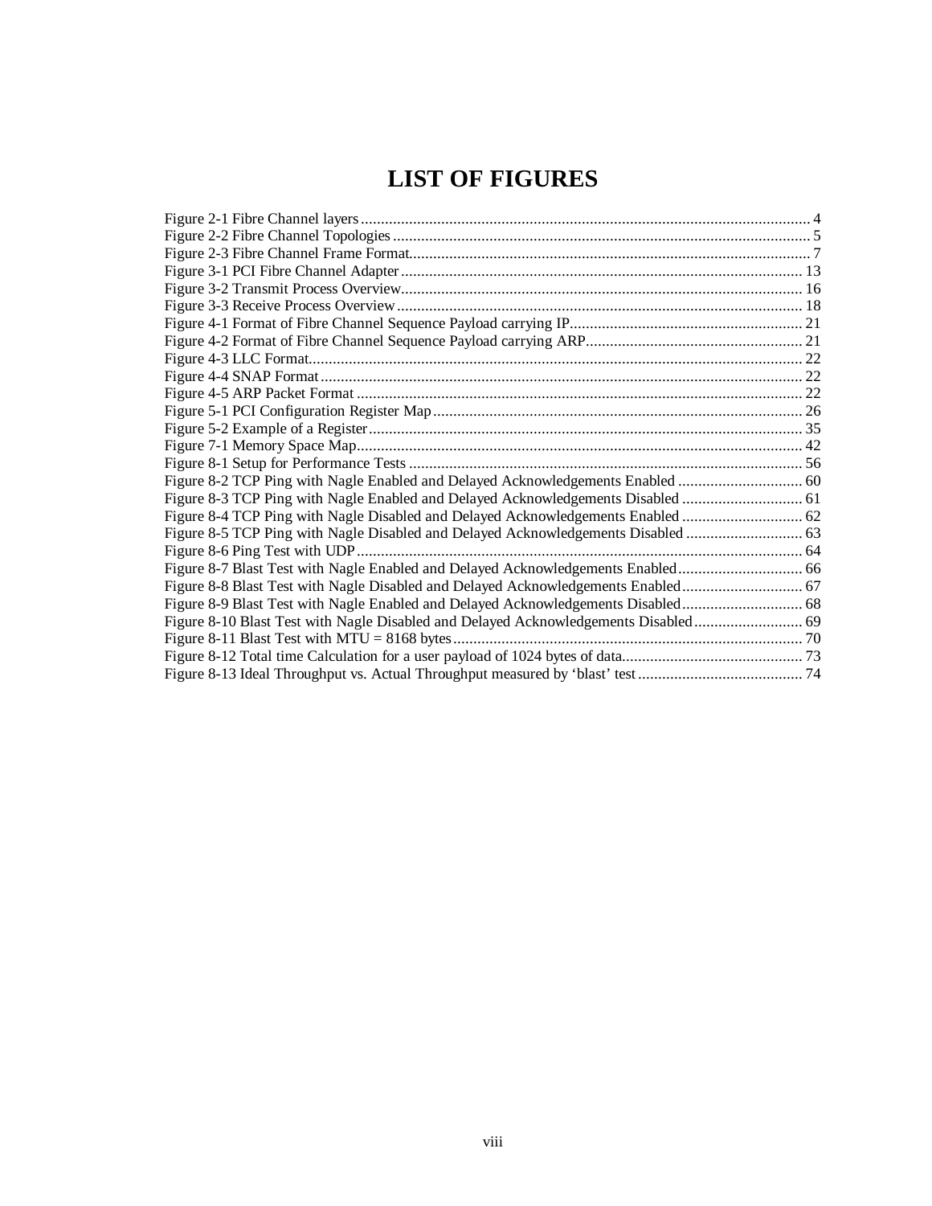# LIST OF FIGURES

Figure 2-1 Fibre Channel layers ..... 4
Figure 2-2 Fibre Channel Topologies ..... 5
Figure 2-3 Fibre Channel Frame Format ..... 7
Figure 3-1 PCI Fibre Channel Adapter ..... 13
Figure 3-2 Transmit Process Overview ..... 16
Figure 3-3 Receive Process Overview ..... 18
Figure 4-1 Format of Fibre Channel Sequence Payload carrying IP ..... 21
Figure 4-2 Format of Fibre Channel Sequence Payload carrying ARP ..... 21
Figure 4-3 LLC Format ..... 22
Figure 4-4 SNAP Format ..... 22
Figure 4-5 ARP Packet Format ..... 22
Figure 5-1 PCI Configuration Register Map ..... 26
Figure 5-2 Example of a Register ..... 35
Figure 7-1 Memory Space Map ..... 42
Figure 8-1 Setup for Performance Tests ..... 56
Figure 8-2 TCP Ping with Nagle Enabled and Delayed Acknowledgements Enabled ..... 60
Figure 8-3 TCP Ping with Nagle Enabled and Delayed Acknowledgements Disabled ..... 61
Figure 8-4 TCP Ping with Nagle Disabled and Delayed Acknowledgements Enabled ..... 62
Figure 8-5 TCP Ping with Nagle Disabled and Delayed Acknowledgements Disabled ..... 63
Figure 8-6 Ping Test with UDP ..... 64
Figure 8-7 Blast Test with Nagle Enabled and Delayed Acknowledgements Enabled ..... 66
Figure 8-8 Blast Test with Nagle Disabled and Delayed Acknowledgements Enabled ..... 67
Figure 8-9 Blast Test with Nagle Enabled and Delayed Acknowledgements Disabled ..... 68
Figure 8-10 Blast Test with Nagle Disabled and Delayed Acknowledgements Disabled ..... 69
Figure 8-11 Blast Test with MTU = 8168 bytes ..... 70
Figure 8-12 Total time Calculation for a user payload of 1024 bytes of data ..... 73
Figure 8-13 Ideal Throughput vs. Actual Throughput measured by 'blast' test ..... 74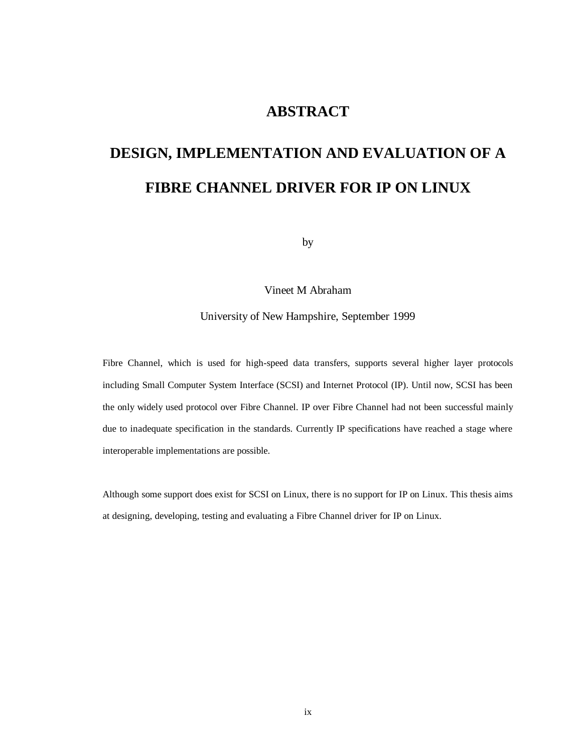# ABSTRACT

## DESIGN, IMPLEMENTATION AND EVALUATION OF A FIBRE CHANNEL DRIVER FOR IP ON LINUX

by

Vineet M Abraham

University of New Hampshire, September 1999

Fibre Channel, which is used for high-speed data transfers, supports several higher layer protocols including Small Computer System Interface (SCSI) and Internet Protocol (IP). Until now, SCSI has been the only widely used protocol over Fibre Channel. IP over Fibre Channel had not been successful mainly due to inadequate specification in the standards. Currently IP specifications have reached a stage where interoperable implementations are possible.

Although some support does exist for SCSI on Linux, there is no support for IP on Linux. This thesis aims at designing, developing, testing and evaluating a Fibre Channel driver for IP on Linux.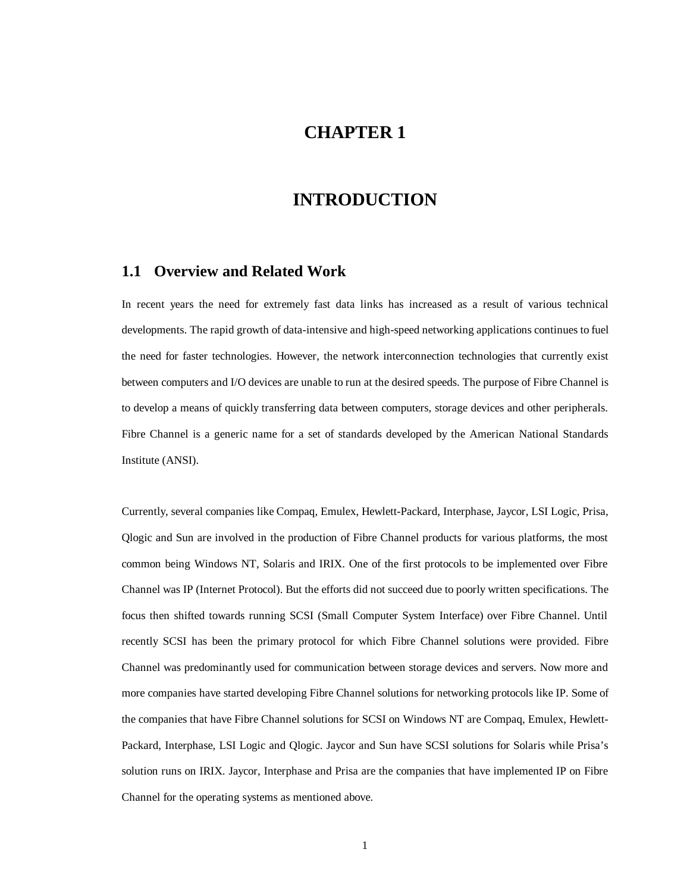# CHAPTER 1

# INTRODUCTION

## 1.1 Overview and Related Work

In recent years the need for extremely fast data links has increased as a result of various technical developments. The rapid growth of data-intensive and high-speed networking applications continues to fuel the need for faster technologies. However, the network interconnection technologies that currently exist between computers and I/O devices are unable to run at the desired speeds. The purpose of Fibre Channel is to develop a means of quickly transferring data between computers, storage devices and other peripherals. Fibre Channel is a generic name for a set of standards developed by the American National Standards Institute (ANSI).

Currently, several companies like Compaq, Emulex, Hewlett-Packard, Interphase, Jaycor, LSI Logic, Prisa, Qlogic and Sun are involved in the production of Fibre Channel products for various platforms, the most common being Windows NT, Solaris and IRIX. One of the first protocols to be implemented over Fibre Channel was IP (Internet Protocol). But the efforts did not succeed due to poorly written specifications. The focus then shifted towards running SCSI (Small Computer System Interface) over Fibre Channel. Until recently SCSI has been the primary protocol for which Fibre Channel solutions were provided. Fibre Channel was predominantly used for communication between storage devices and servers. Now more and more companies have started developing Fibre Channel solutions for networking protocols like IP. Some of the companies that have Fibre Channel solutions for SCSI on Windows NT are Compaq, Emulex, Hewlett-Packard, Interphase, LSI Logic and Qlogic. Jaycor and Sun have SCSI solutions for Solaris while Prisa's solution runs on IRIX. Jaycor, Interphase and Prisa are the companies that have implemented IP on Fibre Channel for the operating systems as mentioned above.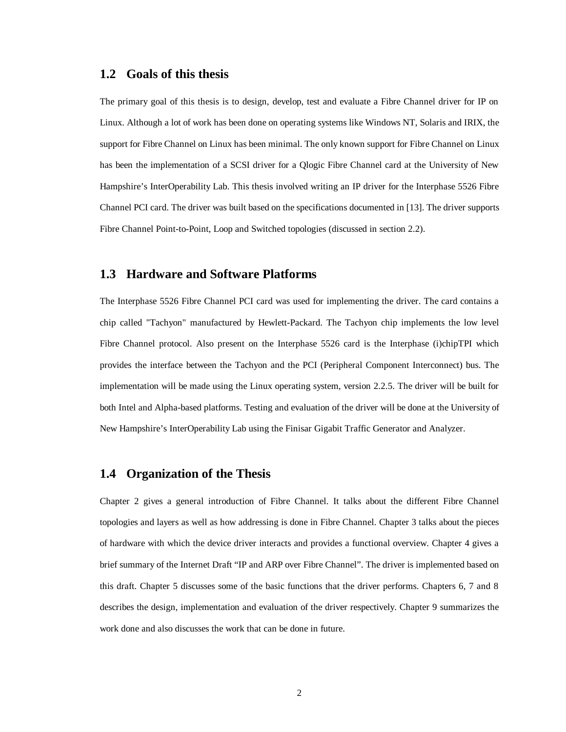## 1.2 Goals of this thesis

The primary goal of this thesis is to design, develop, test and evaluate a Fibre Channel driver for IP on Linux. Although a lot of work has been done on operating systems like Windows NT, Solaris and IRIX, the support for Fibre Channel on Linux has been minimal. The only known support for Fibre Channel on Linux has been the implementation of a SCSI driver for a Qlogic Fibre Channel card at the University of New Hampshire's InterOperability Lab. This thesis involved writing an IP driver for the Interphase 5526 Fibre Channel PCI card. The driver was built based on the specifications documented in [13]. The driver supports Fibre Channel Point-to-Point, Loop and Switched topologies (discussed in section 2.2).

## 1.3 Hardware and Software Platforms

The Interphase 5526 Fibre Channel PCI card was used for implementing the driver. The card contains a chip called "Tachyon" manufactured by Hewlett-Packard. The Tachyon chip implements the low level Fibre Channel protocol. Also present on the Interphase 5526 card is the Interphase (i)chipTPI which provides the interface between the Tachyon and the PCI (Peripheral Component Interconnect) bus. The implementation will be made using the Linux operating system, version 2.2.5. The driver will be built for both Intel and Alpha-based platforms. Testing and evaluation of the driver will be done at the University of New Hampshire's InterOperability Lab using the Finisar Gigabit Traffic Generator and Analyzer.

## 1.4 Organization of the Thesis

Chapter 2 gives a general introduction of Fibre Channel. It talks about the different Fibre Channel topologies and layers as well as how addressing is done in Fibre Channel. Chapter 3 talks about the pieces of hardware with which the device driver interacts and provides a functional overview. Chapter 4 gives a brief summary of the Internet Draft "IP and ARP over Fibre Channel". The driver is implemented based on this draft. Chapter 5 discusses some of the basic functions that the driver performs. Chapters 6, 7 and 8 describes the design, implementation and evaluation of the driver respectively. Chapter 9 summarizes the work done and also discusses the work that can be done in future.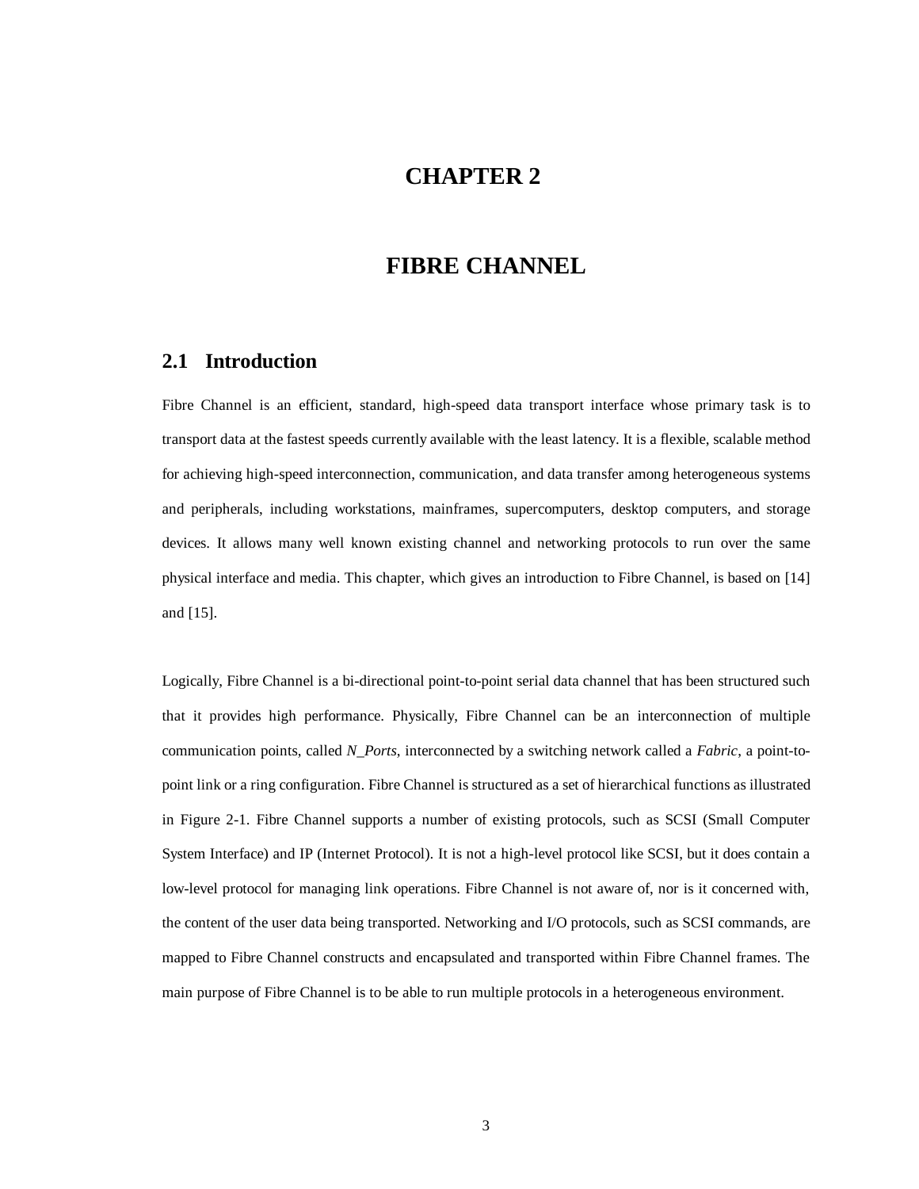# CHAPTER 2

# FIBRE CHANNEL

## 2.1 Introduction

Fibre Channel is an efficient, standard, high-speed data transport interface whose primary task is to transport data at the fastest speeds currently available with the least latency. It is a flexible, scalable method for achieving high-speed interconnection, communication, and data transfer among heterogeneous systems and peripherals, including workstations, mainframes, supercomputers, desktop computers, and storage devices. It allows many well known existing channel and networking protocols to run over the same physical interface and media. This chapter, which gives an introduction to Fibre Channel, is based on [14] and [15].

Logically, Fibre Channel is a bi-directional point-to-point serial data channel that has been structured such that it provides high performance. Physically, Fibre Channel can be an interconnection of multiple communication points, called *N_Ports*, interconnected by a switching network called a *Fabric*, a point-to-point link or a ring configuration. Fibre Channel is structured as a set of hierarchical functions as illustrated in Figure 2-1. Fibre Channel supports a number of existing protocols, such as SCSI (Small Computer System Interface) and IP (Internet Protocol). It is not a high-level protocol like SCSI, but it does contain a low-level protocol for managing link operations. Fibre Channel is not aware of, nor is it concerned with, the content of the user data being transported. Networking and I/O protocols, such as SCSI commands, are mapped to Fibre Channel constructs and encapsulated and transported within Fibre Channel frames. The main purpose of Fibre Channel is to be able to run multiple protocols in a heterogeneous environment.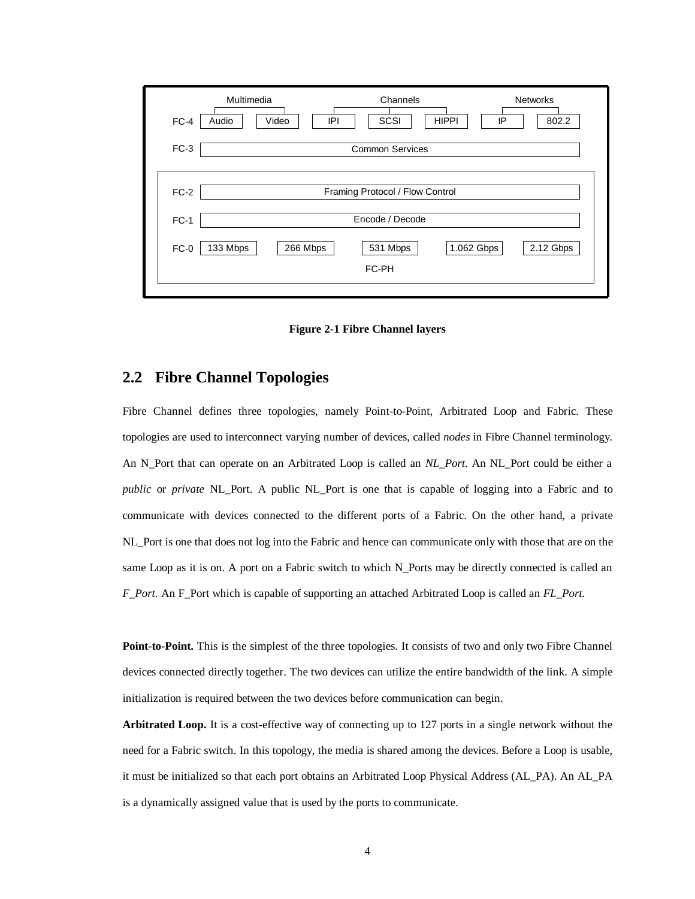| | Multimedia | | Channels | | | Networks | |
|---|---|---|---|---|---|---|---|
| FC-4 | Audio | Video | IPI | SCSI | HIPPI | IP | 802.2 |
| FC-3 | Common Services | | | | | | |
| FC-2 | Framing Protocol / Flow Control | | | | | | |
| FC-1 | Encode / Decode | | | | | | |
| FC-0 | 133 Mbps | 266 Mbps | 531 Mbps | 1.062 Gbps | 2.12 Gbps | | |
| | FC-PH | | | | | | |

**Figure 2-1 Fibre Channel layers**

## 2.2 Fibre Channel Topologies

Fibre Channel defines three topologies, namely Point-to-Point, Arbitrated Loop and Fabric. These topologies are used to interconnect varying number of devices, called *nodes* in Fibre Channel terminology. An N_Port that can operate on an Arbitrated Loop is called an *NL_Port*. An NL_Port could be either a *public* or *private* NL_Port. A public NL_Port is one that is capable of logging into a Fabric and to communicate with devices connected to the different ports of a Fabric. On the other hand, a private NL_Port is one that does not log into the Fabric and hence can communicate only with those that are on the same Loop as it is on. A port on a Fabric switch to which N_Ports may be directly connected is called an *F_Port*. An F_Port which is capable of supporting an attached Arbitrated Loop is called an *FL_Port*.

**Point-to-Point.** This is the simplest of the three topologies. It consists of two and only two Fibre Channel devices connected directly together. The two devices can utilize the entire bandwidth of the link. A simple initialization is required between the two devices before communication can begin.

**Arbitrated Loop.** It is a cost-effective way of connecting up to 127 ports in a single network without the need for a Fabric switch. In this topology, the media is shared among the devices. Before a Loop is usable, it must be initialized so that each port obtains an Arbitrated Loop Physical Address (AL_PA). An AL_PA is a dynamically assigned value that is used by the ports to communicate.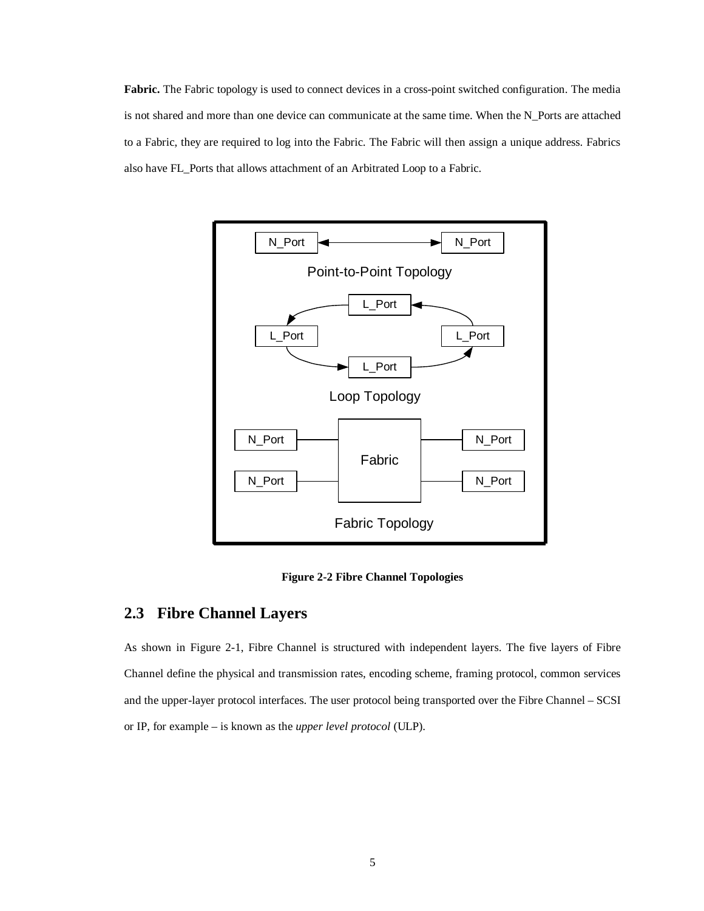**Fabric.** The Fabric topology is used to connect devices in a cross-point switched configuration. The media is not shared and more than one device can communicate at the same time. When the N_Ports are attached to a Fabric, they are required to log into the Fabric. The Fabric will then assign a unique address. Fabrics also have FL_Ports that allows attachment of an Arbitrated Loop to a Fabric.

**Figure 2-2 Fibre Channel Topologies**

## 2.3 Fibre Channel Layers

As shown in Figure 2-1, Fibre Channel is structured with independent layers. The five layers of Fibre Channel define the physical and transmission rates, encoding scheme, framing protocol, common services and the upper-layer protocol interfaces. The user protocol being transported over the Fibre Channel – SCSI or IP, for example – is known as the *upper level protocol* (ULP).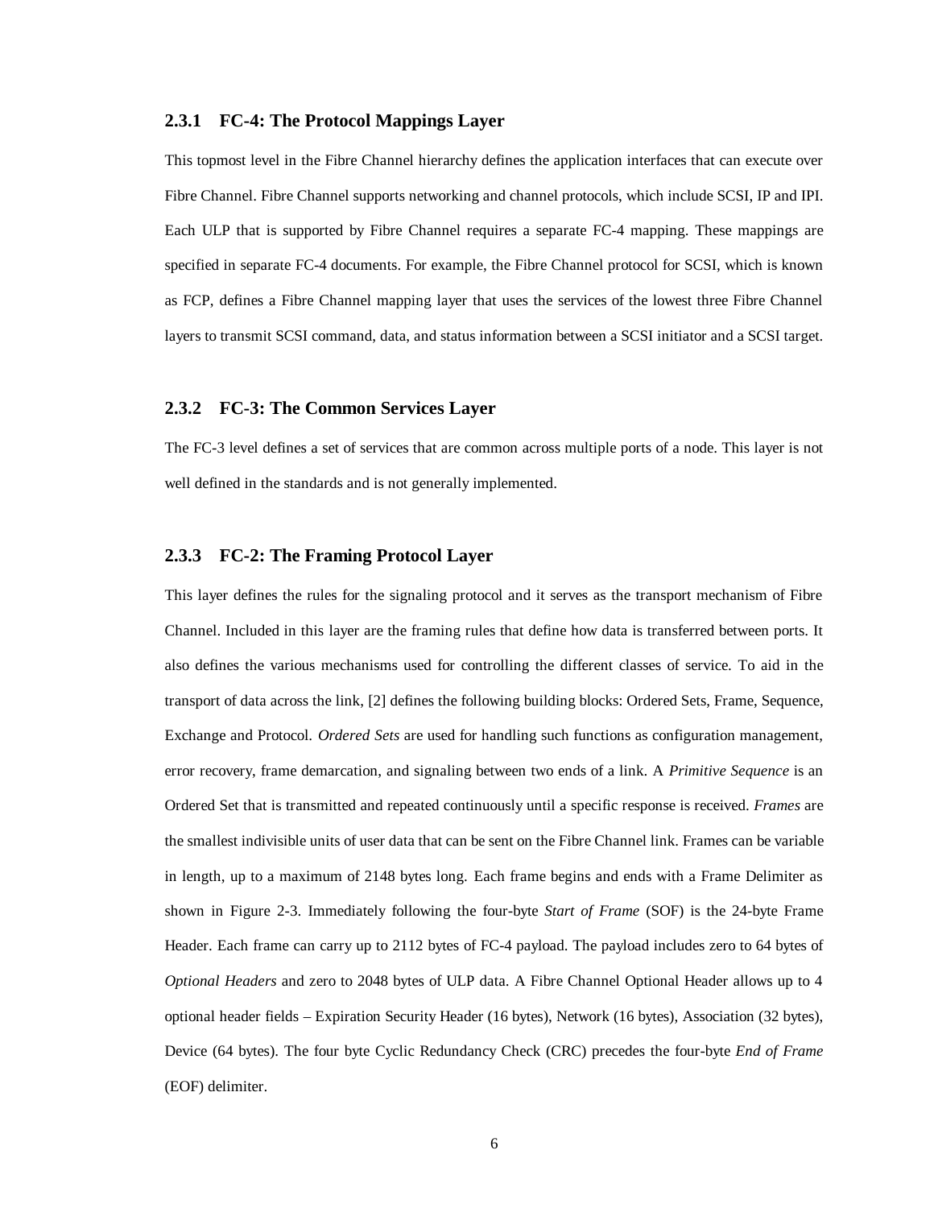### 2.3.1 FC-4: The Protocol Mappings Layer

This topmost level in the Fibre Channel hierarchy defines the application interfaces that can execute over Fibre Channel. Fibre Channel supports networking and channel protocols, which include SCSI, IP and IPI. Each ULP that is supported by Fibre Channel requires a separate FC-4 mapping. These mappings are specified in separate FC-4 documents. For example, the Fibre Channel protocol for SCSI, which is known as FCP, defines a Fibre Channel mapping layer that uses the services of the lowest three Fibre Channel layers to transmit SCSI command, data, and status information between a SCSI initiator and a SCSI target.

### 2.3.2 FC-3: The Common Services Layer

The FC-3 level defines a set of services that are common across multiple ports of a node. This layer is not well defined in the standards and is not generally implemented.

### 2.3.3 FC-2: The Framing Protocol Layer

This layer defines the rules for the signaling protocol and it serves as the transport mechanism of Fibre Channel. Included in this layer are the framing rules that define how data is transferred between ports. It also defines the various mechanisms used for controlling the different classes of service. To aid in the transport of data across the link, [2] defines the following building blocks: Ordered Sets, Frame, Sequence, Exchange and Protocol. *Ordered Sets* are used for handling such functions as configuration management, error recovery, frame demarcation, and signaling between two ends of a link. A *Primitive Sequence* is an Ordered Set that is transmitted and repeated continuously until a specific response is received. *Frames* are the smallest indivisible units of user data that can be sent on the Fibre Channel link. Frames can be variable in length, up to a maximum of 2148 bytes long. Each frame begins and ends with a Frame Delimiter as shown in Figure 2-3. Immediately following the four-byte *Start of Frame* (SOF) is the 24-byte Frame Header. Each frame can carry up to 2112 bytes of FC-4 payload. The payload includes zero to 64 bytes of *Optional Headers* and zero to 2048 bytes of ULP data. A Fibre Channel Optional Header allows up to 4 optional header fields – Expiration Security Header (16 bytes), Network (16 bytes), Association (32 bytes), Device (64 bytes). The four byte Cyclic Redundancy Check (CRC) precedes the four-byte *End of Frame* (EOF) delimiter.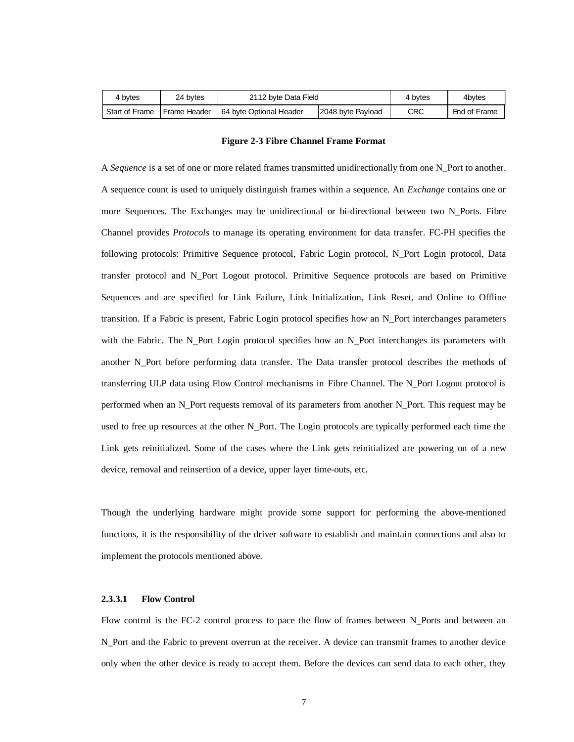| 4 bytes | 24 bytes | 2112 byte Data Field | | 4 bytes | 4bytes |
|---|---|---|---|---|---|
| Start of Frame | Frame Header | 64 byte Optional Header | 2048 byte Payload | CRC | End of Frame |

**Figure 2-3 Fibre Channel Frame Format**

A *Sequence* is a set of one or more related frames transmitted unidirectionally from one N_Port to another. A sequence count is used to uniquely distinguish frames within a sequence. An *Exchange* contains one or more Sequences. The Exchanges may be unidirectional or bi-directional between two N_Ports. Fibre Channel provides *Protocols* to manage its operating environment for data transfer. FC-PH specifies the following protocols: Primitive Sequence protocol, Fabric Login protocol, N_Port Login protocol, Data transfer protocol and N_Port Logout protocol. Primitive Sequence protocols are based on Primitive Sequences and are specified for Link Failure, Link Initialization, Link Reset, and Online to Offline transition. If a Fabric is present, Fabric Login protocol specifies how an N_Port interchanges parameters with the Fabric. The N_Port Login protocol specifies how an N_Port interchanges its parameters with another N_Port before performing data transfer. The Data transfer protocol describes the methods of transferring ULP data using Flow Control mechanisms in Fibre Channel. The N_Port Logout protocol is performed when an N_Port requests removal of its parameters from another N_Port. This request may be used to free up resources at the other N_Port. The Login protocols are typically performed each time the Link gets reinitialized. Some of the cases where the Link gets reinitialized are powering on of a new device, removal and reinsertion of a device, upper layer time-outs, etc.

Though the underlying hardware might provide some support for performing the above-mentioned functions, it is the responsibility of the driver software to establish and maintain connections and also to implement the protocols mentioned above.

#### 2.3.3.1 Flow Control

Flow control is the FC-2 control process to pace the flow of frames between N_Ports and between an N_Port and the Fabric to prevent overrun at the receiver. A device can transmit frames to another device only when the other device is ready to accept them. Before the devices can send data to each other, they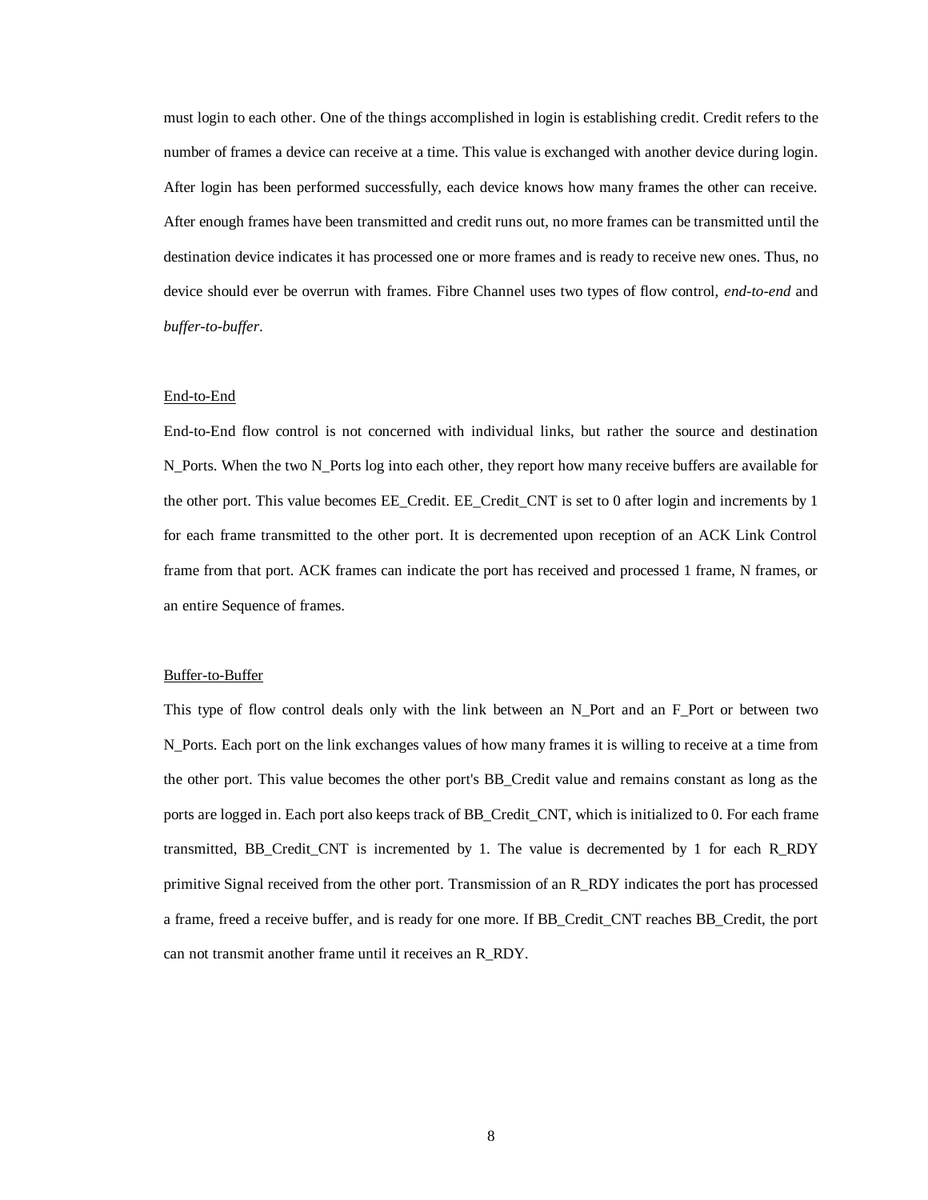must login to each other. One of the things accomplished in login is establishing credit. Credit refers to the number of frames a device can receive at a time. This value is exchanged with another device during login. After login has been performed successfully, each device knows how many frames the other can receive. After enough frames have been transmitted and credit runs out, no more frames can be transmitted until the destination device indicates it has processed one or more frames and is ready to receive new ones. Thus, no device should ever be overrun with frames. Fibre Channel uses two types of flow control, *end-to-end* and *buffer-to-buffer*.

### End-to-End

End-to-End flow control is not concerned with individual links, but rather the source and destination N_Ports. When the two N_Ports log into each other, they report how many receive buffers are available for the other port. This value becomes EE_Credit. EE_Credit_CNT is set to 0 after login and increments by 1 for each frame transmitted to the other port. It is decremented upon reception of an ACK Link Control frame from that port. ACK frames can indicate the port has received and processed 1 frame, N frames, or an entire Sequence of frames.

### Buffer-to-Buffer

This type of flow control deals only with the link between an N_Port and an F_Port or between two N_Ports. Each port on the link exchanges values of how many frames it is willing to receive at a time from the other port. This value becomes the other port's BB_Credit value and remains constant as long as the ports are logged in. Each port also keeps track of BB_Credit_CNT, which is initialized to 0. For each frame transmitted, BB_Credit_CNT is incremented by 1. The value is decremented by 1 for each R_RDY primitive Signal received from the other port. Transmission of an R_RDY indicates the port has processed a frame, freed a receive buffer, and is ready for one more. If BB_Credit_CNT reaches BB_Credit, the port can not transmit another frame until it receives an R_RDY.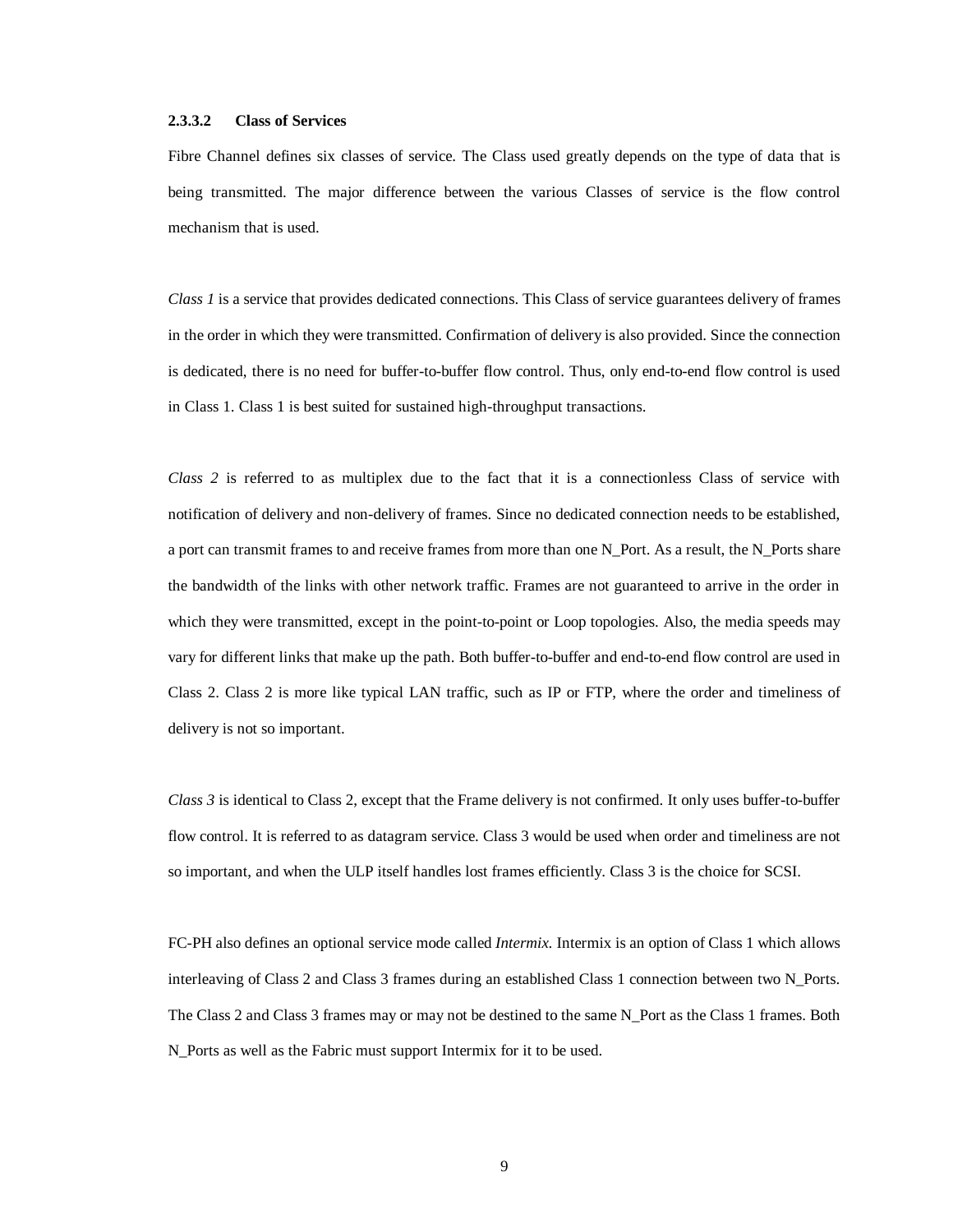#### 2.3.3.2 Class of Services

Fibre Channel defines six classes of service. The Class used greatly depends on the type of data that is being transmitted. The major difference between the various Classes of service is the flow control mechanism that is used.

*Class 1* is a service that provides dedicated connections. This Class of service guarantees delivery of frames in the order in which they were transmitted. Confirmation of delivery is also provided. Since the connection is dedicated, there is no need for buffer-to-buffer flow control. Thus, only end-to-end flow control is used in Class 1. Class 1 is best suited for sustained high-throughput transactions.

*Class 2* is referred to as multiplex due to the fact that it is a connectionless Class of service with notification of delivery and non-delivery of frames. Since no dedicated connection needs to be established, a port can transmit frames to and receive frames from more than one N_Port. As a result, the N_Ports share the bandwidth of the links with other network traffic. Frames are not guaranteed to arrive in the order in which they were transmitted, except in the point-to-point or Loop topologies. Also, the media speeds may vary for different links that make up the path. Both buffer-to-buffer and end-to-end flow control are used in Class 2. Class 2 is more like typical LAN traffic, such as IP or FTP, where the order and timeliness of delivery is not so important.

*Class 3* is identical to Class 2, except that the Frame delivery is not confirmed. It only uses buffer-to-buffer flow control. It is referred to as datagram service. Class 3 would be used when order and timeliness are not so important, and when the ULP itself handles lost frames efficiently. Class 3 is the choice for SCSI.

FC-PH also defines an optional service mode called *Intermix*. Intermix is an option of Class 1 which allows interleaving of Class 2 and Class 3 frames during an established Class 1 connection between two N_Ports. The Class 2 and Class 3 frames may or may not be destined to the same N_Port as the Class 1 frames. Both N_Ports as well as the Fabric must support Intermix for it to be used.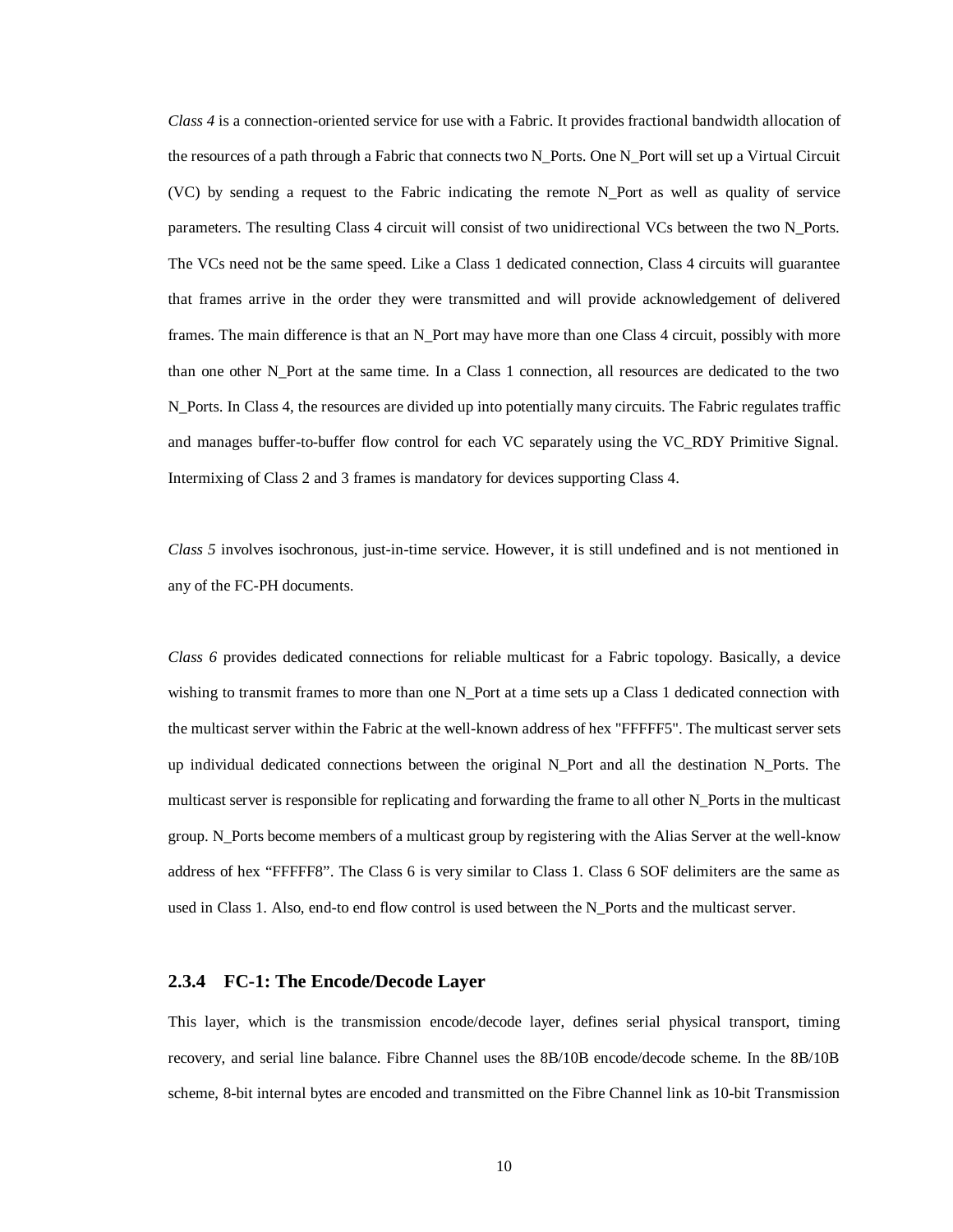*Class 4* is a connection-oriented service for use with a Fabric. It provides fractional bandwidth allocation of the resources of a path through a Fabric that connects two N_Ports. One N_Port will set up a Virtual Circuit (VC) by sending a request to the Fabric indicating the remote N_Port as well as quality of service parameters. The resulting Class 4 circuit will consist of two unidirectional VCs between the two N_Ports. The VCs need not be the same speed. Like a Class 1 dedicated connection, Class 4 circuits will guarantee that frames arrive in the order they were transmitted and will provide acknowledgement of delivered frames. The main difference is that an N_Port may have more than one Class 4 circuit, possibly with more than one other N_Port at the same time. In a Class 1 connection, all resources are dedicated to the two N_Ports. In Class 4, the resources are divided up into potentially many circuits. The Fabric regulates traffic and manages buffer-to-buffer flow control for each VC separately using the VC_RDY Primitive Signal. Intermixing of Class 2 and 3 frames is mandatory for devices supporting Class 4.

*Class 5* involves isochronous, just-in-time service. However, it is still undefined and is not mentioned in any of the FC-PH documents.

*Class 6* provides dedicated connections for reliable multicast for a Fabric topology. Basically, a device wishing to transmit frames to more than one N_Port at a time sets up a Class 1 dedicated connection with the multicast server within the Fabric at the well-known address of hex "FFFFF5". The multicast server sets up individual dedicated connections between the original N_Port and all the destination N_Ports. The multicast server is responsible for replicating and forwarding the frame to all other N_Ports in the multicast group. N_Ports become members of a multicast group by registering with the Alias Server at the well-know address of hex "FFFFF8". The Class 6 is very similar to Class 1. Class 6 SOF delimiters are the same as used in Class 1. Also, end-to end flow control is used between the N_Ports and the multicast server.

### 2.3.4 FC-1: The Encode/Decode Layer

This layer, which is the transmission encode/decode layer, defines serial physical transport, timing recovery, and serial line balance. Fibre Channel uses the 8B/10B encode/decode scheme. In the 8B/10B scheme, 8-bit internal bytes are encoded and transmitted on the Fibre Channel link as 10-bit Transmission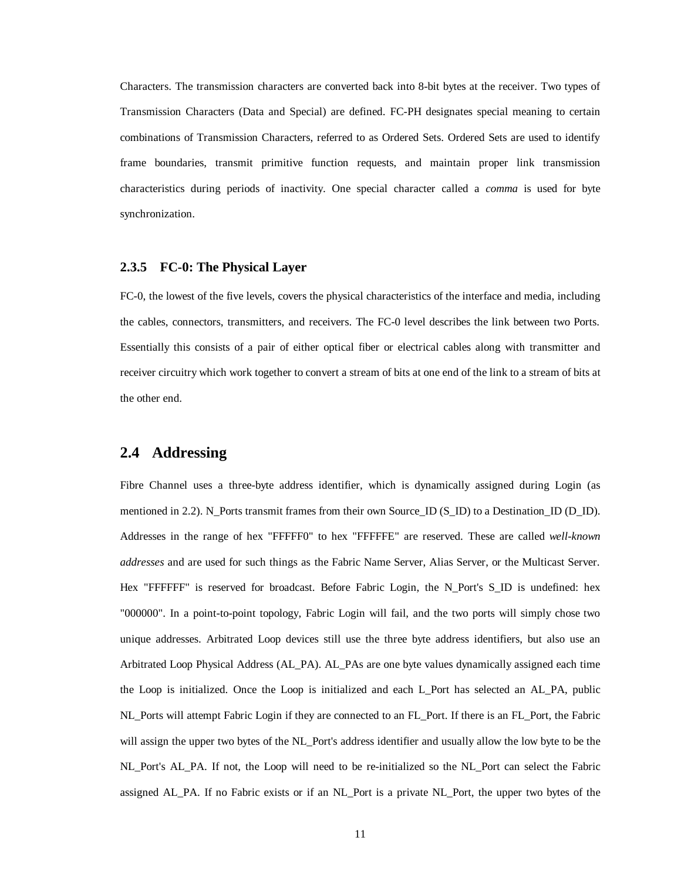Characters. The transmission characters are converted back into 8-bit bytes at the receiver. Two types of Transmission Characters (Data and Special) are defined. FC-PH designates special meaning to certain combinations of Transmission Characters, referred to as Ordered Sets. Ordered Sets are used to identify frame boundaries, transmit primitive function requests, and maintain proper link transmission characteristics during periods of inactivity. One special character called a *comma* is used for byte synchronization.

### 2.3.5 FC-0: The Physical Layer

FC-0, the lowest of the five levels, covers the physical characteristics of the interface and media, including the cables, connectors, transmitters, and receivers. The FC-0 level describes the link between two Ports. Essentially this consists of a pair of either optical fiber or electrical cables along with transmitter and receiver circuitry which work together to convert a stream of bits at one end of the link to a stream of bits at the other end.

## 2.4 Addressing

Fibre Channel uses a three-byte address identifier, which is dynamically assigned during Login (as mentioned in 2.2). N_Ports transmit frames from their own Source_ID (S_ID) to a Destination_ID (D_ID). Addresses in the range of hex "FFFFF0" to hex "FFFFFE" are reserved. These are called *well-known addresses* and are used for such things as the Fabric Name Server, Alias Server, or the Multicast Server. Hex "FFFFFF" is reserved for broadcast. Before Fabric Login, the N_Port's S_ID is undefined: hex "000000". In a point-to-point topology, Fabric Login will fail, and the two ports will simply chose two unique addresses. Arbitrated Loop devices still use the three byte address identifiers, but also use an Arbitrated Loop Physical Address (AL_PA). AL_PAs are one byte values dynamically assigned each time the Loop is initialized. Once the Loop is initialized and each L_Port has selected an AL_PA, public NL_Ports will attempt Fabric Login if they are connected to an FL_Port. If there is an FL_Port, the Fabric will assign the upper two bytes of the NL_Port's address identifier and usually allow the low byte to be the NL_Port's AL_PA. If not, the Loop will need to be re-initialized so the NL_Port can select the Fabric assigned AL_PA. If no Fabric exists or if an NL_Port is a private NL_Port, the upper two bytes of the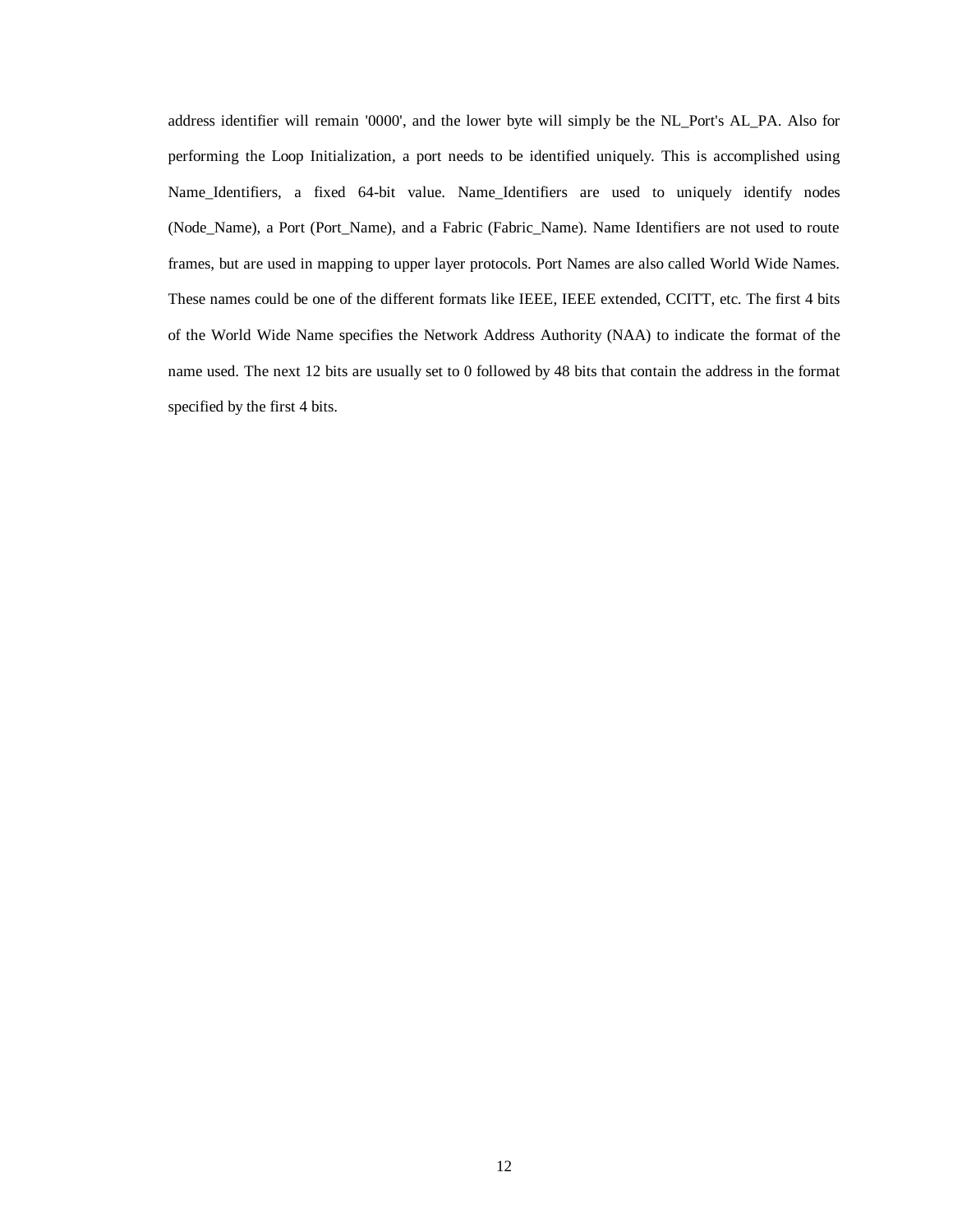address identifier will remain '0000', and the lower byte will simply be the NL_Port's AL_PA. Also for performing the Loop Initialization, a port needs to be identified uniquely. This is accomplished using Name_Identifiers, a fixed 64-bit value. Name_Identifiers are used to uniquely identify nodes (Node_Name), a Port (Port_Name), and a Fabric (Fabric_Name). Name Identifiers are not used to route frames, but are used in mapping to upper layer protocols. Port Names are also called World Wide Names. These names could be one of the different formats like IEEE, IEEE extended, CCITT, etc. The first 4 bits of the World Wide Name specifies the Network Address Authority (NAA) to indicate the format of the name used. The next 12 bits are usually set to 0 followed by 48 bits that contain the address in the format specified by the first 4 bits.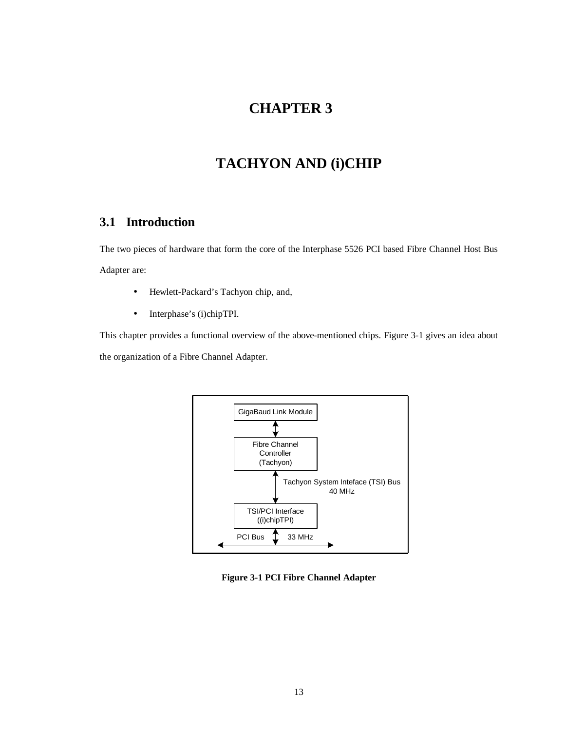# CHAPTER 3

# TACHYON AND (i)CHIP

## 3.1 Introduction

The two pieces of hardware that form the core of the Interphase 5526 PCI based Fibre Channel Host Bus Adapter are:

- Hewlett-Packard's Tachyon chip, and,
- Interphase's (i)chipTPI.

This chapter provides a functional overview of the above-mentioned chips. Figure 3-1 gives an idea about the organization of a Fibre Channel Adapter.

GigaBaud Link Module

Fibre Channel Controller (Tachyon)

Tachyon System Inteface (TSI) Bus 40 MHz

TSI/PCI Interface ((i)chipTPI)

PCI Bus 33 MHz

**Figure 3-1 PCI Fibre Channel Adapter**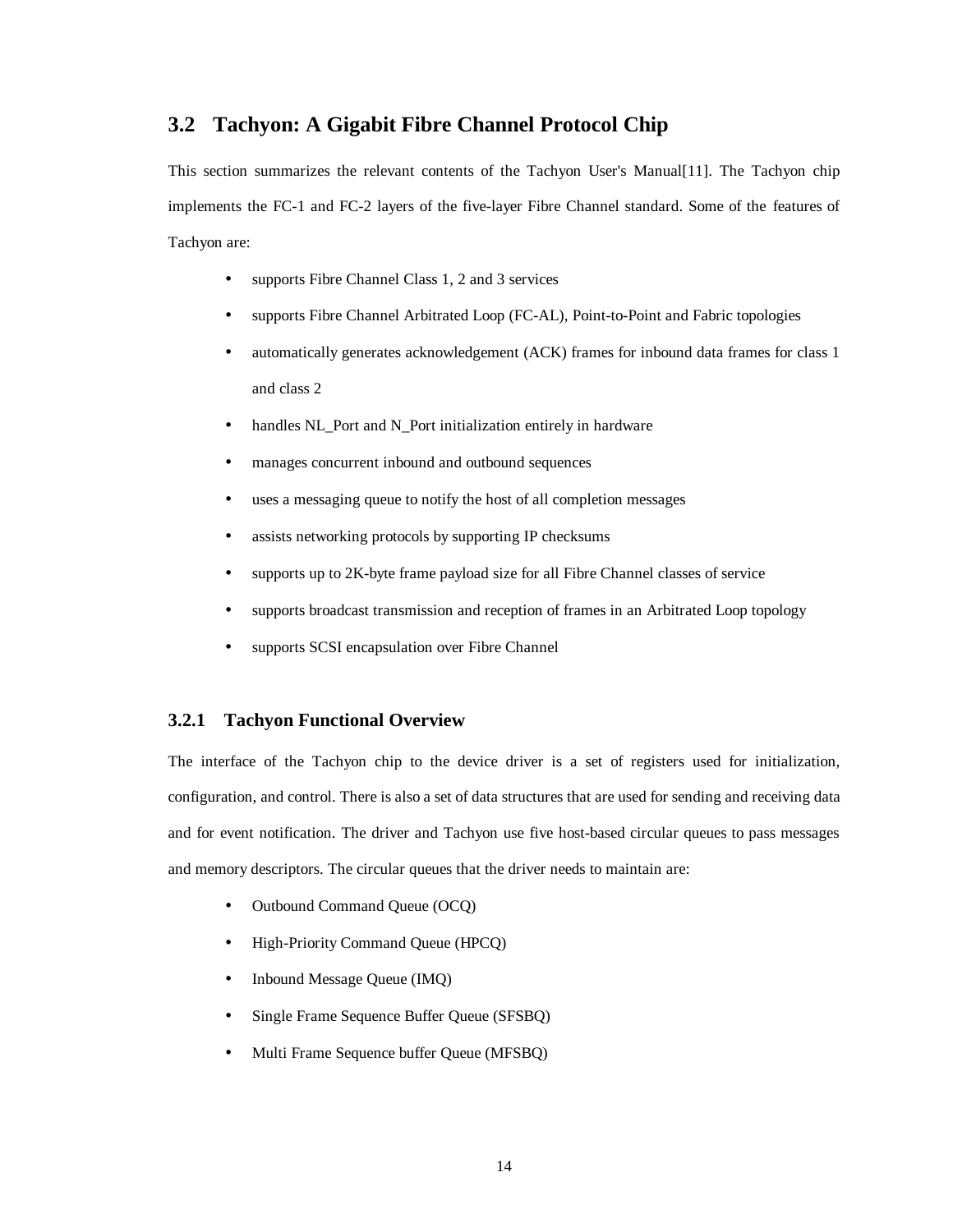## 3.2 Tachyon: A Gigabit Fibre Channel Protocol Chip

This section summarizes the relevant contents of the Tachyon User's Manual[11]. The Tachyon chip implements the FC-1 and FC-2 layers of the five-layer Fibre Channel standard. Some of the features of Tachyon are:

- supports Fibre Channel Class 1, 2 and 3 services
- supports Fibre Channel Arbitrated Loop (FC-AL), Point-to-Point and Fabric topologies
- automatically generates acknowledgement (ACK) frames for inbound data frames for class 1 and class 2
- handles NL_Port and N_Port initialization entirely in hardware
- manages concurrent inbound and outbound sequences
- uses a messaging queue to notify the host of all completion messages
- assists networking protocols by supporting IP checksums
- supports up to 2K-byte frame payload size for all Fibre Channel classes of service
- supports broadcast transmission and reception of frames in an Arbitrated Loop topology
- supports SCSI encapsulation over Fibre Channel

### 3.2.1 Tachyon Functional Overview

The interface of the Tachyon chip to the device driver is a set of registers used for initialization, configuration, and control. There is also a set of data structures that are used for sending and receiving data and for event notification. The driver and Tachyon use five host-based circular queues to pass messages and memory descriptors. The circular queues that the driver needs to maintain are:

- Outbound Command Queue (OCQ)
- High-Priority Command Queue (HPCQ)
- Inbound Message Queue (IMQ)
- Single Frame Sequence Buffer Queue (SFSBQ)
- Multi Frame Sequence buffer Queue (MFSBQ)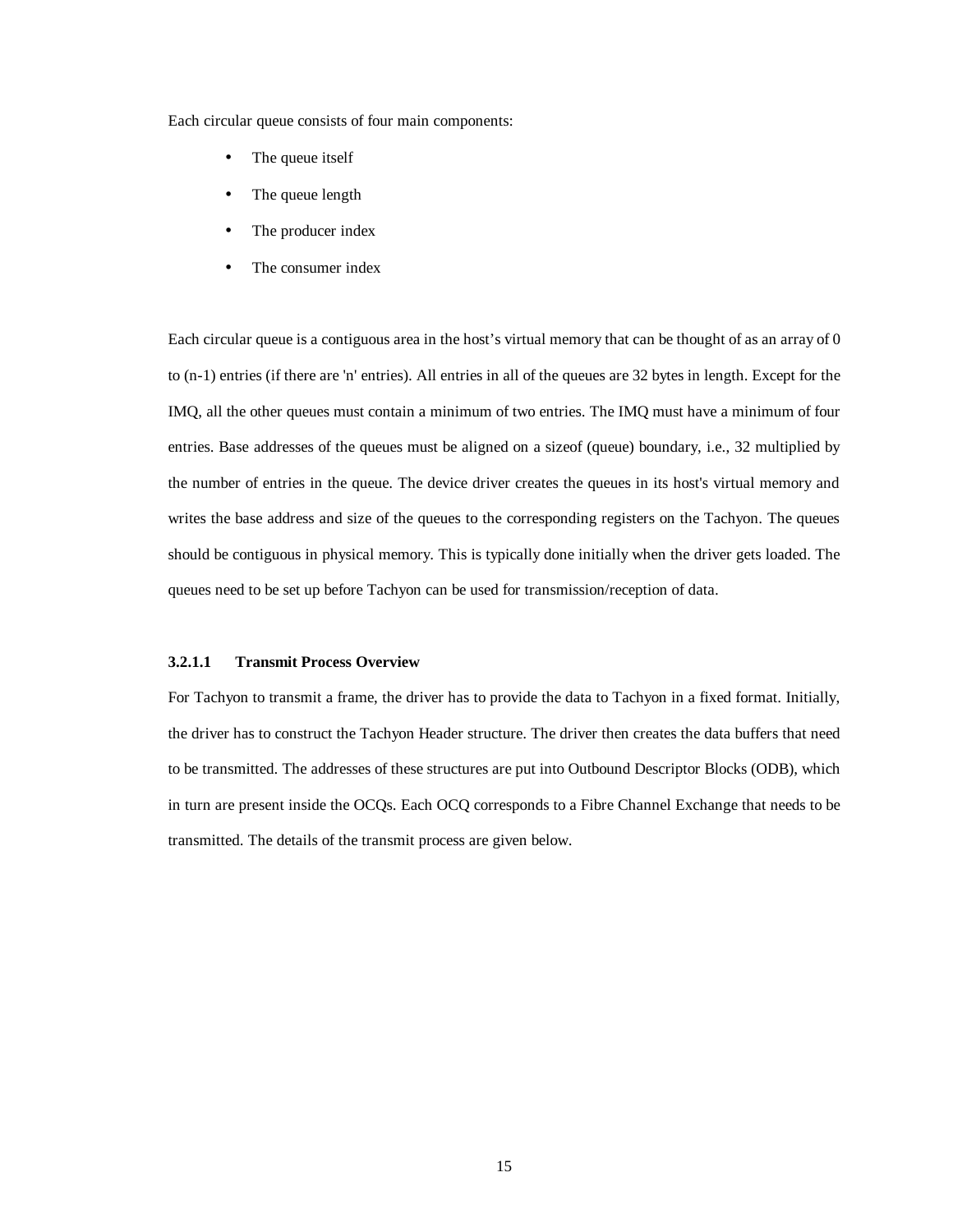Each circular queue consists of four main components:

- The queue itself
- The queue length
- The producer index
- The consumer index

Each circular queue is a contiguous area in the host’s virtual memory that can be thought of as an array of 0 to (n-1) entries (if there are 'n' entries). All entries in all of the queues are 32 bytes in length. Except for the IMQ, all the other queues must contain a minimum of two entries. The IMQ must have a minimum of four entries. Base addresses of the queues must be aligned on a sizeof (queue) boundary, i.e., 32 multiplied by the number of entries in the queue. The device driver creates the queues in its host's virtual memory and writes the base address and size of the queues to the corresponding registers on the Tachyon. The queues should be contiguous in physical memory. This is typically done initially when the driver gets loaded. The queues need to be set up before Tachyon can be used for transmission/reception of data.

#### 3.2.1.1 Transmit Process Overview

For Tachyon to transmit a frame, the driver has to provide the data to Tachyon in a fixed format. Initially, the driver has to construct the Tachyon Header structure. The driver then creates the data buffers that need to be transmitted. The addresses of these structures are put into Outbound Descriptor Blocks (ODB), which in turn are present inside the OCQs. Each OCQ corresponds to a Fibre Channel Exchange that needs to be transmitted. The details of the transmit process are given below.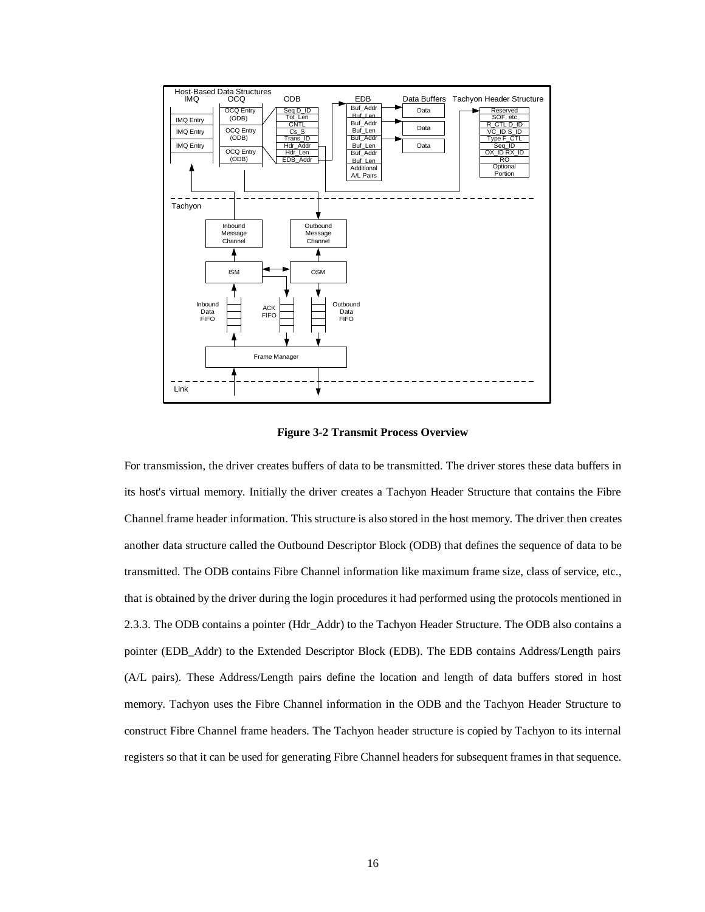**Figure 3-2 Transmit Process Overview**

For transmission, the driver creates buffers of data to be transmitted. The driver stores these data buffers in its host's virtual memory. Initially the driver creates a Tachyon Header Structure that contains the Fibre Channel frame header information. This structure is also stored in the host memory. The driver then creates another data structure called the Outbound Descriptor Block (ODB) that defines the sequence of data to be transmitted. The ODB contains Fibre Channel information like maximum frame size, class of service, etc., that is obtained by the driver during the login procedures it had performed using the protocols mentioned in 2.3.3. The ODB contains a pointer (Hdr_Addr) to the Tachyon Header Structure. The ODB also contains a pointer (EDB_Addr) to the Extended Descriptor Block (EDB). The EDB contains Address/Length pairs (A/L pairs). These Address/Length pairs define the location and length of data buffers stored in host memory. Tachyon uses the Fibre Channel information in the ODB and the Tachyon Header Structure to construct Fibre Channel frame headers. The Tachyon header structure is copied by Tachyon to its internal registers so that it can be used for generating Fibre Channel headers for subsequent frames in that sequence.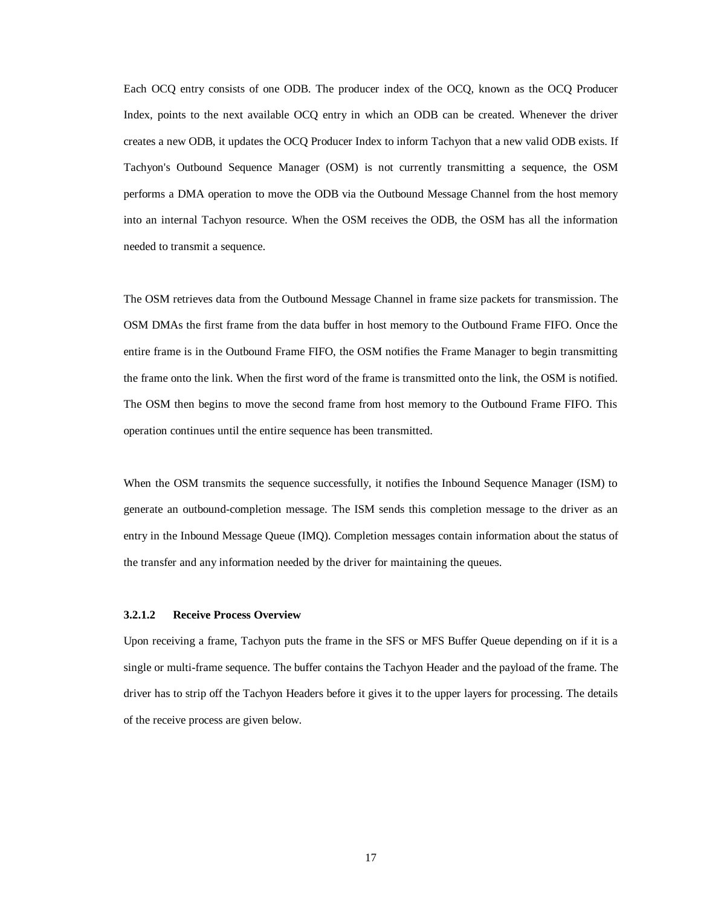Each OCQ entry consists of one ODB. The producer index of the OCQ, known as the OCQ Producer Index, points to the next available OCQ entry in which an ODB can be created. Whenever the driver creates a new ODB, it updates the OCQ Producer Index to inform Tachyon that a new valid ODB exists. If Tachyon's Outbound Sequence Manager (OSM) is not currently transmitting a sequence, the OSM performs a DMA operation to move the ODB via the Outbound Message Channel from the host memory into an internal Tachyon resource. When the OSM receives the ODB, the OSM has all the information needed to transmit a sequence.

The OSM retrieves data from the Outbound Message Channel in frame size packets for transmission. The OSM DMAs the first frame from the data buffer in host memory to the Outbound Frame FIFO. Once the entire frame is in the Outbound Frame FIFO, the OSM notifies the Frame Manager to begin transmitting the frame onto the link. When the first word of the frame is transmitted onto the link, the OSM is notified. The OSM then begins to move the second frame from host memory to the Outbound Frame FIFO. This operation continues until the entire sequence has been transmitted.

When the OSM transmits the sequence successfully, it notifies the Inbound Sequence Manager (ISM) to generate an outbound-completion message. The ISM sends this completion message to the driver as an entry in the Inbound Message Queue (IMQ). Completion messages contain information about the status of the transfer and any information needed by the driver for maintaining the queues.

#### 3.2.1.2 Receive Process Overview

Upon receiving a frame, Tachyon puts the frame in the SFS or MFS Buffer Queue depending on if it is a single or multi-frame sequence. The buffer contains the Tachyon Header and the payload of the frame. The driver has to strip off the Tachyon Headers before it gives it to the upper layers for processing. The details of the receive process are given below.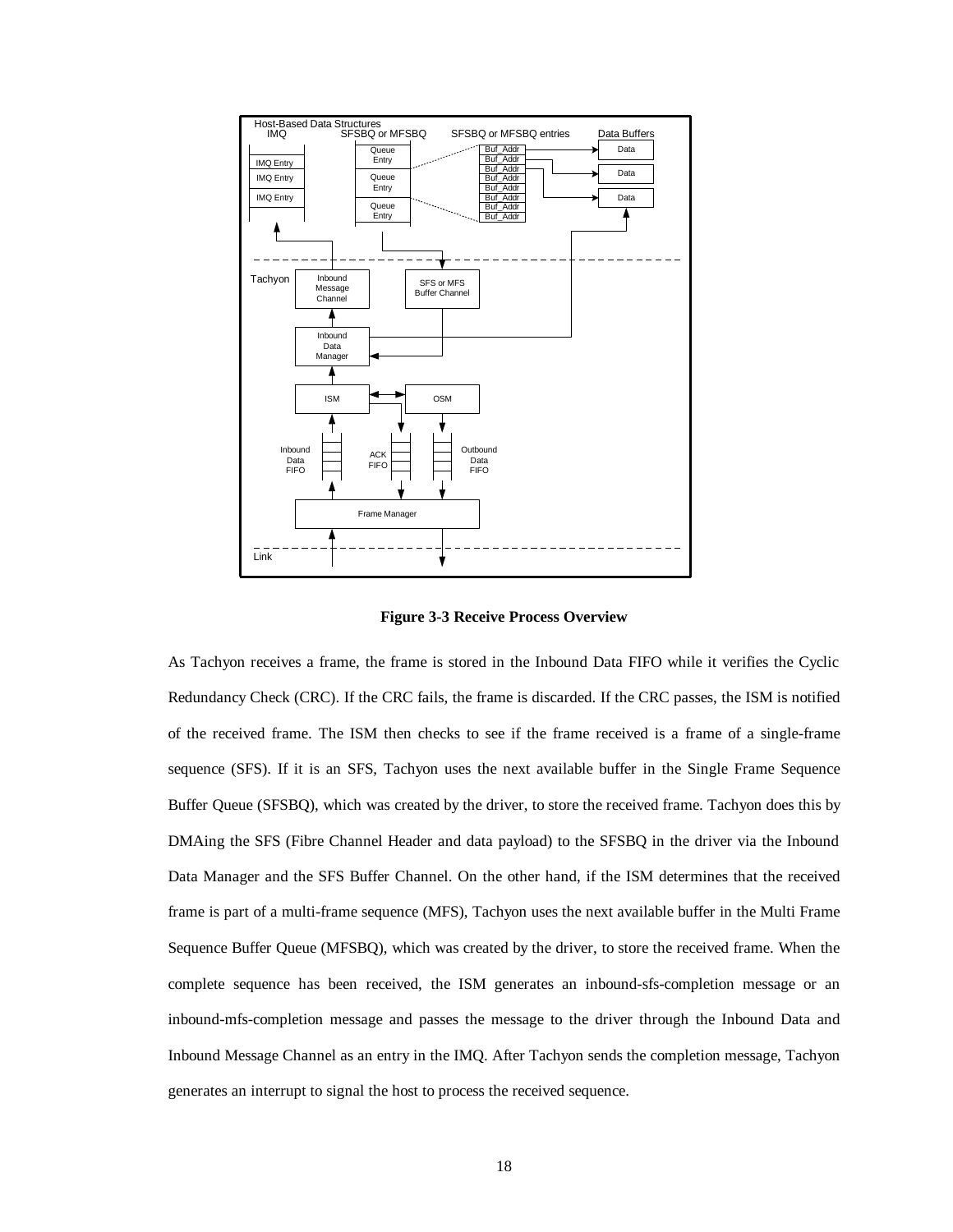**Figure 3-3 Receive Process Overview**

As Tachyon receives a frame, the frame is stored in the Inbound Data FIFO while it verifies the Cyclic Redundancy Check (CRC). If the CRC fails, the frame is discarded. If the CRC passes, the ISM is notified of the received frame. The ISM then checks to see if the frame received is a frame of a single-frame sequence (SFS). If it is an SFS, Tachyon uses the next available buffer in the Single Frame Sequence Buffer Queue (SFSBQ), which was created by the driver, to store the received frame. Tachyon does this by DMAing the SFS (Fibre Channel Header and data payload) to the SFSBQ in the driver via the Inbound Data Manager and the SFS Buffer Channel. On the other hand, if the ISM determines that the received frame is part of a multi-frame sequence (MFS), Tachyon uses the next available buffer in the Multi Frame Sequence Buffer Queue (MFSBQ), which was created by the driver, to store the received frame. When the complete sequence has been received, the ISM generates an inbound-sfs-completion message or an inbound-mfs-completion message and passes the message to the driver through the Inbound Data and Inbound Message Channel as an entry in the IMQ. After Tachyon sends the completion message, Tachyon generates an interrupt to signal the host to process the received sequence.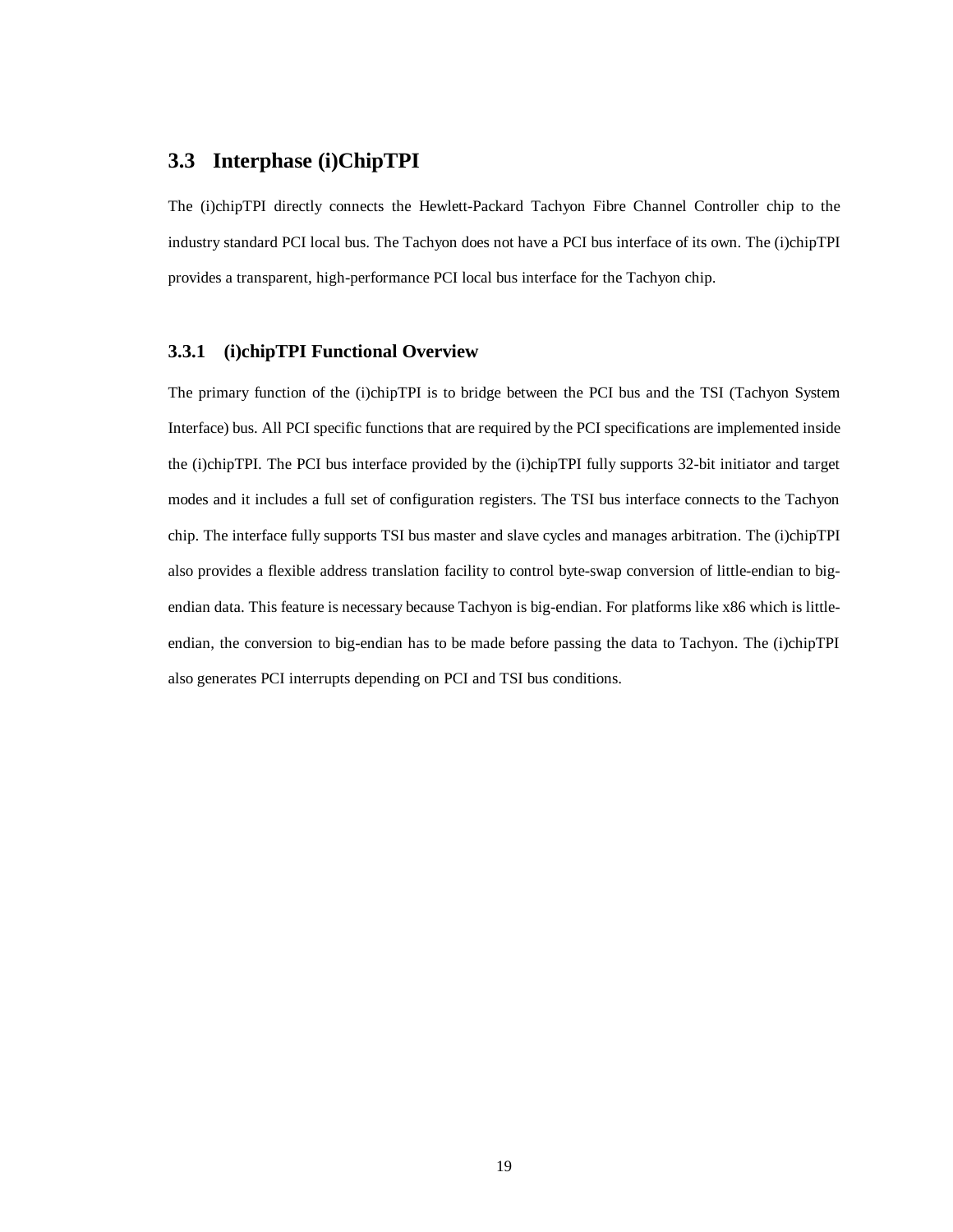## 3.3 Interphase (i)ChipTPI

The (i)chipTPI directly connects the Hewlett-Packard Tachyon Fibre Channel Controller chip to the industry standard PCI local bus. The Tachyon does not have a PCI bus interface of its own. The (i)chipTPI provides a transparent, high-performance PCI local bus interface for the Tachyon chip.

### 3.3.1 (i)chipTPI Functional Overview

The primary function of the (i)chipTPI is to bridge between the PCI bus and the TSI (Tachyon System Interface) bus. All PCI specific functions that are required by the PCI specifications are implemented inside the (i)chipTPI. The PCI bus interface provided by the (i)chipTPI fully supports 32-bit initiator and target modes and it includes a full set of configuration registers. The TSI bus interface connects to the Tachyon chip. The interface fully supports TSI bus master and slave cycles and manages arbitration. The (i)chipTPI also provides a flexible address translation facility to control byte-swap conversion of little-endian to big-endian data. This feature is necessary because Tachyon is big-endian. For platforms like x86 which is little-endian, the conversion to big-endian has to be made before passing the data to Tachyon. The (i)chipTPI also generates PCI interrupts depending on PCI and TSI bus conditions.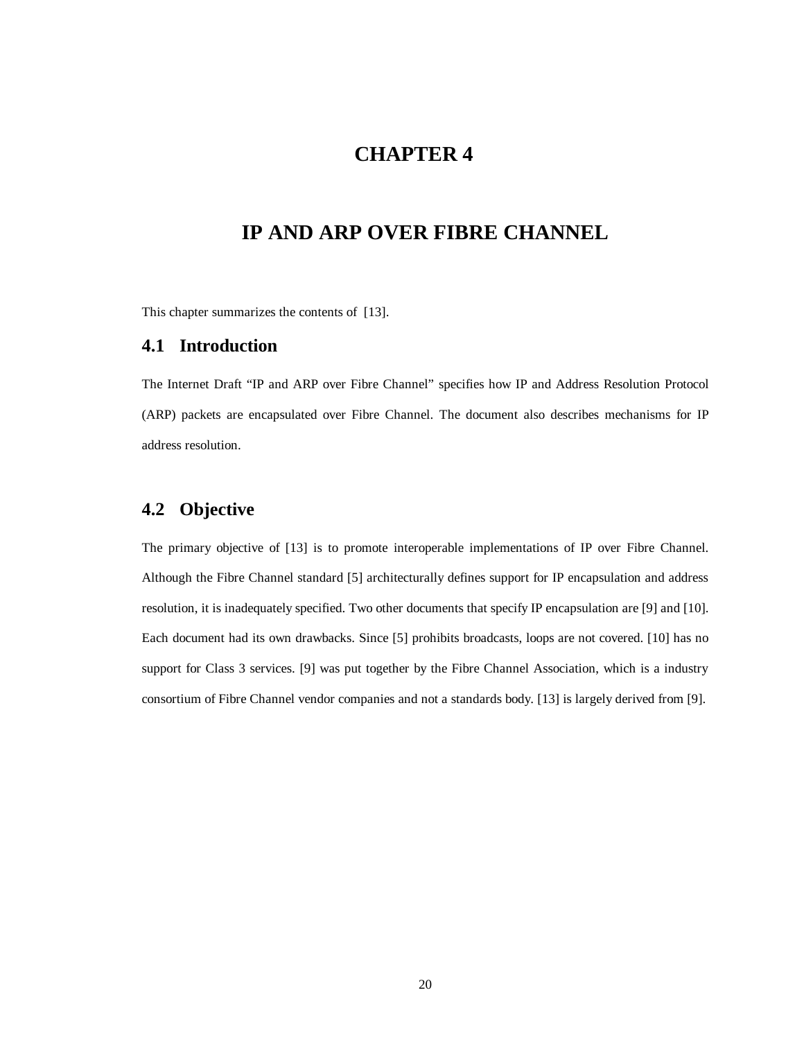# CHAPTER 4

# IP AND ARP OVER FIBRE CHANNEL

This chapter summarizes the contents of [13].

## 4.1 Introduction

The Internet Draft “IP and ARP over Fibre Channel” specifies how IP and Address Resolution Protocol (ARP) packets are encapsulated over Fibre Channel. The document also describes mechanisms for IP address resolution.

## 4.2 Objective

The primary objective of [13] is to promote interoperable implementations of IP over Fibre Channel. Although the Fibre Channel standard [5] architecturally defines support for IP encapsulation and address resolution, it is inadequately specified. Two other documents that specify IP encapsulation are [9] and [10]. Each document had its own drawbacks. Since [5] prohibits broadcasts, loops are not covered. [10] has no support for Class 3 services. [9] was put together by the Fibre Channel Association, which is a industry consortium of Fibre Channel vendor companies and not a standards body. [13] is largely derived from [9].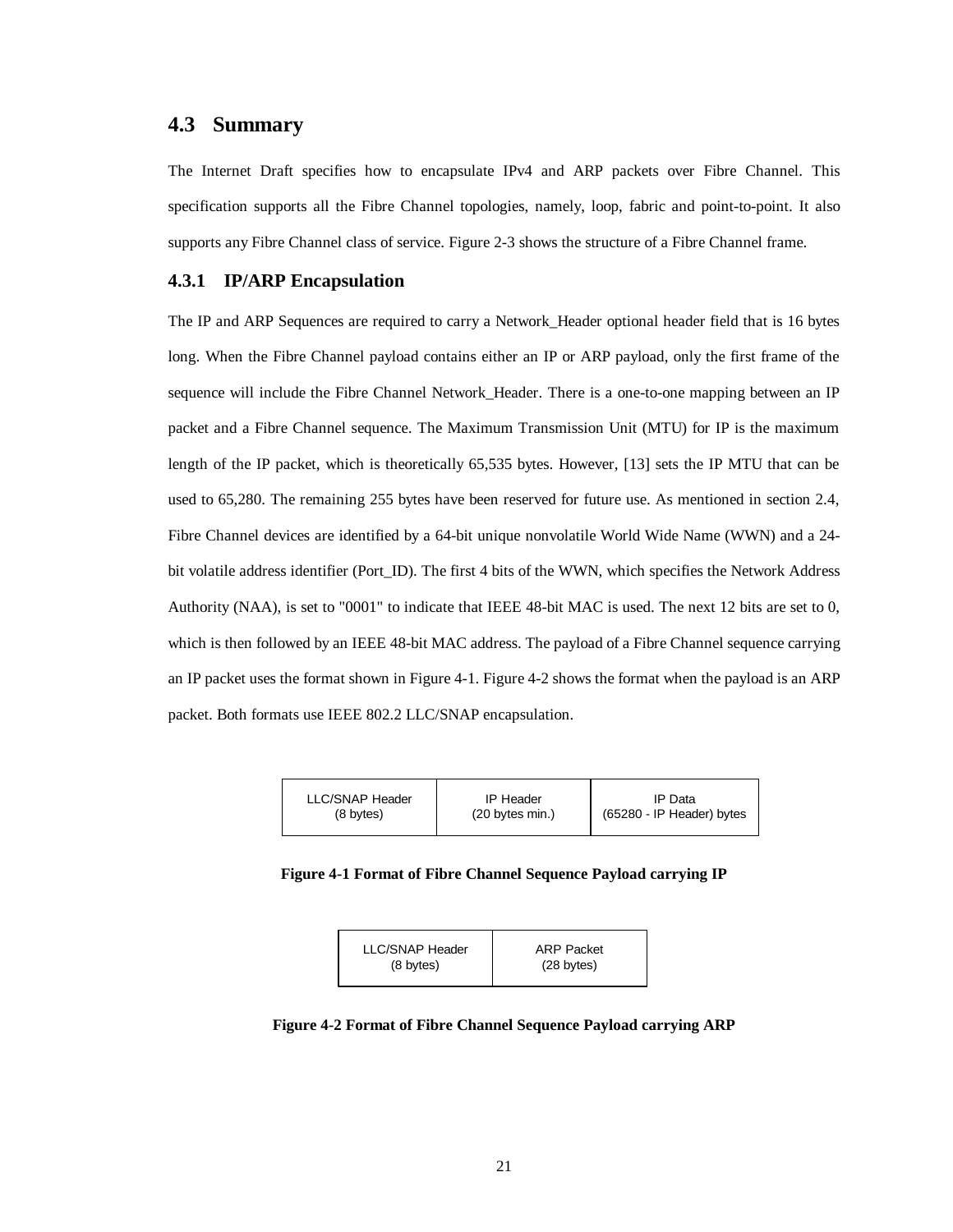## 4.3 Summary

The Internet Draft specifies how to encapsulate IPv4 and ARP packets over Fibre Channel. This specification supports all the Fibre Channel topologies, namely, loop, fabric and point-to-point. It also supports any Fibre Channel class of service. Figure 2-3 shows the structure of a Fibre Channel frame.

### 4.3.1 IP/ARP Encapsulation

The IP and ARP Sequences are required to carry a Network_Header optional header field that is 16 bytes long. When the Fibre Channel payload contains either an IP or ARP payload, only the first frame of the sequence will include the Fibre Channel Network_Header. There is a one-to-one mapping between an IP packet and a Fibre Channel sequence. The Maximum Transmission Unit (MTU) for IP is the maximum length of the IP packet, which is theoretically 65,535 bytes. However, [13] sets the IP MTU that can be used to 65,280. The remaining 255 bytes have been reserved for future use. As mentioned in section 2.4, Fibre Channel devices are identified by a 64-bit unique nonvolatile World Wide Name (WWN) and a 24-bit volatile address identifier (Port_ID). The first 4 bits of the WWN, which specifies the Network Address Authority (NAA), is set to "0001" to indicate that IEEE 48-bit MAC is used. The next 12 bits are set to 0, which is then followed by an IEEE 48-bit MAC address. The payload of a Fibre Channel sequence carrying an IP packet uses the format shown in Figure 4-1. Figure 4-2 shows the format when the payload is an ARP packet. Both formats use IEEE 802.2 LLC/SNAP encapsulation.

| LLC/SNAP Header (8 bytes) | IP Header (20 bytes min.) | IP Data (65280 - IP Header) bytes |
|---|---|---|

**Figure 4-1 Format of Fibre Channel Sequence Payload carrying IP**

| LLC/SNAP Header (8 bytes) | ARP Packet (28 bytes) |
|---|---|

**Figure 4-2 Format of Fibre Channel Sequence Payload carrying ARP**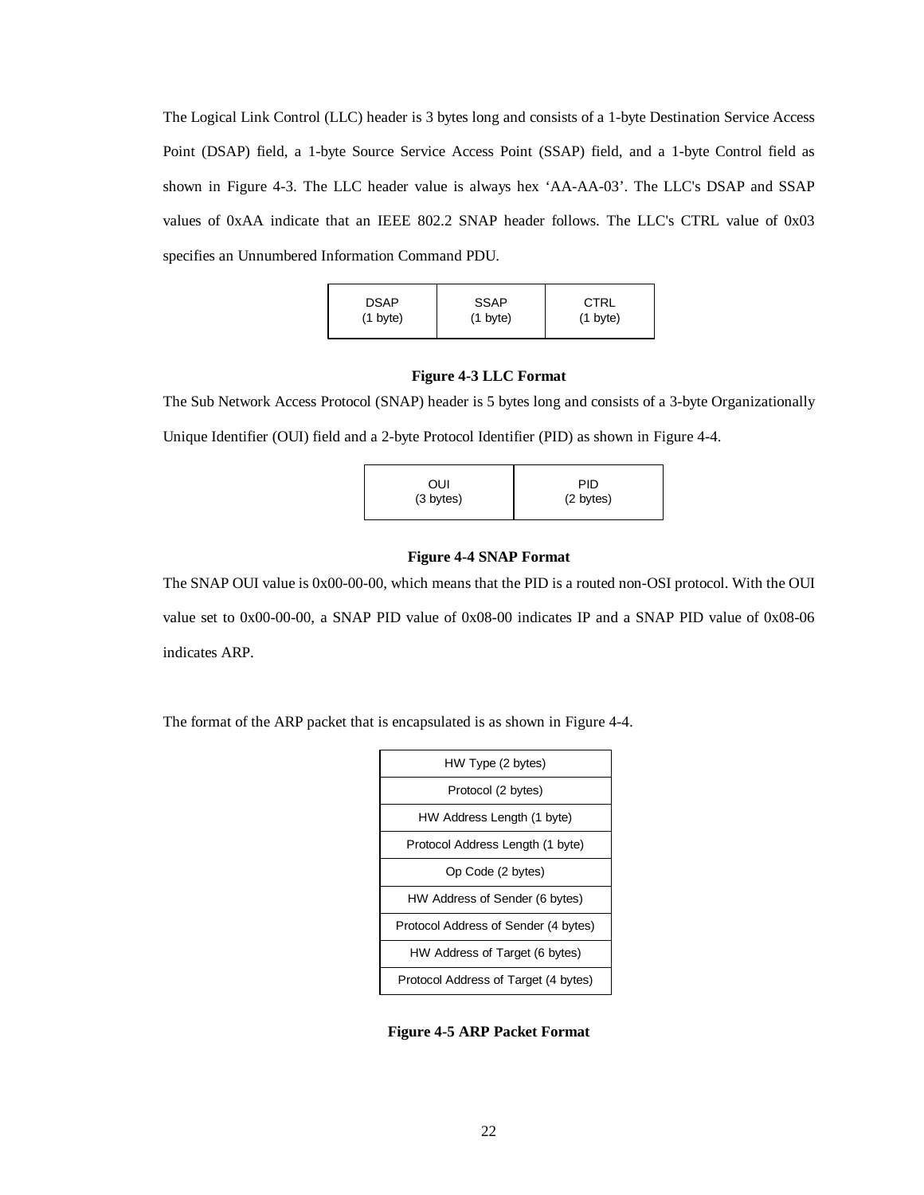The Logical Link Control (LLC) header is 3 bytes long and consists of a 1-byte Destination Service Access Point (DSAP) field, a 1-byte Source Service Access Point (SSAP) field, and a 1-byte Control field as shown in Figure 4-3. The LLC header value is always hex 'AA-AA-03'. The LLC's DSAP and SSAP values of 0xAA indicate that an IEEE 802.2 SNAP header follows. The LLC's CTRL value of 0x03 specifies an Unnumbered Information Command PDU.

| DSAP (1 byte) | SSAP (1 byte) | CTRL (1 byte) |
|---|---|---|

**Figure 4-3 LLC Format**

The Sub Network Access Protocol (SNAP) header is 5 bytes long and consists of a 3-byte Organizationally Unique Identifier (OUI) field and a 2-byte Protocol Identifier (PID) as shown in Figure 4-4.

| OUI (3 bytes) | PID (2 bytes) |
|---|---|

**Figure 4-4 SNAP Format**

The SNAP OUI value is 0x00-00-00, which means that the PID is a routed non-OSI protocol. With the OUI value set to 0x00-00-00, a SNAP PID value of 0x08-00 indicates IP and a SNAP PID value of 0x08-06 indicates ARP.

The format of the ARP packet that is encapsulated is as shown in Figure 4-4.

| HW Type (2 bytes) |
|---|
| Protocol (2 bytes) |
| HW Address Length (1 byte) |
| Protocol Address Length (1 byte) |
| Op Code (2 bytes) |
| HW Address of Sender (6 bytes) |
| Protocol Address of Sender (4 bytes) |
| HW Address of Target (6 bytes) |
| Protocol Address of Target (4 bytes) |

**Figure 4-5 ARP Packet Format**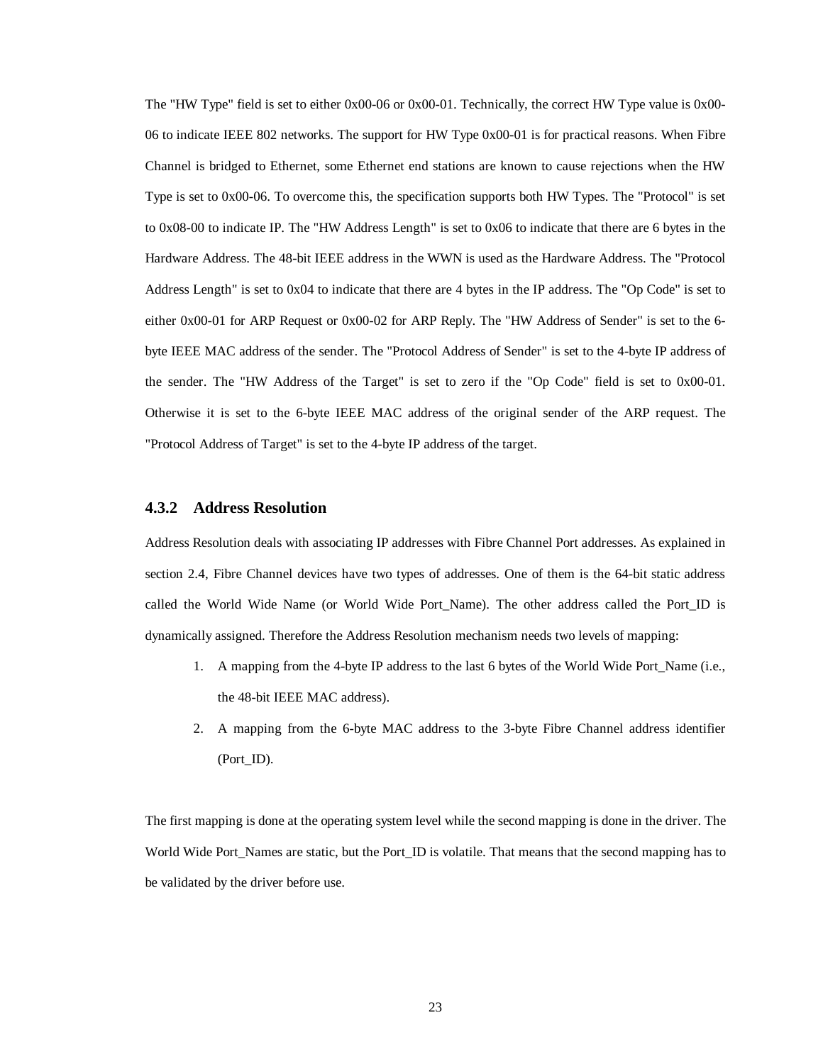The "HW Type" field is set to either 0x00-06 or 0x00-01. Technically, the correct HW Type value is 0x00-06 to indicate IEEE 802 networks. The support for HW Type 0x00-01 is for practical reasons. When Fibre Channel is bridged to Ethernet, some Ethernet end stations are known to cause rejections when the HW Type is set to 0x00-06. To overcome this, the specification supports both HW Types. The "Protocol" is set to 0x08-00 to indicate IP. The "HW Address Length" is set to 0x06 to indicate that there are 6 bytes in the Hardware Address. The 48-bit IEEE address in the WWN is used as the Hardware Address. The "Protocol Address Length" is set to 0x04 to indicate that there are 4 bytes in the IP address. The "Op Code" is set to either 0x00-01 for ARP Request or 0x00-02 for ARP Reply. The "HW Address of Sender" is set to the 6-byte IEEE MAC address of the sender. The "Protocol Address of Sender" is set to the 4-byte IP address of the sender. The "HW Address of the Target" is set to zero if the "Op Code" field is set to 0x00-01. Otherwise it is set to the 6-byte IEEE MAC address of the original sender of the ARP request. The "Protocol Address of Target" is set to the 4-byte IP address of the target.

### 4.3.2 Address Resolution

Address Resolution deals with associating IP addresses with Fibre Channel Port addresses. As explained in section 2.4, Fibre Channel devices have two types of addresses. One of them is the 64-bit static address called the World Wide Name (or World Wide Port_Name). The other address called the Port_ID is dynamically assigned. Therefore the Address Resolution mechanism needs two levels of mapping:

1. A mapping from the 4-byte IP address to the last 6 bytes of the World Wide Port_Name (i.e., the 48-bit IEEE MAC address).
2. A mapping from the 6-byte MAC address to the 3-byte Fibre Channel address identifier (Port_ID).

The first mapping is done at the operating system level while the second mapping is done in the driver. The World Wide Port_Names are static, but the Port_ID is volatile. That means that the second mapping has to be validated by the driver before use.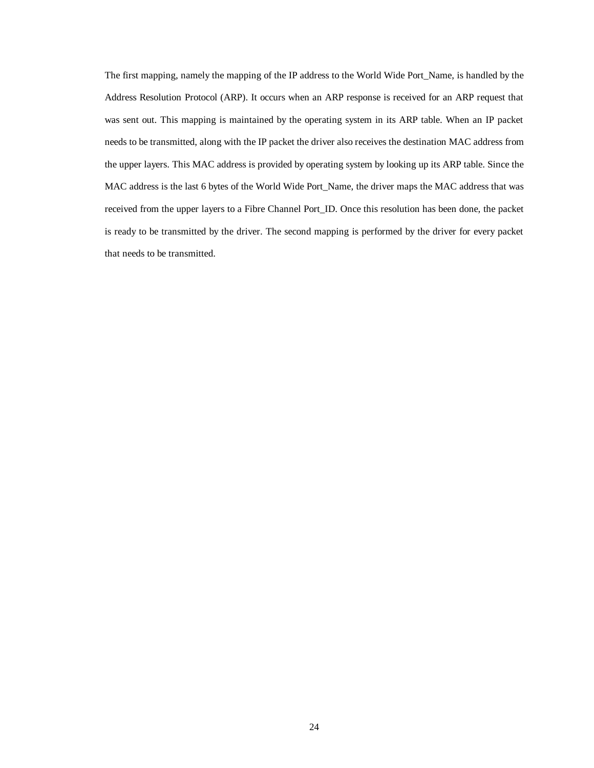The first mapping, namely the mapping of the IP address to the World Wide Port_Name, is handled by the Address Resolution Protocol (ARP). It occurs when an ARP response is received for an ARP request that was sent out. This mapping is maintained by the operating system in its ARP table. When an IP packet needs to be transmitted, along with the IP packet the driver also receives the destination MAC address from the upper layers. This MAC address is provided by operating system by looking up its ARP table. Since the MAC address is the last 6 bytes of the World Wide Port_Name, the driver maps the MAC address that was received from the upper layers to a Fibre Channel Port_ID. Once this resolution has been done, the packet is ready to be transmitted by the driver. The second mapping is performed by the driver for every packet that needs to be transmitted.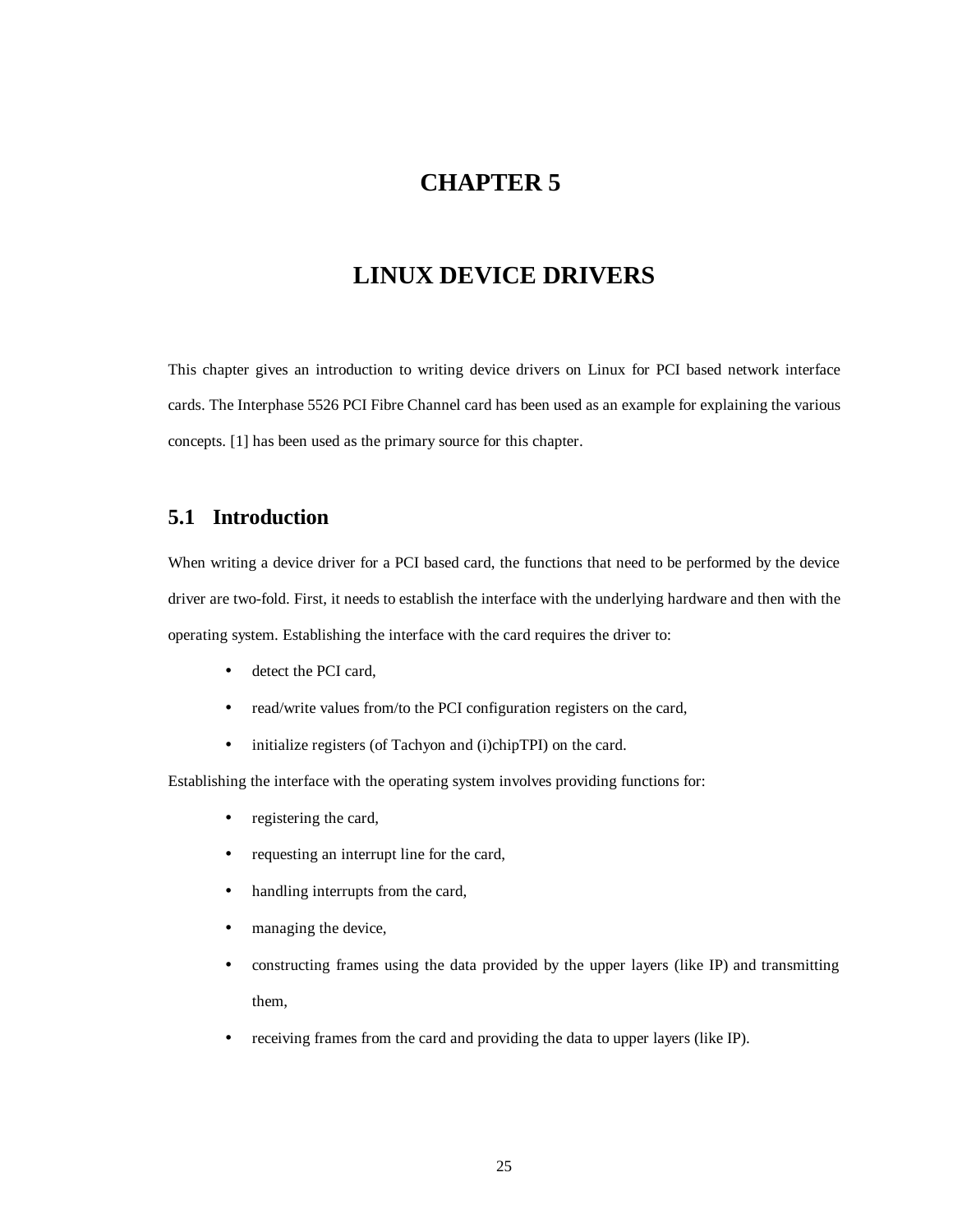# CHAPTER 5

# LINUX DEVICE DRIVERS

This chapter gives an introduction to writing device drivers on Linux for PCI based network interface cards. The Interphase 5526 PCI Fibre Channel card has been used as an example for explaining the various concepts. [1] has been used as the primary source for this chapter.

## 5.1 Introduction

When writing a device driver for a PCI based card, the functions that need to be performed by the device driver are two-fold. First, it needs to establish the interface with the underlying hardware and then with the operating system. Establishing the interface with the card requires the driver to:

- detect the PCI card,
- read/write values from/to the PCI configuration registers on the card,
- initialize registers (of Tachyon and (i)chipTPI) on the card.

Establishing the interface with the operating system involves providing functions for:

- registering the card,
- requesting an interrupt line for the card,
- handling interrupts from the card,
- managing the device,
- constructing frames using the data provided by the upper layers (like IP) and transmitting them,
- receiving frames from the card and providing the data to upper layers (like IP).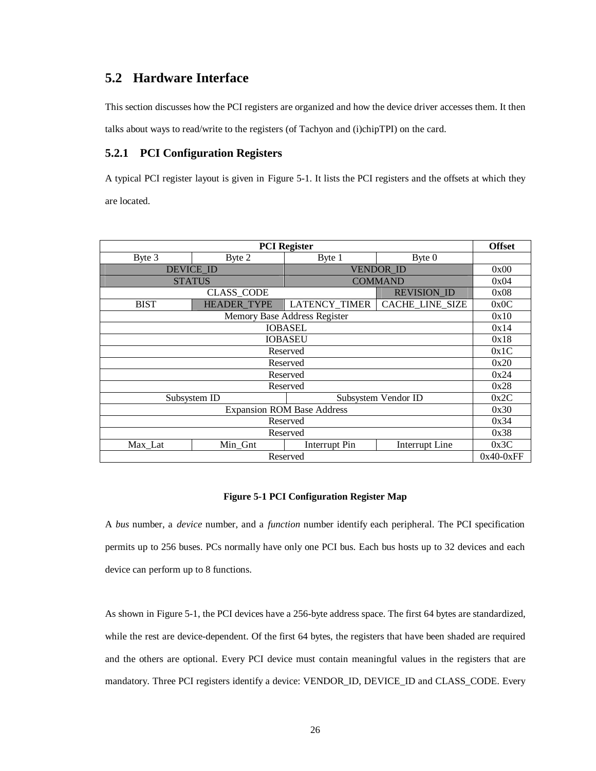## 5.2 Hardware Interface

This section discusses how the PCI registers are organized and how the device driver accesses them. It then talks about ways to read/write to the registers (of Tachyon and (i)chipTPI) on the card.

### 5.2.1 PCI Configuration Registers

A typical PCI register layout is given in Figure 5-1. It lists the PCI registers and the offsets at which they are located.

| PCI Register | | | | Offset |
|---|---|---|---|---|
| Byte 3 | Byte 2 | Byte 1 | Byte 0 | |
| DEVICE_ID | | VENDOR_ID | | 0x00 |
| STATUS | | COMMAND | | 0x04 |
| CLASS_CODE | | | REVISION_ID | 0x08 |
| BIST | HEADER_TYPE | LATENCY_TIMER | CACHE_LINE_SIZE | 0x0C |
| Memory Base Address Register | | | | 0x10 |
| IOBASEL | | | | 0x14 |
| IOBASEU | | | | 0x18 |
| Reserved | | | | 0x1C |
| Reserved | | | | 0x20 |
| Reserved | | | | 0x24 |
| Reserved | | | | 0x28 |
| Subsystem ID | | Subsystem Vendor ID | | 0x2C |
| Expansion ROM Base Address | | | | 0x30 |
| Reserved | | | | 0x34 |
| Reserved | | | | 0x38 |
| Max_Lat | Min_Gnt | Interrupt Pin | Interrupt Line | 0x3C |
| Reserved | | | | 0x40-0xFF |

**Figure 5-1 PCI Configuration Register Map**

A *bus* number, a *device* number, and a *function* number identify each peripheral. The PCI specification permits up to 256 buses. PCs normally have only one PCI bus. Each bus hosts up to 32 devices and each device can perform up to 8 functions.

As shown in Figure 5-1, the PCI devices have a 256-byte address space. The first 64 bytes are standardized, while the rest are device-dependent. Of the first 64 bytes, the registers that have been shaded are required and the others are optional. Every PCI device must contain meaningful values in the registers that are mandatory. Three PCI registers identify a device: VENDOR_ID, DEVICE_ID and CLASS_CODE. Every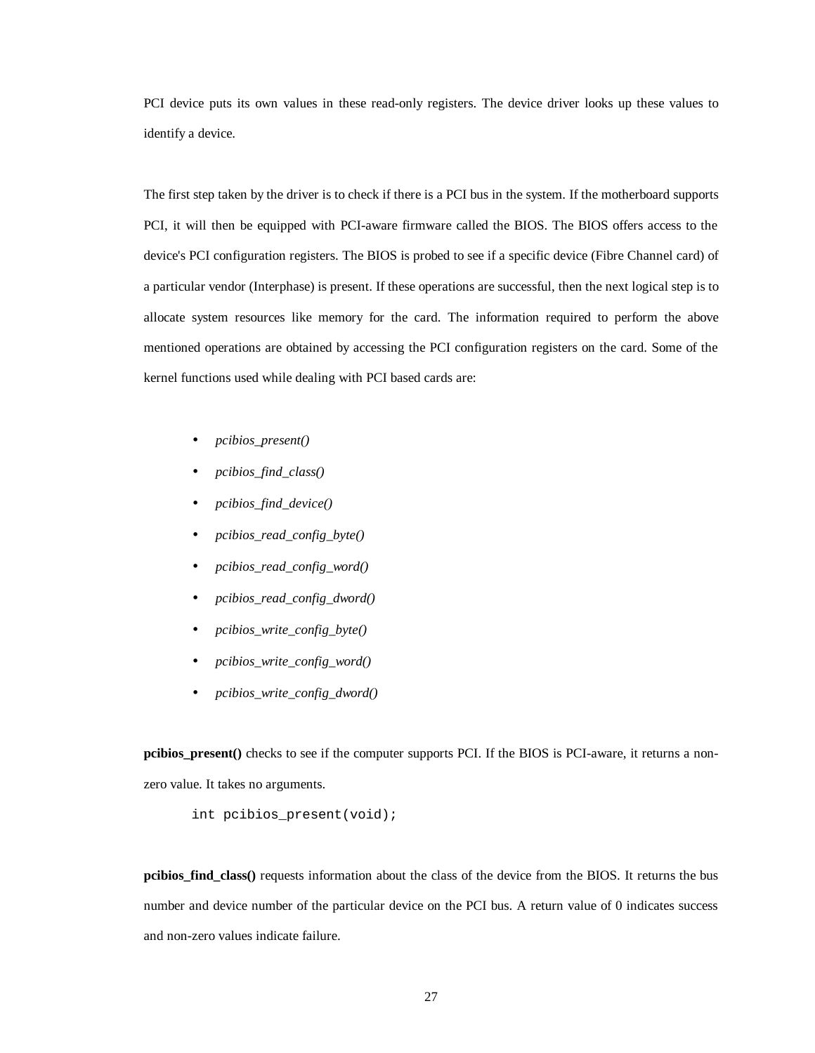PCI device puts its own values in these read-only registers. The device driver looks up these values to identify a device.

The first step taken by the driver is to check if there is a PCI bus in the system. If the motherboard supports PCI, it will then be equipped with PCI-aware firmware called the BIOS. The BIOS offers access to the device's PCI configuration registers. The BIOS is probed to see if a specific device (Fibre Channel card) of a particular vendor (Interphase) is present. If these operations are successful, then the next logical step is to allocate system resources like memory for the card. The information required to perform the above mentioned operations are obtained by accessing the PCI configuration registers on the card. Some of the kernel functions used while dealing with PCI based cards are:

- *pcibios_present()*
- *pcibios_find_class()*
- *pcibios_find_device()*
- *pcibios_read_config_byte()*
- *pcibios_read_config_word()*
- *pcibios_read_config_dword()*
- *pcibios_write_config_byte()*
- *pcibios_write_config_word()*
- *pcibios_write_config_dword()*

**pcibios_present()** checks to see if the computer supports PCI. If the BIOS is PCI-aware, it returns a non-zero value. It takes no arguments.

```
int pcibios_present(void);
```

**pcibios_find_class()** requests information about the class of the device from the BIOS. It returns the bus number and device number of the particular device on the PCI bus. A return value of 0 indicates success and non-zero values indicate failure.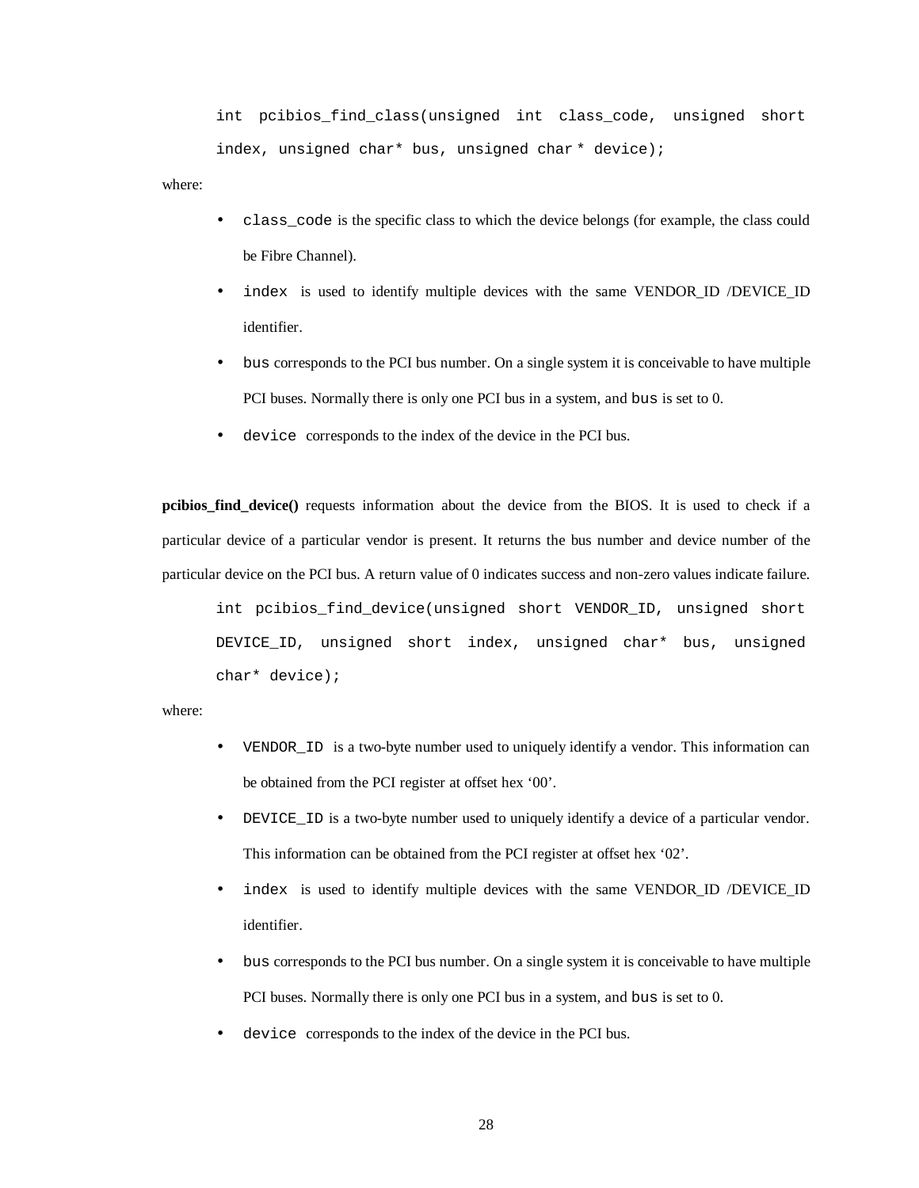```
int pcibios_find_class(unsigned int class_code, unsigned short index, unsigned char* bus, unsigned char * device);
```

where:

- `class_code` is the specific class to which the device belongs (for example, the class could be Fibre Channel).
- `index` is used to identify multiple devices with the same VENDOR_ID /DEVICE_ID identifier.
- `bus` corresponds to the PCI bus number. On a single system it is conceivable to have multiple PCI buses. Normally there is only one PCI bus in a system, and `bus` is set to 0.
- `device` corresponds to the index of the device in the PCI bus.

**pcibios_find_device()** requests information about the device from the BIOS. It is used to check if a particular device of a particular vendor is present. It returns the bus number and device number of the particular device on the PCI bus. A return value of 0 indicates success and non-zero values indicate failure.

```
int pcibios_find_device(unsigned short VENDOR_ID, unsigned short DEVICE_ID, unsigned short index, unsigned char* bus, unsigned char* device);
```

where:

- `VENDOR_ID` is a two-byte number used to uniquely identify a vendor. This information can be obtained from the PCI register at offset hex '00'.
- `DEVICE_ID` is a two-byte number used to uniquely identify a device of a particular vendor. This information can be obtained from the PCI register at offset hex '02'.
- `index` is used to identify multiple devices with the same VENDOR_ID /DEVICE_ID identifier.
- `bus` corresponds to the PCI bus number. On a single system it is conceivable to have multiple PCI buses. Normally there is only one PCI bus in a system, and `bus` is set to 0.
- `device` corresponds to the index of the device in the PCI bus.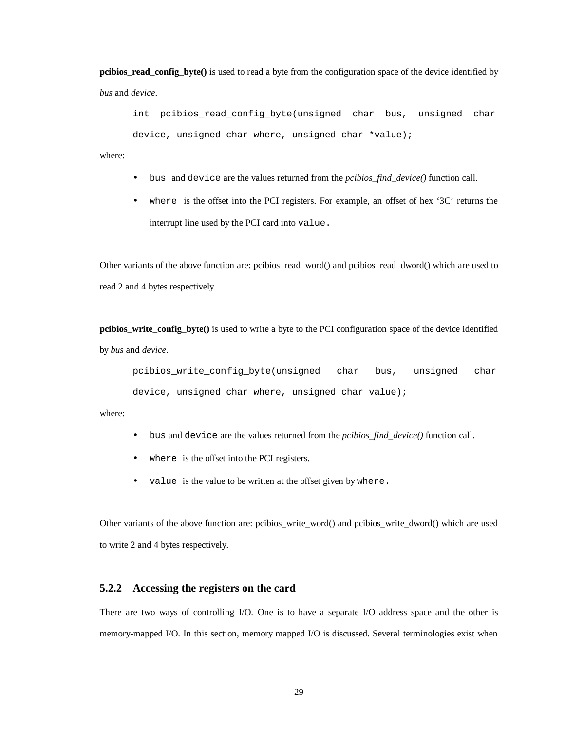**pcibios_read_config_byte()** is used to read a byte from the configuration space of the device identified by *bus* and *device*.

```
int pcibios_read_config_byte(unsigned char bus, unsigned char device, unsigned char where, unsigned char *value);
```

where:

- `bus` and `device` are the values returned from the *pcibios_find_device()* function call.
- `where` is the offset into the PCI registers. For example, an offset of hex '3C' returns the interrupt line used by the PCI card into `value`.

Other variants of the above function are: pcibios_read_word() and pcibios_read_dword() which are used to read 2 and 4 bytes respectively.

**pcibios_write_config_byte()** is used to write a byte to the PCI configuration space of the device identified by *bus* and *device*.

```
pcibios_write_config_byte(unsigned char bus, unsigned char device, unsigned char where, unsigned char value);
```

where:

- `bus` and `device` are the values returned from the *pcibios_find_device()* function call.
- `where` is the offset into the PCI registers.
- `value` is the value to be written at the offset given by `where`.

Other variants of the above function are: pcibios_write_word() and pcibios_write_dword() which are used to write 2 and 4 bytes respectively.

### 5.2.2 Accessing the registers on the card

There are two ways of controlling I/O. One is to have a separate I/O address space and the other is memory-mapped I/O. In this section, memory mapped I/O is discussed. Several terminologies exist when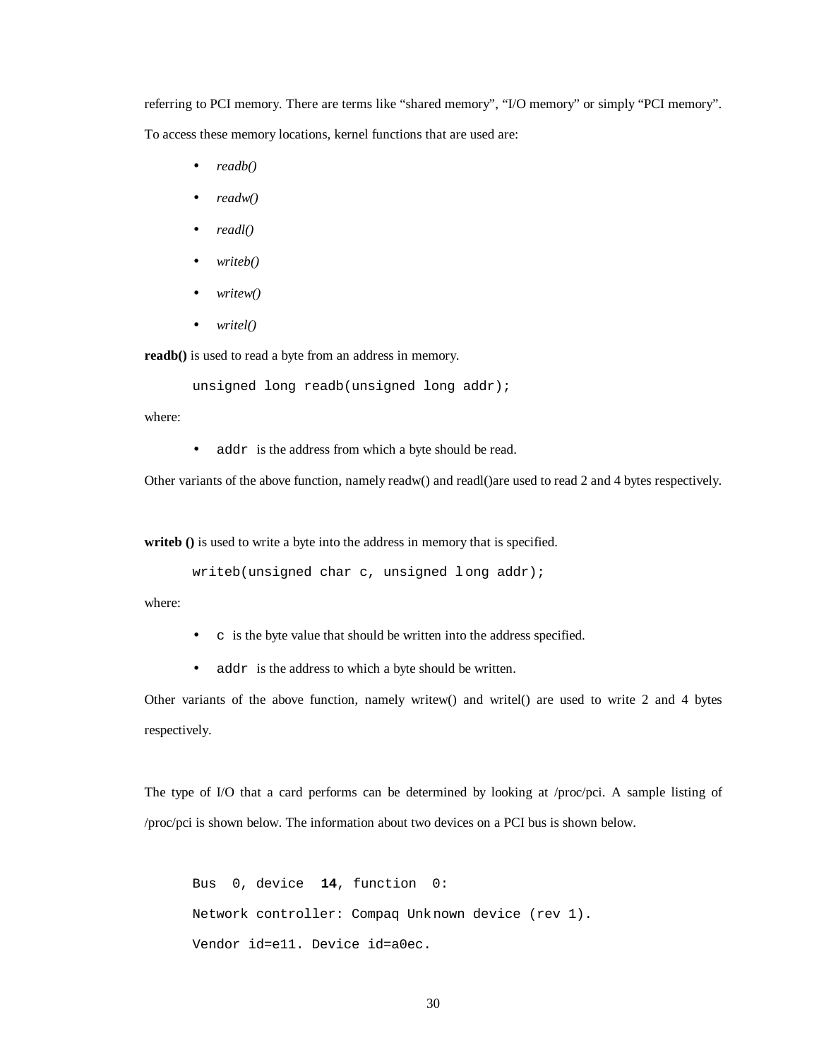referring to PCI memory. There are terms like "shared memory", "I/O memory" or simply "PCI memory". To access these memory locations, kernel functions that are used are:

- *readb()*
- *readw()*
- *readl()*
- *writeb()*
- *writew()*
- *writel()*

**readb()** is used to read a byte from an address in memory.

```
unsigned long readb(unsigned long addr);
```

where:

- `addr` is the address from which a byte should be read.

Other variants of the above function, namely readw() and readl()are used to read 2 and 4 bytes respectively.

**writeb ()** is used to write a byte into the address in memory that is specified.

```
writeb(unsigned char c, unsigned long addr);
```

where:

- `c` is the byte value that should be written into the address specified.
- `addr` is the address to which a byte should be written.

Other variants of the above function, namely writew() and writel() are used to write 2 and 4 bytes respectively.

The type of I/O that a card performs can be determined by looking at /proc/pci. A sample listing of /proc/pci is shown below. The information about two devices on a PCI bus is shown below.

```
Bus  0, device  14, function  0:
Network controller: Compaq Unknown device (rev 1).
Vendor id=e11. Device id=a0ec.
```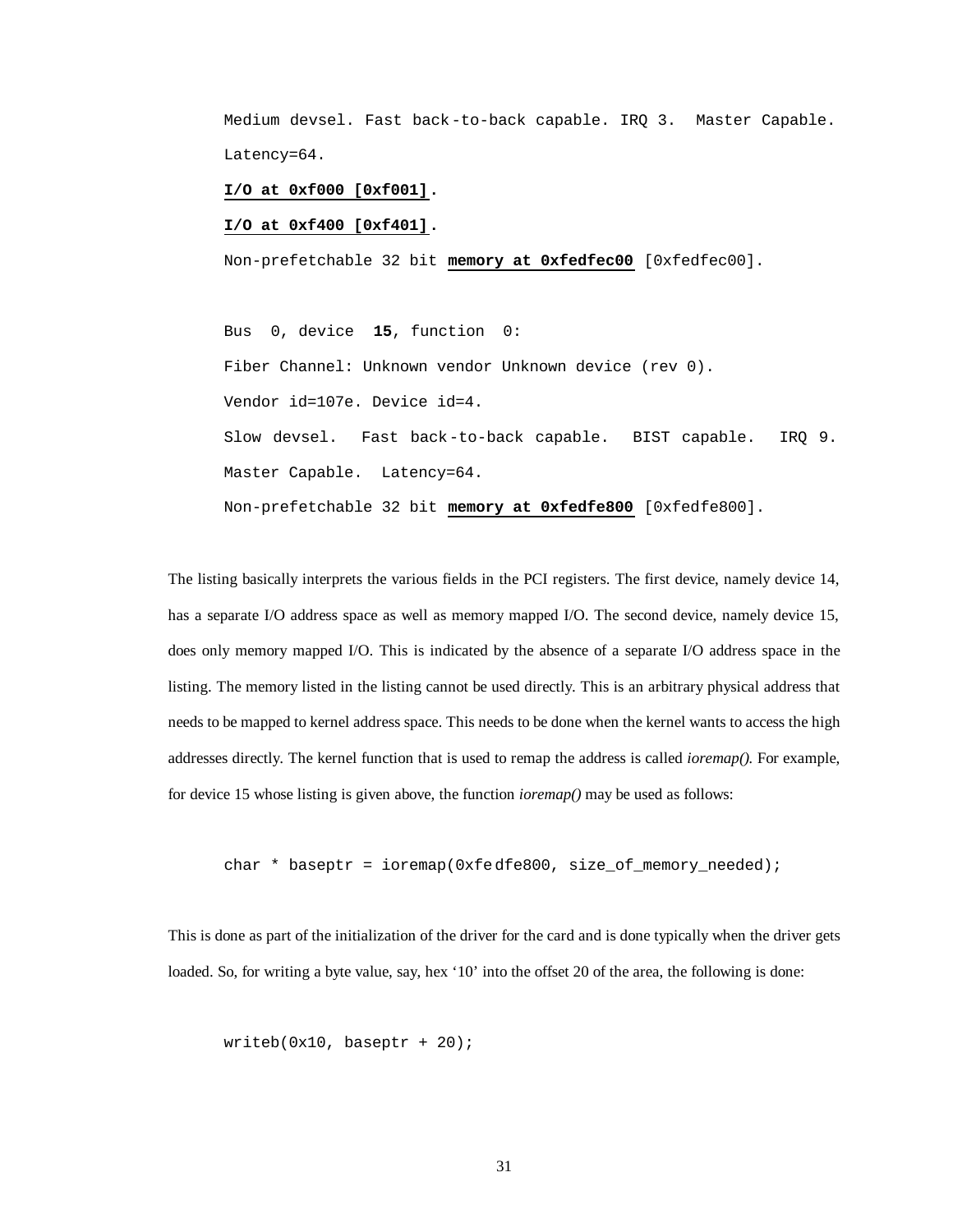```
Medium devsel. Fast back-to-back capable. IRQ 3.  Master Capable.
Latency=64.
I/O at 0xf000 [0xf001].
I/O at 0xf400 [0xf401].
Non-prefetchable 32 bit memory at 0xfedfec00 [0xfedfec00].

Bus  0, device  15, function  0:
Fiber Channel: Unknown vendor Unknown device (rev 0).
Vendor id=107e. Device id=4.
Slow devsel.  Fast back-to-back capable.  BIST capable.  IRQ 9.
Master Capable.  Latency=64.
Non-prefetchable 32 bit memory at 0xfedfe800 [0xfedfe800].
```

The listing basically interprets the various fields in the PCI registers. The first device, namely device 14, has a separate I/O address space as well as memory mapped I/O. The second device, namely device 15, does only memory mapped I/O. This is indicated by the absence of a separate I/O address space in the listing. The memory listed in the listing cannot be used directly. This is an arbitrary physical address that needs to be mapped to kernel address space. This needs to be done when the kernel wants to access the high addresses directly. The kernel function that is used to remap the address is called *ioremap()*. For example, for device 15 whose listing is given above, the function *ioremap()* may be used as follows:

```
char * baseptr = ioremap(0xfedfe800, size_of_memory_needed);
```

This is done as part of the initialization of the driver for the card and is done typically when the driver gets loaded. So, for writing a byte value, say, hex '10' into the offset 20 of the area, the following is done:

```
writeb(0x10, baseptr + 20);
```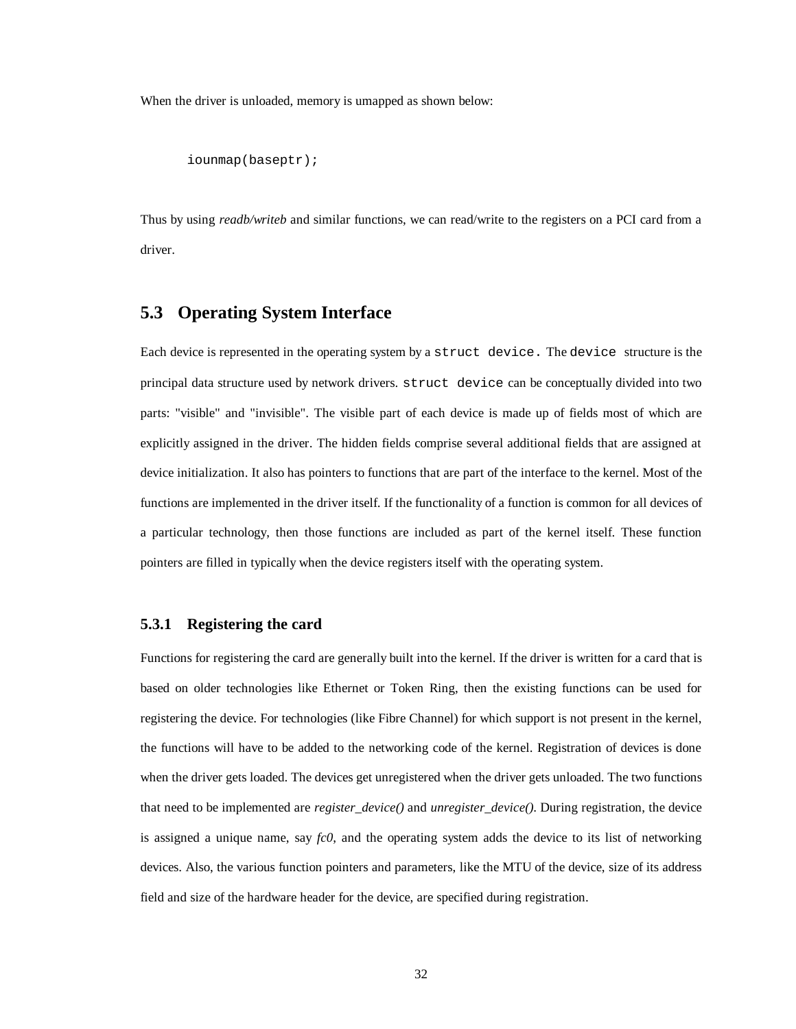When the driver is unloaded, memory is umapped as shown below:

```
iounmap(baseptr);
```

Thus by using *readb/writeb* and similar functions, we can read/write to the registers on a PCI card from a driver.

## 5.3 Operating System Interface

Each device is represented in the operating system by a `struct device.` The `device` structure is the principal data structure used by network drivers. `struct device` can be conceptually divided into two parts: "visible" and "invisible". The visible part of each device is made up of fields most of which are explicitly assigned in the driver. The hidden fields comprise several additional fields that are assigned at device initialization. It also has pointers to functions that are part of the interface to the kernel. Most of the functions are implemented in the driver itself. If the functionality of a function is common for all devices of a particular technology, then those functions are included as part of the kernel itself. These function pointers are filled in typically when the device registers itself with the operating system.

### 5.3.1 Registering the card

Functions for registering the card are generally built into the kernel. If the driver is written for a card that is based on older technologies like Ethernet or Token Ring, then the existing functions can be used for registering the device. For technologies (like Fibre Channel) for which support is not present in the kernel, the functions will have to be added to the networking code of the kernel. Registration of devices is done when the driver gets loaded. The devices get unregistered when the driver gets unloaded. The two functions that need to be implemented are *register_device()* and *unregister_device()*. During registration, the device is assigned a unique name, say *fc0*, and the operating system adds the device to its list of networking devices. Also, the various function pointers and parameters, like the MTU of the device, size of its address field and size of the hardware header for the device, are specified during registration.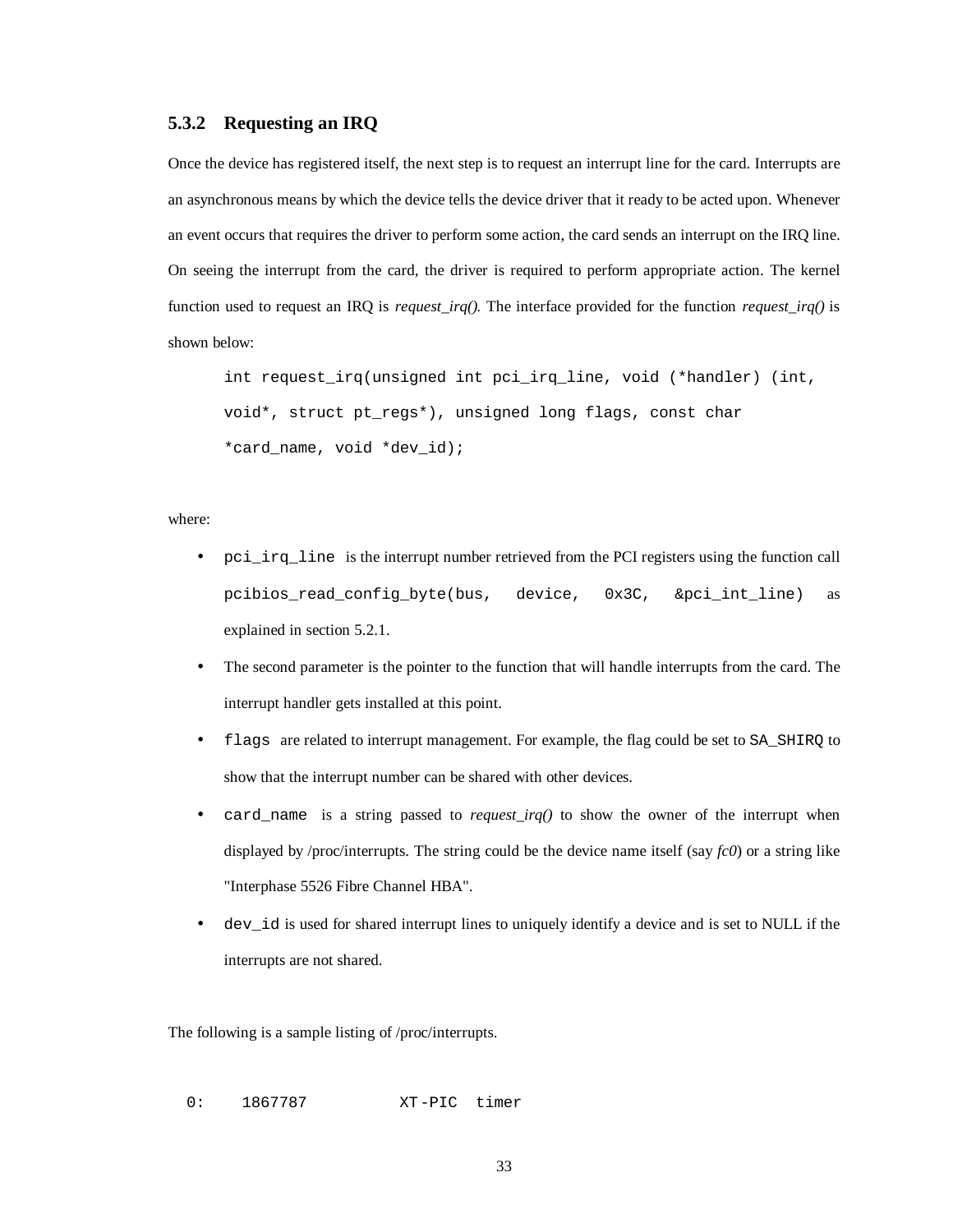### 5.3.2 Requesting an IRQ

Once the device has registered itself, the next step is to request an interrupt line for the card. Interrupts are an asynchronous means by which the device tells the device driver that it ready to be acted upon. Whenever an event occurs that requires the driver to perform some action, the card sends an interrupt on the IRQ line. On seeing the interrupt from the card, the driver is required to perform appropriate action. The kernel function used to request an IRQ is *request_irq().* The interface provided for the function *request_irq()* is shown below:

```
int request_irq(unsigned int pci_irq_line, void (*handler) (int,
void*, struct pt_regs*), unsigned long flags, const char
*card_name, void *dev_id);
```

where:

- `pci_irq_line` is the interrupt number retrieved from the PCI registers using the function call `pcibios_read_config_byte(bus, device, 0x3C, &pci_int_line)` as explained in section 5.2.1.
- The second parameter is the pointer to the function that will handle interrupts from the card. The interrupt handler gets installed at this point.
- `flags` are related to interrupt management. For example, the flag could be set to `SA_SHIRQ` to show that the interrupt number can be shared with other devices.
- `card_name` is a string passed to *request_irq()* to show the owner of the interrupt when displayed by /proc/interrupts. The string could be the device name itself (say *fc0*) or a string like "Interphase 5526 Fibre Channel HBA".
- `dev_id` is used for shared interrupt lines to uniquely identify a device and is set to NULL if the interrupts are not shared.

The following is a sample listing of /proc/interrupts.

```
 0:    1867787          XT-PIC  timer
```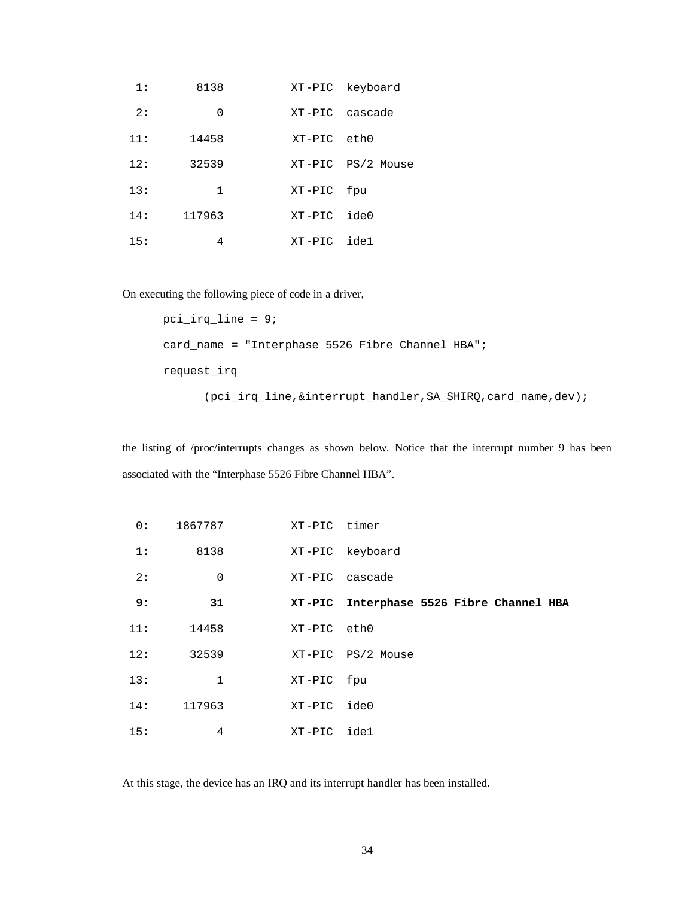```
  1:       8138          XT-PIC  keyboard
  2:          0          XT-PIC  cascade
 11:      14458          XT-PIC  eth0
 12:      32539          XT-PIC  PS/2 Mouse
 13:          1          XT-PIC  fpu
 14:     117963          XT-PIC  ide0
 15:          4          XT-PIC  ide1
```

On executing the following piece of code in a driver,

```
pci_irq_line = 9;
card_name = "Interphase 5526 Fibre Channel HBA";
request_irq
      (pci_irq_line,&interrupt_handler,SA_SHIRQ,card_name,dev);
```

the listing of /proc/interrupts changes as shown below. Notice that the interrupt number 9 has been associated with the "Interphase 5526 Fibre Channel HBA".

```
  0:    1867787          XT-PIC  timer
  1:       8138          XT-PIC  keyboard
  2:          0          XT-PIC  cascade
  9:         31          XT-PIC  Interphase 5526 Fibre Channel HBA
 11:      14458          XT-PIC  eth0
 12:      32539          XT-PIC  PS/2 Mouse
 13:          1          XT-PIC  fpu
 14:     117963          XT-PIC  ide0
 15:          4          XT-PIC  ide1
```

At this stage, the device has an IRQ and its interrupt handler has been installed.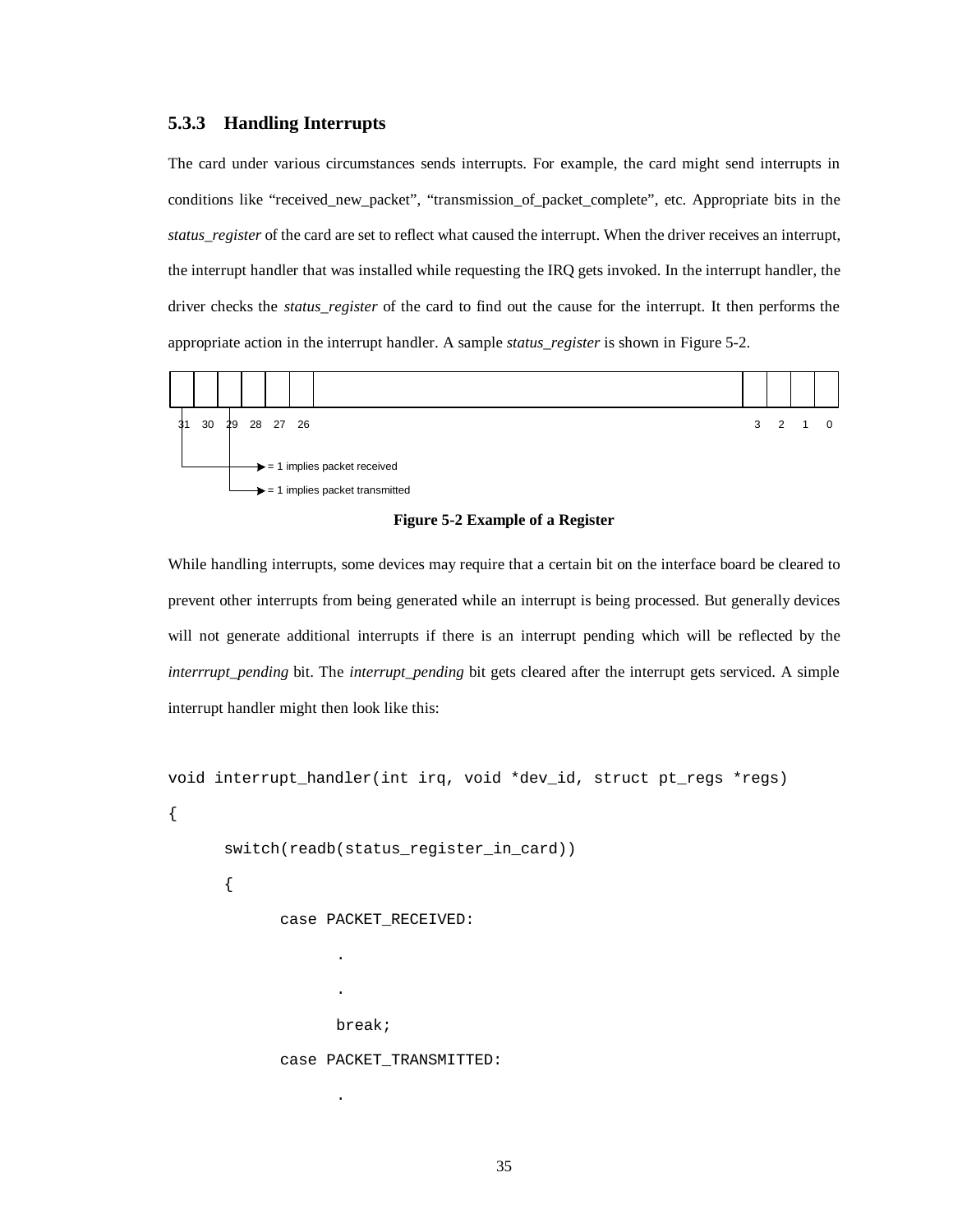### 5.3.3 Handling Interrupts

The card under various circumstances sends interrupts. For example, the card might send interrupts in conditions like "received_new_packet", "transmission_of_packet_complete", etc. Appropriate bits in the *status_register* of the card are set to reflect what caused the interrupt. When the driver receives an interrupt, the interrupt handler that was installed while requesting the IRQ gets invoked. In the interrupt handler, the driver checks the *status_register* of the card to find out the cause for the interrupt. It then performs the appropriate action in the interrupt handler. A sample *status_register* is shown in Figure 5-2.

31 30 29 28 27 26 ... 3 2 1 0

= 1 implies packet received

= 1 implies packet transmitted

**Figure 5-2 Example of a Register**

While handling interrupts, some devices may require that a certain bit on the interface board be cleared to prevent other interrupts from being generated while an interrupt is being processed. But generally devices will not generate additional interrupts if there is an interrupt pending which will be reflected by the *interrrupt_pending* bit. The *interrupt_pending* bit gets cleared after the interrupt gets serviced. A simple interrupt handler might then look like this:

```
void interrupt_handler(int irq, void *dev_id, struct pt_regs *regs)
{
      switch(readb(status_register_in_card))
      {
            case PACKET_RECEIVED:
                  .
                  .
                  break;
            case PACKET_TRANSMITTED:
                  .
```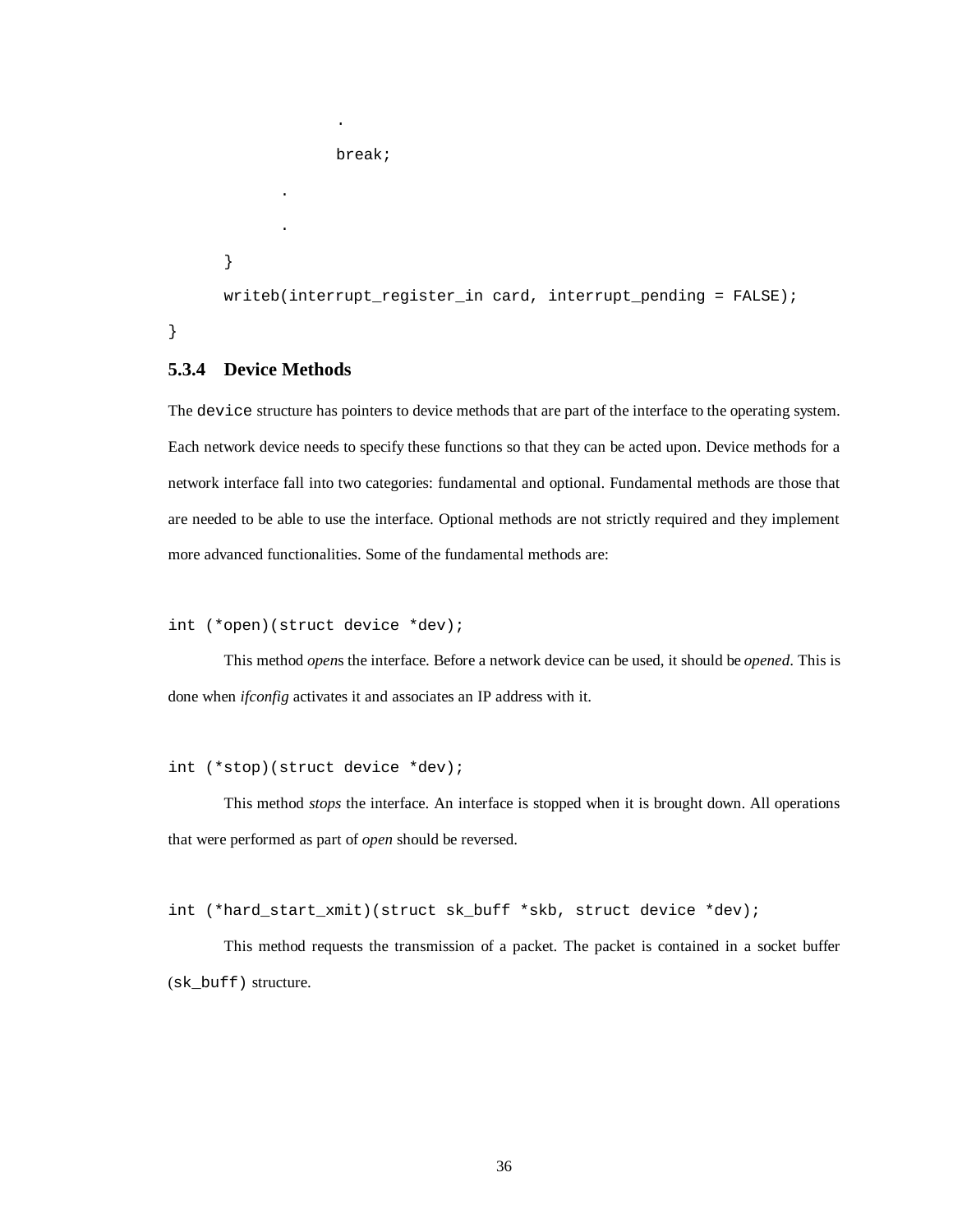```
                .
                break;
            .
            .
    }
    writeb(interrupt_register_in card, interrupt_pending = FALSE);
}
```

### 5.3.4 Device Methods

The `device` structure has pointers to device methods that are part of the interface to the operating system. Each network device needs to specify these functions so that they can be acted upon. Device methods for a network interface fall into two categories: fundamental and optional. Fundamental methods are those that are needed to be able to use the interface. Optional methods are not strictly required and they implement more advanced functionalities. Some of the fundamental methods are:

```
int (*open)(struct device *dev);
```

This method *open*s the interface. Before a network device can be used, it should be *opened*. This is done when *ifconfig* activates it and associates an IP address with it.

```
int (*stop)(struct device *dev);
```

This method *stops* the interface. An interface is stopped when it is brought down. All operations that were performed as part of *open* should be reversed.

```
int (*hard_start_xmit)(struct sk_buff *skb, struct device *dev);
```

This method requests the transmission of a packet. The packet is contained in a socket buffer (`sk_buff`) structure.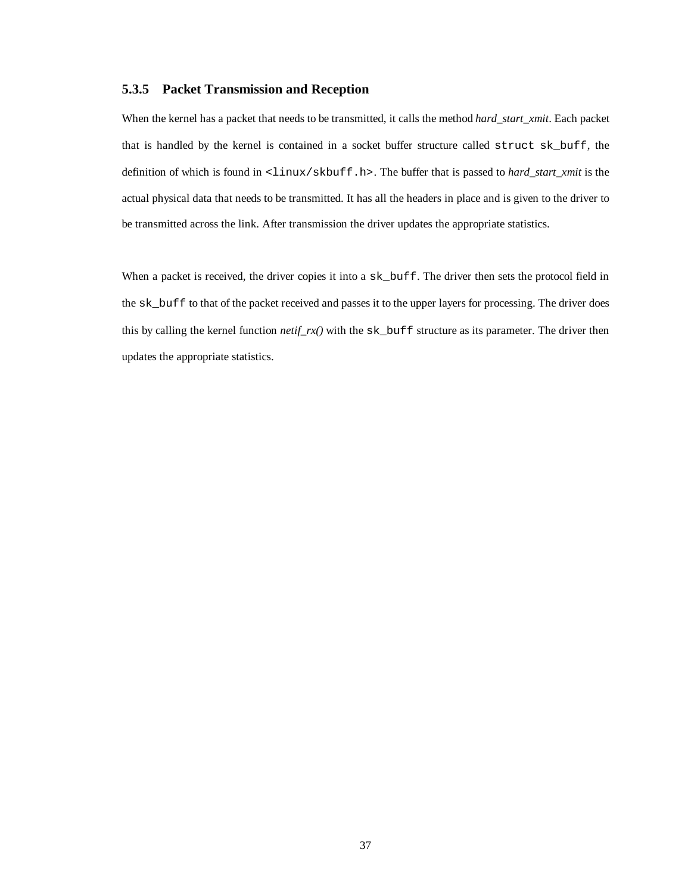### 5.3.5 Packet Transmission and Reception

When the kernel has a packet that needs to be transmitted, it calls the method *hard_start_xmit*. Each packet that is handled by the kernel is contained in a socket buffer structure called `struct sk_buff`, the definition of which is found in `<linux/skbuff.h>`. The buffer that is passed to *hard_start_xmit* is the actual physical data that needs to be transmitted. It has all the headers in place and is given to the driver to be transmitted across the link. After transmission the driver updates the appropriate statistics.

When a packet is received, the driver copies it into a `sk_buff`. The driver then sets the protocol field in the `sk_buff` to that of the packet received and passes it to the upper layers for processing. The driver does this by calling the kernel function *netif_rx()* with the `sk_buff` structure as its parameter. The driver then updates the appropriate statistics.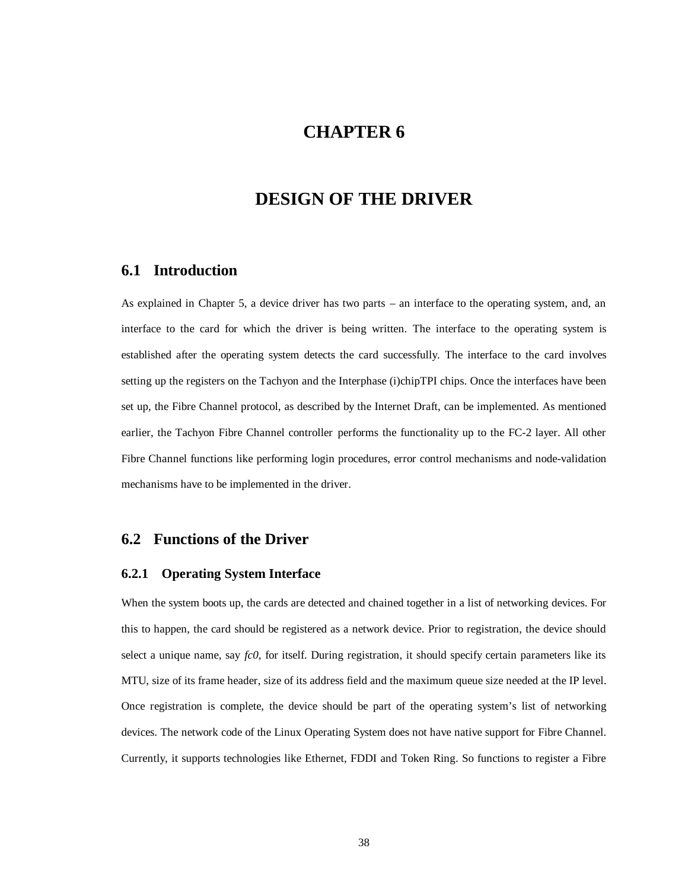# CHAPTER 6

# DESIGN OF THE DRIVER

## 6.1 Introduction

As explained in Chapter 5, a device driver has two parts – an interface to the operating system, and, an interface to the card for which the driver is being written. The interface to the operating system is established after the operating system detects the card successfully. The interface to the card involves setting up the registers on the Tachyon and the Interphase (i)chipTPI chips. Once the interfaces have been set up, the Fibre Channel protocol, as described by the Internet Draft, can be implemented. As mentioned earlier, the Tachyon Fibre Channel controller performs the functionality up to the FC-2 layer. All other Fibre Channel functions like performing login procedures, error control mechanisms and node-validation mechanisms have to be implemented in the driver.

## 6.2 Functions of the Driver

### 6.2.1 Operating System Interface

When the system boots up, the cards are detected and chained together in a list of networking devices. For this to happen, the card should be registered as a network device. Prior to registration, the device should select a unique name, say *fc0*, for itself. During registration, it should specify certain parameters like its MTU, size of its frame header, size of its address field and the maximum queue size needed at the IP level. Once registration is complete, the device should be part of the operating system's list of networking devices. The network code of the Linux Operating System does not have native support for Fibre Channel. Currently, it supports technologies like Ethernet, FDDI and Token Ring. So functions to register a Fibre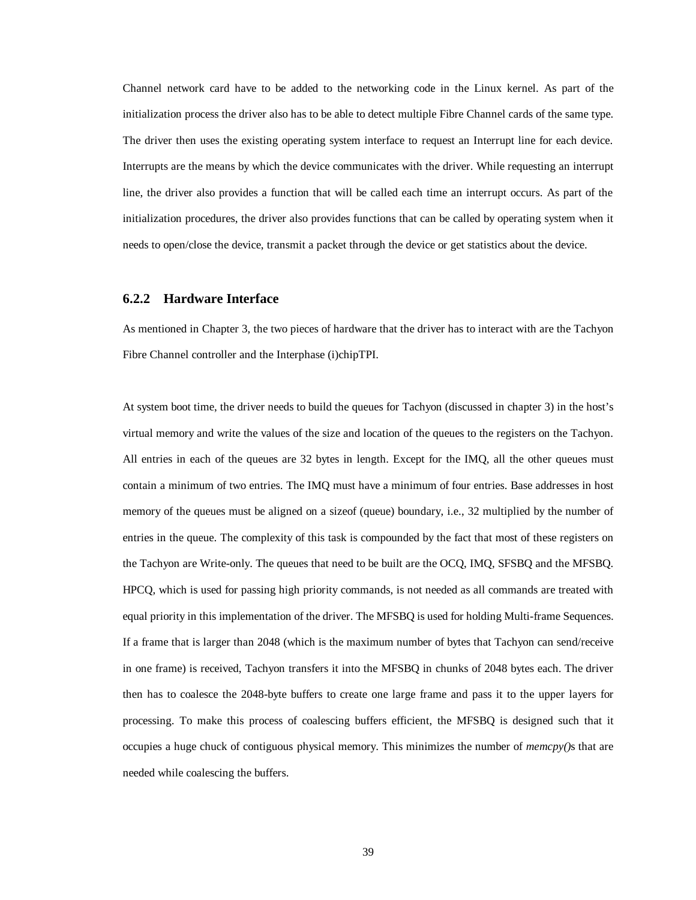Channel network card have to be added to the networking code in the Linux kernel. As part of the initialization process the driver also has to be able to detect multiple Fibre Channel cards of the same type. The driver then uses the existing operating system interface to request an Interrupt line for each device. Interrupts are the means by which the device communicates with the driver. While requesting an interrupt line, the driver also provides a function that will be called each time an interrupt occurs. As part of the initialization procedures, the driver also provides functions that can be called by operating system when it needs to open/close the device, transmit a packet through the device or get statistics about the device.

### 6.2.2 Hardware Interface

As mentioned in Chapter 3, the two pieces of hardware that the driver has to interact with are the Tachyon Fibre Channel controller and the Interphase (i)chipTPI.

At system boot time, the driver needs to build the queues for Tachyon (discussed in chapter 3) in the host's virtual memory and write the values of the size and location of the queues to the registers on the Tachyon. All entries in each of the queues are 32 bytes in length. Except for the IMQ, all the other queues must contain a minimum of two entries. The IMQ must have a minimum of four entries. Base addresses in host memory of the queues must be aligned on a sizeof (queue) boundary, i.e., 32 multiplied by the number of entries in the queue. The complexity of this task is compounded by the fact that most of these registers on the Tachyon are Write-only. The queues that need to be built are the OCQ, IMQ, SFSBQ and the MFSBQ. HPCQ, which is used for passing high priority commands, is not needed as all commands are treated with equal priority in this implementation of the driver. The MFSBQ is used for holding Multi-frame Sequences. If a frame that is larger than 2048 (which is the maximum number of bytes that Tachyon can send/receive in one frame) is received, Tachyon transfers it into the MFSBQ in chunks of 2048 bytes each. The driver then has to coalesce the 2048-byte buffers to create one large frame and pass it to the upper layers for processing. To make this process of coalescing buffers efficient, the MFSBQ is designed such that it occupies a huge chuck of contiguous physical memory. This minimizes the number of *memcpy()*s that are needed while coalescing the buffers.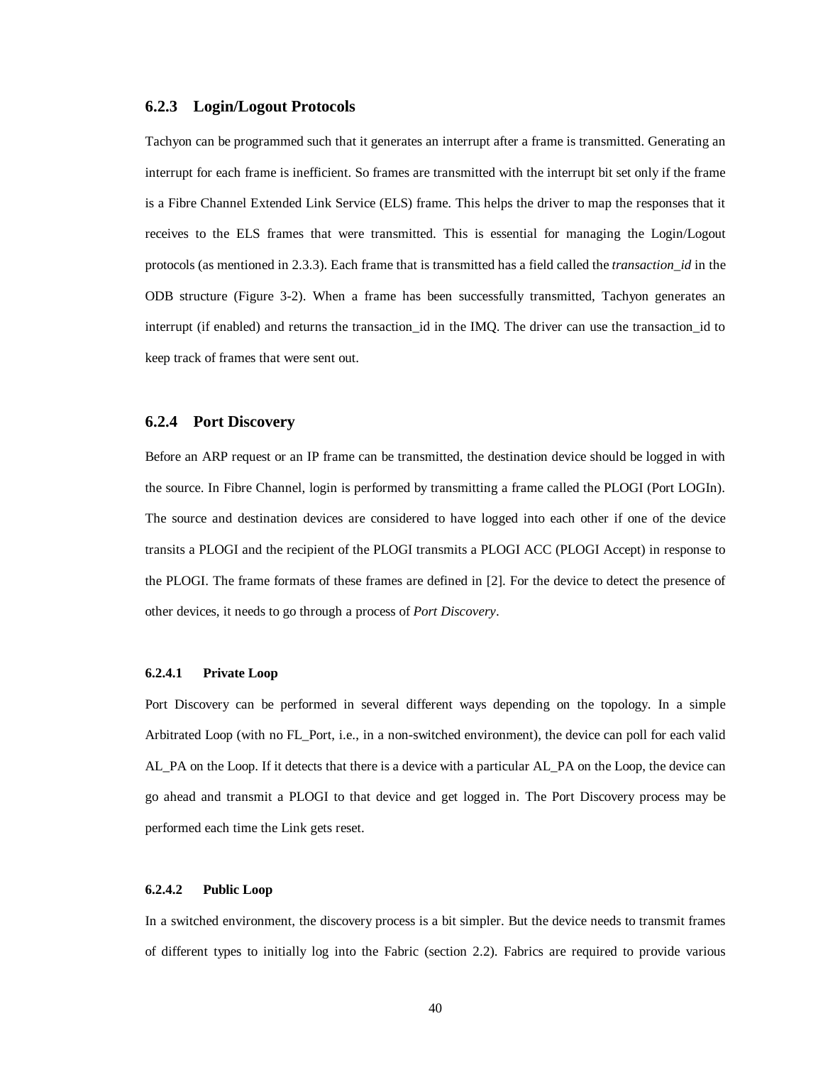### 6.2.3 Login/Logout Protocols

Tachyon can be programmed such that it generates an interrupt after a frame is transmitted. Generating an interrupt for each frame is inefficient. So frames are transmitted with the interrupt bit set only if the frame is a Fibre Channel Extended Link Service (ELS) frame. This helps the driver to map the responses that it receives to the ELS frames that were transmitted. This is essential for managing the Login/Logout protocols (as mentioned in 2.3.3). Each frame that is transmitted has a field called the *transaction_id* in the ODB structure (Figure 3-2). When a frame has been successfully transmitted, Tachyon generates an interrupt (if enabled) and returns the transaction_id in the IMQ. The driver can use the transaction_id to keep track of frames that were sent out.

### 6.2.4 Port Discovery

Before an ARP request or an IP frame can be transmitted, the destination device should be logged in with the source. In Fibre Channel, login is performed by transmitting a frame called the PLOGI (Port LOGIn). The source and destination devices are considered to have logged into each other if one of the device transits a PLOGI and the recipient of the PLOGI transmits a PLOGI ACC (PLOGI Accept) in response to the PLOGI. The frame formats of these frames are defined in [2]. For the device to detect the presence of other devices, it needs to go through a process of *Port Discovery*.

#### 6.2.4.1 Private Loop

Port Discovery can be performed in several different ways depending on the topology. In a simple Arbitrated Loop (with no FL_Port, i.e., in a non-switched environment), the device can poll for each valid AL_PA on the Loop. If it detects that there is a device with a particular AL_PA on the Loop, the device can go ahead and transmit a PLOGI to that device and get logged in. The Port Discovery process may be performed each time the Link gets reset.

#### 6.2.4.2 Public Loop

In a switched environment, the discovery process is a bit simpler. But the device needs to transmit frames of different types to initially log into the Fabric (section 2.2). Fabrics are required to provide various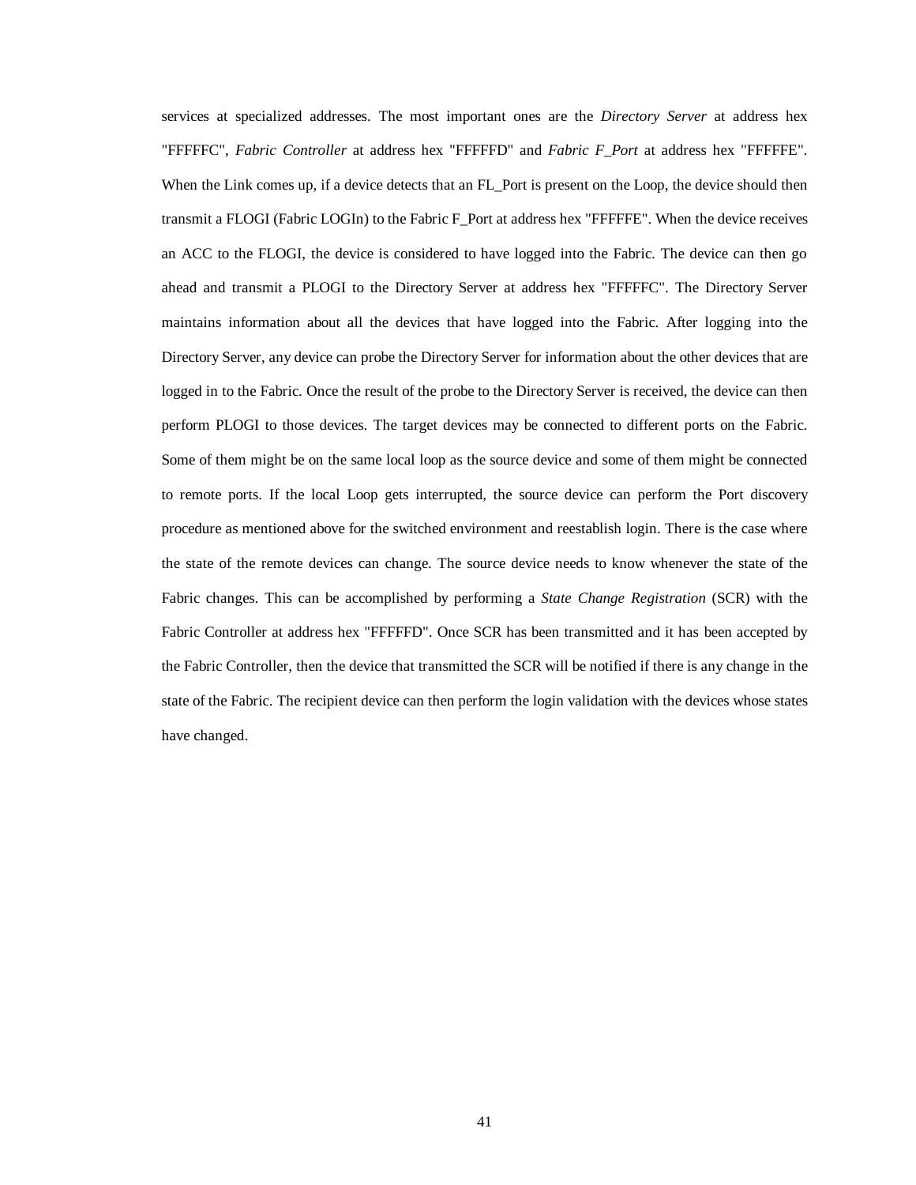services at specialized addresses. The most important ones are the *Directory Server* at address hex "FFFFFC", *Fabric Controller* at address hex "FFFFFD" and *Fabric F_Port* at address hex "FFFFFE". When the Link comes up, if a device detects that an FL_Port is present on the Loop, the device should then transmit a FLOGI (Fabric LOGIn) to the Fabric F_Port at address hex "FFFFFE". When the device receives an ACC to the FLOGI, the device is considered to have logged into the Fabric. The device can then go ahead and transmit a PLOGI to the Directory Server at address hex "FFFFFC". The Directory Server maintains information about all the devices that have logged into the Fabric. After logging into the Directory Server, any device can probe the Directory Server for information about the other devices that are logged in to the Fabric. Once the result of the probe to the Directory Server is received, the device can then perform PLOGI to those devices. The target devices may be connected to different ports on the Fabric. Some of them might be on the same local loop as the source device and some of them might be connected to remote ports. If the local Loop gets interrupted, the source device can perform the Port discovery procedure as mentioned above for the switched environment and reestablish login. There is the case where the state of the remote devices can change. The source device needs to know whenever the state of the Fabric changes. This can be accomplished by performing a *State Change Registration* (SCR) with the Fabric Controller at address hex "FFFFFD". Once SCR has been transmitted and it has been accepted by the Fabric Controller, then the device that transmitted the SCR will be notified if there is any change in the state of the Fabric. The recipient device can then perform the login validation with the devices whose states have changed.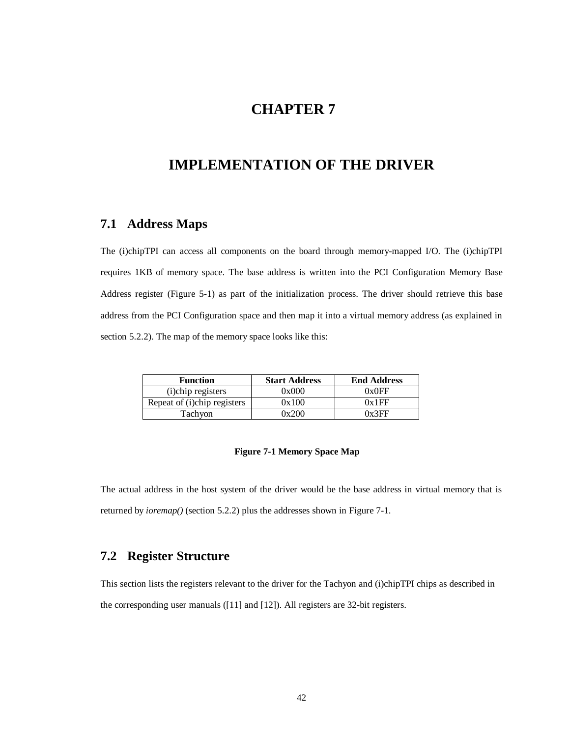# CHAPTER 7

# IMPLEMENTATION OF THE DRIVER

## 7.1 Address Maps

The (i)chipTPI can access all components on the board through memory-mapped I/O. The (i)chipTPI requires 1KB of memory space. The base address is written into the PCI Configuration Memory Base Address register (Figure 5-1) as part of the initialization process. The driver should retrieve this base address from the PCI Configuration space and then map it into a virtual memory address (as explained in section 5.2.2). The map of the memory space looks like this:

| Function | Start Address | End Address |
|---|---|---|
| (i)chip registers | 0x000 | 0x0FF |
| Repeat of (i)chip registers | 0x100 | 0x1FF |
| Tachyon | 0x200 | 0x3FF |

**Figure 7-1 Memory Space Map**

The actual address in the host system of the driver would be the base address in virtual memory that is returned by *ioremap()* (section 5.2.2) plus the addresses shown in Figure 7-1.

## 7.2 Register Structure

This section lists the registers relevant to the driver for the Tachyon and (i)chipTPI chips as described in the corresponding user manuals ([11] and [12]). All registers are 32-bit registers.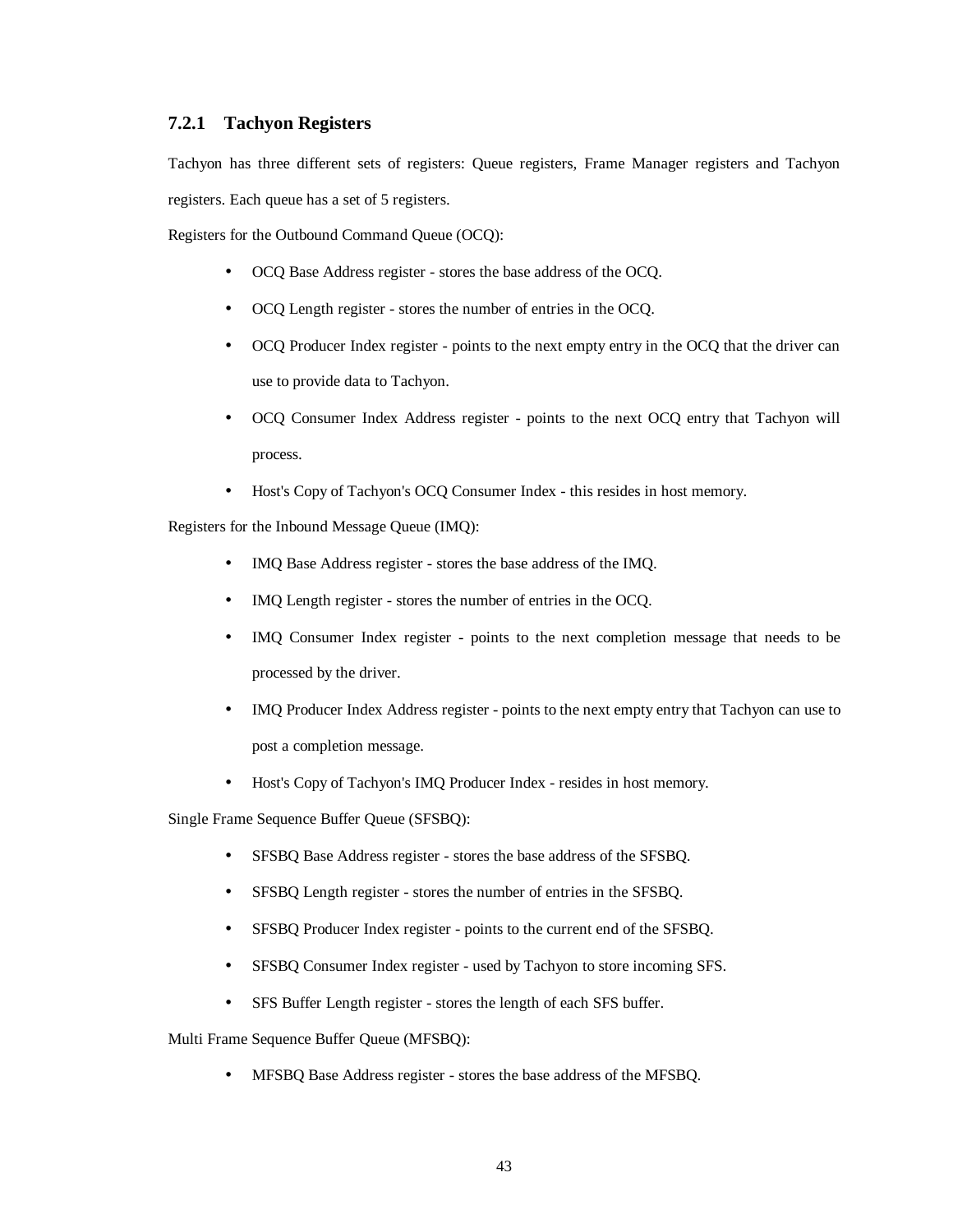### 7.2.1 Tachyon Registers

Tachyon has three different sets of registers: Queue registers, Frame Manager registers and Tachyon registers. Each queue has a set of 5 registers.

Registers for the Outbound Command Queue (OCQ):

- OCQ Base Address register - stores the base address of the OCQ.
- OCQ Length register - stores the number of entries in the OCQ.
- OCQ Producer Index register - points to the next empty entry in the OCQ that the driver can use to provide data to Tachyon.
- OCQ Consumer Index Address register - points to the next OCQ entry that Tachyon will process.
- Host's Copy of Tachyon's OCQ Consumer Index - this resides in host memory.

Registers for the Inbound Message Queue (IMQ):

- IMQ Base Address register - stores the base address of the IMQ.
- IMQ Length register - stores the number of entries in the OCQ.
- IMQ Consumer Index register - points to the next completion message that needs to be processed by the driver.
- IMQ Producer Index Address register - points to the next empty entry that Tachyon can use to post a completion message.
- Host's Copy of Tachyon's IMQ Producer Index - resides in host memory.

Single Frame Sequence Buffer Queue (SFSBQ):

- SFSBQ Base Address register - stores the base address of the SFSBQ.
- SFSBQ Length register - stores the number of entries in the SFSBQ.
- SFSBQ Producer Index register - points to the current end of the SFSBQ.
- SFSBQ Consumer Index register - used by Tachyon to store incoming SFS.
- SFS Buffer Length register - stores the length of each SFS buffer.

Multi Frame Sequence Buffer Queue (MFSBQ):

- MFSBQ Base Address register - stores the base address of the MFSBQ.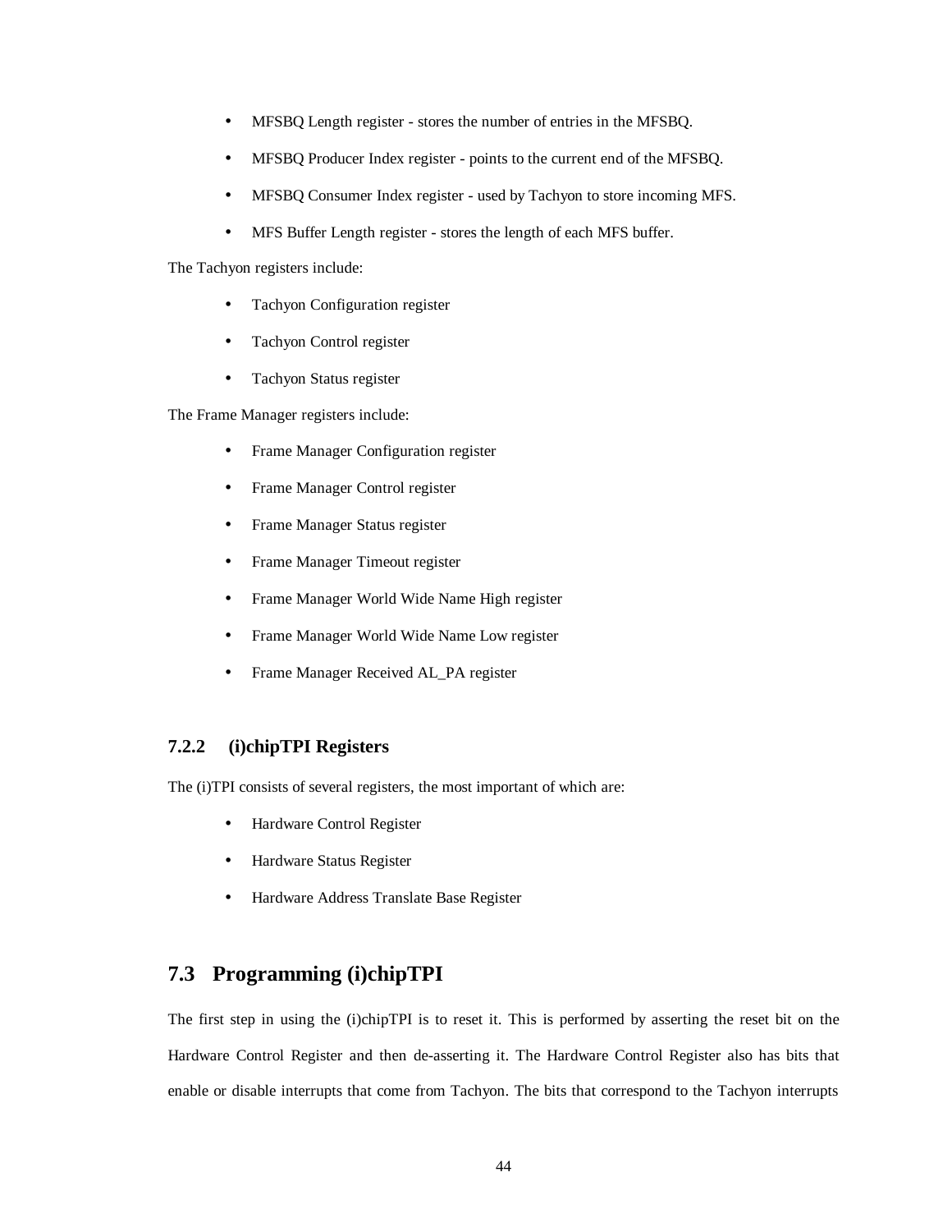- MFSBQ Length register - stores the number of entries in the MFSBQ.
- MFSBQ Producer Index register - points to the current end of the MFSBQ.
- MFSBQ Consumer Index register - used by Tachyon to store incoming MFS.
- MFS Buffer Length register - stores the length of each MFS buffer.

The Tachyon registers include:

- Tachyon Configuration register
- Tachyon Control register
- Tachyon Status register

The Frame Manager registers include:

- Frame Manager Configuration register
- Frame Manager Control register
- Frame Manager Status register
- Frame Manager Timeout register
- Frame Manager World Wide Name High register
- Frame Manager World Wide Name Low register
- Frame Manager Received AL_PA register

### 7.2.2 (i)chipTPI Registers

The (i)TPI consists of several registers, the most important of which are:

- Hardware Control Register
- Hardware Status Register
- Hardware Address Translate Base Register

## 7.3 Programming (i)chipTPI

The first step in using the (i)chipTPI is to reset it. This is performed by asserting the reset bit on the Hardware Control Register and then de-asserting it. The Hardware Control Register also has bits that enable or disable interrupts that come from Tachyon. The bits that correspond to the Tachyon interrupts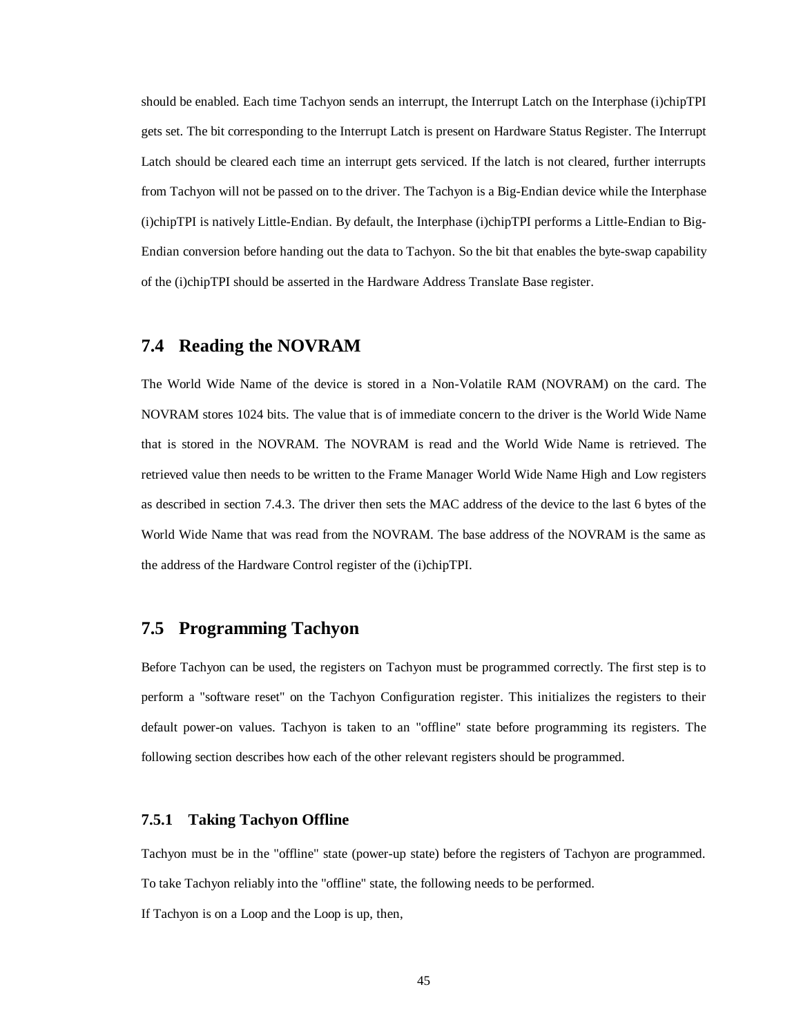should be enabled. Each time Tachyon sends an interrupt, the Interrupt Latch on the Interphase (i)chipTPI gets set. The bit corresponding to the Interrupt Latch is present on Hardware Status Register. The Interrupt Latch should be cleared each time an interrupt gets serviced. If the latch is not cleared, further interrupts from Tachyon will not be passed on to the driver. The Tachyon is a Big-Endian device while the Interphase (i)chipTPI is natively Little-Endian. By default, the Interphase (i)chipTPI performs a Little-Endian to Big-Endian conversion before handing out the data to Tachyon. So the bit that enables the byte-swap capability of the (i)chipTPI should be asserted in the Hardware Address Translate Base register.

## 7.4 Reading the NOVRAM

The World Wide Name of the device is stored in a Non-Volatile RAM (NOVRAM) on the card. The NOVRAM stores 1024 bits. The value that is of immediate concern to the driver is the World Wide Name that is stored in the NOVRAM. The NOVRAM is read and the World Wide Name is retrieved. The retrieved value then needs to be written to the Frame Manager World Wide Name High and Low registers as described in section 7.4.3. The driver then sets the MAC address of the device to the last 6 bytes of the World Wide Name that was read from the NOVRAM. The base address of the NOVRAM is the same as the address of the Hardware Control register of the (i)chipTPI.

## 7.5 Programming Tachyon

Before Tachyon can be used, the registers on Tachyon must be programmed correctly. The first step is to perform a "software reset" on the Tachyon Configuration register. This initializes the registers to their default power-on values. Tachyon is taken to an "offline" state before programming its registers. The following section describes how each of the other relevant registers should be programmed.

### 7.5.1 Taking Tachyon Offline

Tachyon must be in the "offline" state (power-up state) before the registers of Tachyon are programmed. To take Tachyon reliably into the "offline" state, the following needs to be performed.

If Tachyon is on a Loop and the Loop is up, then,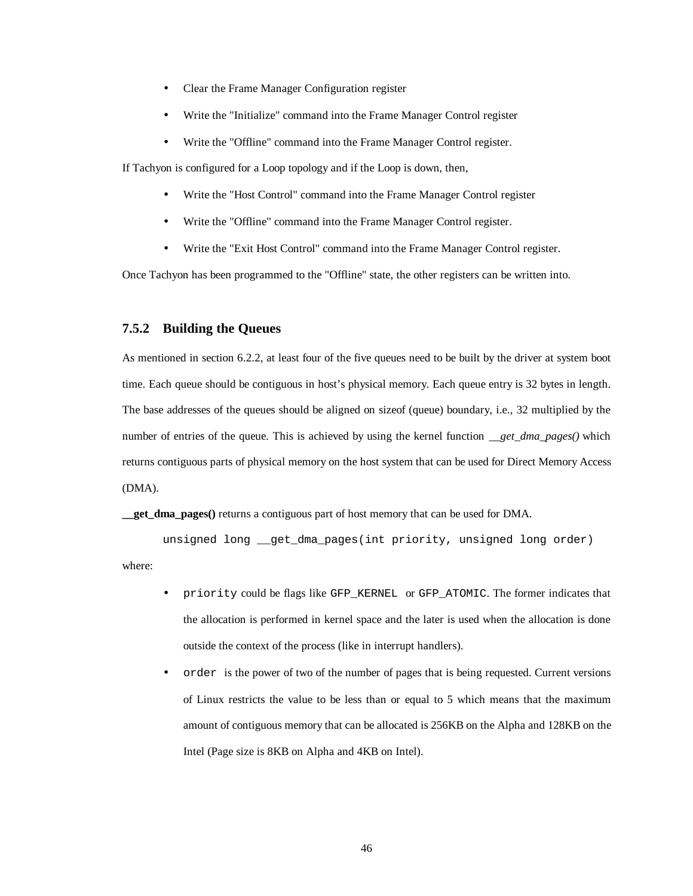- Clear the Frame Manager Configuration register
- Write the "Initialize" command into the Frame Manager Control register
- Write the "Offline" command into the Frame Manager Control register.

If Tachyon is configured for a Loop topology and if the Loop is down, then,

- Write the "Host Control" command into the Frame Manager Control register
- Write the "Offline" command into the Frame Manager Control register.
- Write the "Exit Host Control" command into the Frame Manager Control register.

Once Tachyon has been programmed to the "Offline" state, the other registers can be written into.

### 7.5.2 Building the Queues

As mentioned in section 6.2.2, at least four of the five queues need to be built by the driver at system boot time. Each queue should be contiguous in host's physical memory. Each queue entry is 32 bytes in length. The base addresses of the queues should be aligned on sizeof (queue) boundary, i.e., 32 multiplied by the number of entries of the queue. This is achieved by using the kernel function *__get_dma_pages()* which returns contiguous parts of physical memory on the host system that can be used for Direct Memory Access (DMA).

**__get_dma_pages()** returns a contiguous part of host memory that can be used for DMA.

```
unsigned long __get_dma_pages(int priority, unsigned long order)
```

where:

- `priority` could be flags like `GFP_KERNEL` or `GFP_ATOMIC`. The former indicates that the allocation is performed in kernel space and the later is used when the allocation is done outside the context of the process (like in interrupt handlers).
- `order` is the power of two of the number of pages that is being requested. Current versions of Linux restricts the value to be less than or equal to 5 which means that the maximum amount of contiguous memory that can be allocated is 256KB on the Alpha and 128KB on the Intel (Page size is 8KB on Alpha and 4KB on Intel).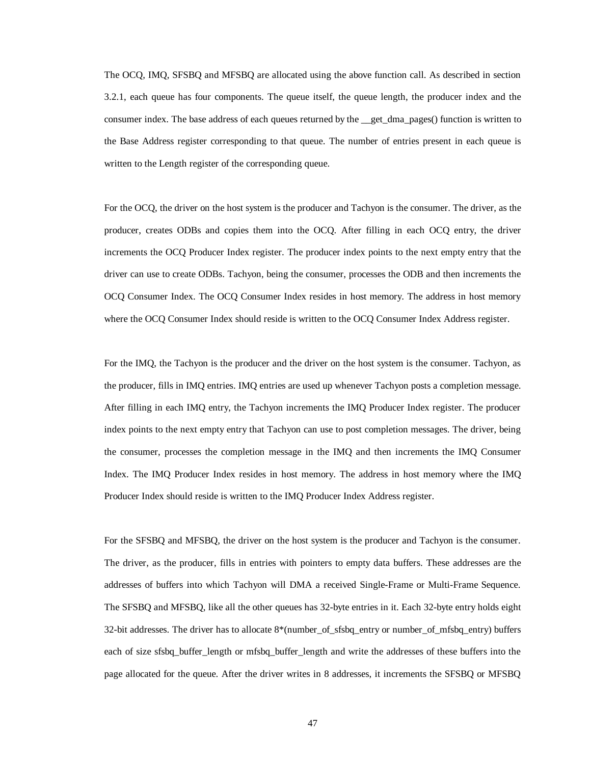The OCQ, IMQ, SFSBQ and MFSBQ are allocated using the above function call. As described in section 3.2.1, each queue has four components. The queue itself, the queue length, the producer index and the consumer index. The base address of each queues returned by the __get_dma_pages() function is written to the Base Address register corresponding to that queue. The number of entries present in each queue is written to the Length register of the corresponding queue.

For the OCQ, the driver on the host system is the producer and Tachyon is the consumer. The driver, as the producer, creates ODBs and copies them into the OCQ. After filling in each OCQ entry, the driver increments the OCQ Producer Index register. The producer index points to the next empty entry that the driver can use to create ODBs. Tachyon, being the consumer, processes the ODB and then increments the OCQ Consumer Index. The OCQ Consumer Index resides in host memory. The address in host memory where the OCQ Consumer Index should reside is written to the OCQ Consumer Index Address register.

For the IMQ, the Tachyon is the producer and the driver on the host system is the consumer. Tachyon, as the producer, fills in IMQ entries. IMQ entries are used up whenever Tachyon posts a completion message. After filling in each IMQ entry, the Tachyon increments the IMQ Producer Index register. The producer index points to the next empty entry that Tachyon can use to post completion messages. The driver, being the consumer, processes the completion message in the IMQ and then increments the IMQ Consumer Index. The IMQ Producer Index resides in host memory. The address in host memory where the IMQ Producer Index should reside is written to the IMQ Producer Index Address register.

For the SFSBQ and MFSBQ, the driver on the host system is the producer and Tachyon is the consumer. The driver, as the producer, fills in entries with pointers to empty data buffers. These addresses are the addresses of buffers into which Tachyon will DMA a received Single-Frame or Multi-Frame Sequence. The SFSBQ and MFSBQ, like all the other queues has 32-byte entries in it. Each 32-byte entry holds eight 32-bit addresses. The driver has to allocate 8*(number_of_sfsbq_entry or number_of_mfsbq_entry) buffers each of size sfsbq_buffer_length or mfsbq_buffer_length and write the addresses of these buffers into the page allocated for the queue. After the driver writes in 8 addresses, it increments the SFSBQ or MFSBQ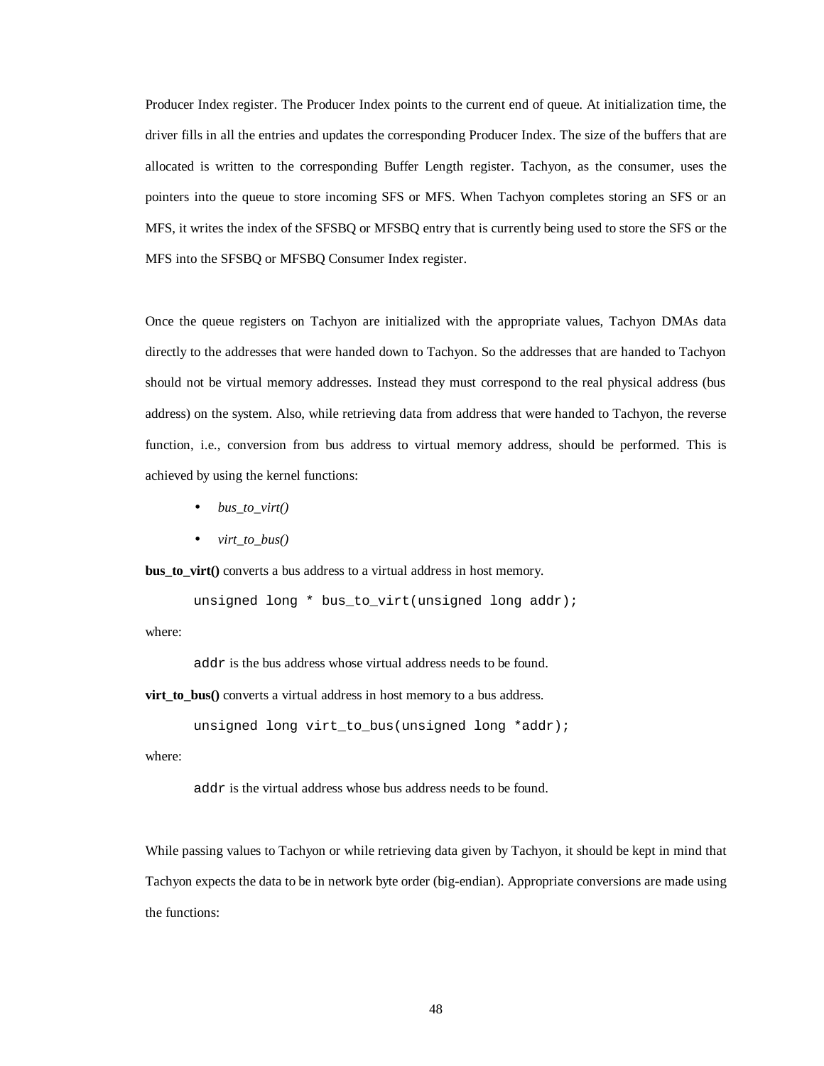Producer Index register. The Producer Index points to the current end of queue. At initialization time, the driver fills in all the entries and updates the corresponding Producer Index. The size of the buffers that are allocated is written to the corresponding Buffer Length register. Tachyon, as the consumer, uses the pointers into the queue to store incoming SFS or MFS. When Tachyon completes storing an SFS or an MFS, it writes the index of the SFSBQ or MFSBQ entry that is currently being used to store the SFS or the MFS into the SFSBQ or MFSBQ Consumer Index register.

Once the queue registers on Tachyon are initialized with the appropriate values, Tachyon DMAs data directly to the addresses that were handed down to Tachyon. So the addresses that are handed to Tachyon should not be virtual memory addresses. Instead they must correspond to the real physical address (bus address) on the system. Also, while retrieving data from address that were handed to Tachyon, the reverse function, i.e., conversion from bus address to virtual memory address, should be performed. This is achieved by using the kernel functions:

- *bus_to_virt()*
- *virt_to_bus()*

**bus_to_virt()** converts a bus address to a virtual address in host memory.

```
unsigned long * bus_to_virt(unsigned long addr);
```

where:

`addr` is the bus address whose virtual address needs to be found.

**virt_to_bus()** converts a virtual address in host memory to a bus address.

```
unsigned long virt_to_bus(unsigned long *addr);
```

where:

`addr` is the virtual address whose bus address needs to be found.

While passing values to Tachyon or while retrieving data given by Tachyon, it should be kept in mind that Tachyon expects the data to be in network byte order (big-endian). Appropriate conversions are made using the functions: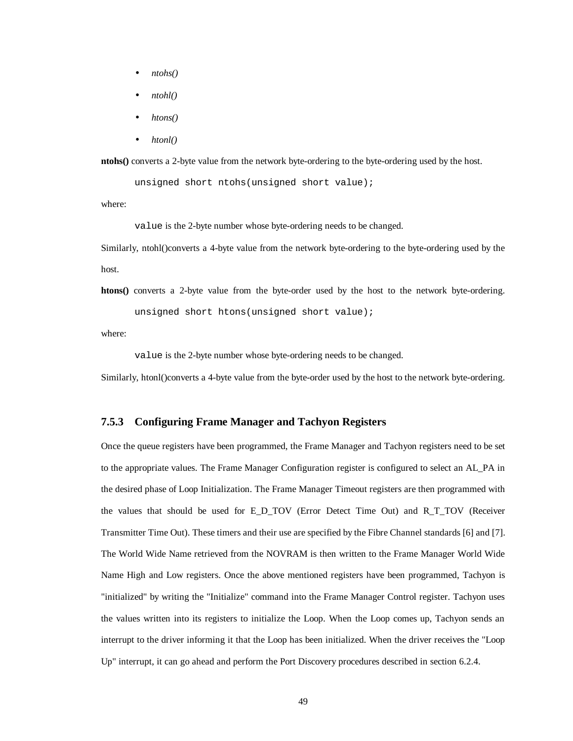- *ntohs()*
- *ntohl()*
- *htons()*
- *htonl()*

**ntohs()** converts a 2-byte value from the network byte-ordering to the byte-ordering used by the host.

```
unsigned short ntohs(unsigned short value);
```

where:

`value` is the 2-byte number whose byte-ordering needs to be changed.

Similarly, ntohl()converts a 4-byte value from the network byte-ordering to the byte-ordering used by the host.

**htons()** converts a 2-byte value from the byte-order used by the host to the network byte-ordering.

```
unsigned short htons(unsigned short value);
```

where:

`value` is the 2-byte number whose byte-ordering needs to be changed.

Similarly, htonl()converts a 4-byte value from the byte-order used by the host to the network byte-ordering.

### 7.5.3 Configuring Frame Manager and Tachyon Registers

Once the queue registers have been programmed, the Frame Manager and Tachyon registers need to be set to the appropriate values. The Frame Manager Configuration register is configured to select an AL_PA in the desired phase of Loop Initialization. The Frame Manager Timeout registers are then programmed with the values that should be used for E_D_TOV (Error Detect Time Out) and R_T_TOV (Receiver Transmitter Time Out). These timers and their use are specified by the Fibre Channel standards [6] and [7]. The World Wide Name retrieved from the NOVRAM is then written to the Frame Manager World Wide Name High and Low registers. Once the above mentioned registers have been programmed, Tachyon is "initialized" by writing the "Initialize" command into the Frame Manager Control register. Tachyon uses the values written into its registers to initialize the Loop. When the Loop comes up, Tachyon sends an interrupt to the driver informing it that the Loop has been initialized. When the driver receives the "Loop Up" interrupt, it can go ahead and perform the Port Discovery procedures described in section 6.2.4.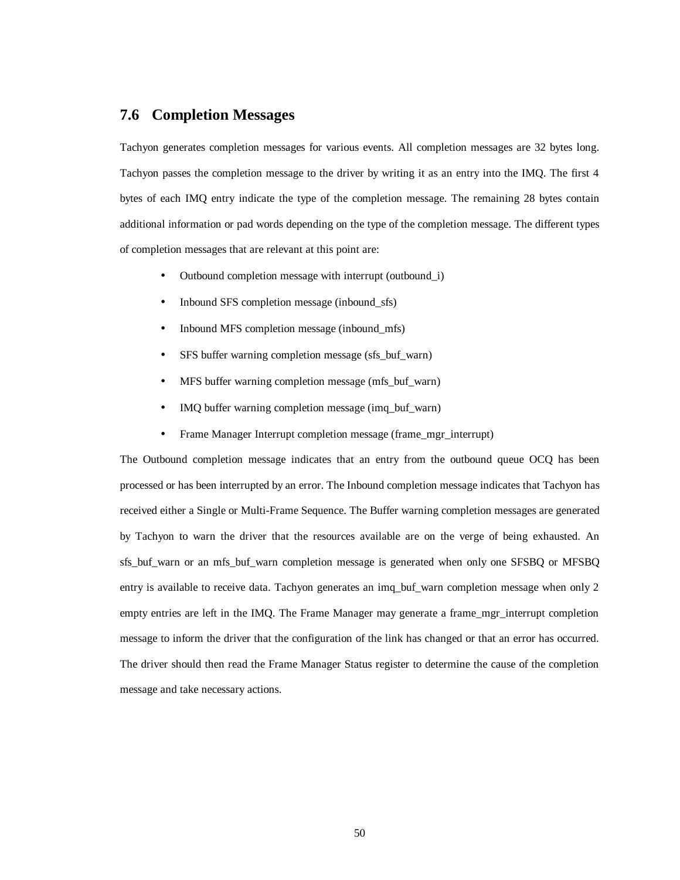## 7.6 Completion Messages

Tachyon generates completion messages for various events. All completion messages are 32 bytes long. Tachyon passes the completion message to the driver by writing it as an entry into the IMQ. The first 4 bytes of each IMQ entry indicate the type of the completion message. The remaining 28 bytes contain additional information or pad words depending on the type of the completion message. The different types of completion messages that are relevant at this point are:

- Outbound completion message with interrupt (outbound_i)
- Inbound SFS completion message (inbound_sfs)
- Inbound MFS completion message (inbound_mfs)
- SFS buffer warning completion message (sfs_buf_warn)
- MFS buffer warning completion message (mfs_buf_warn)
- IMQ buffer warning completion message (imq_buf_warn)
- Frame Manager Interrupt completion message (frame_mgr_interrupt)

The Outbound completion message indicates that an entry from the outbound queue OCQ has been processed or has been interrupted by an error. The Inbound completion message indicates that Tachyon has received either a Single or Multi-Frame Sequence. The Buffer warning completion messages are generated by Tachyon to warn the driver that the resources available are on the verge of being exhausted. An sfs_buf_warn or an mfs_buf_warn completion message is generated when only one SFSBQ or MFSBQ entry is available to receive data. Tachyon generates an imq_buf_warn completion message when only 2 empty entries are left in the IMQ. The Frame Manager may generate a frame_mgr_interrupt completion message to inform the driver that the configuration of the link has changed or that an error has occurred. The driver should then read the Frame Manager Status register to determine the cause of the completion message and take necessary actions.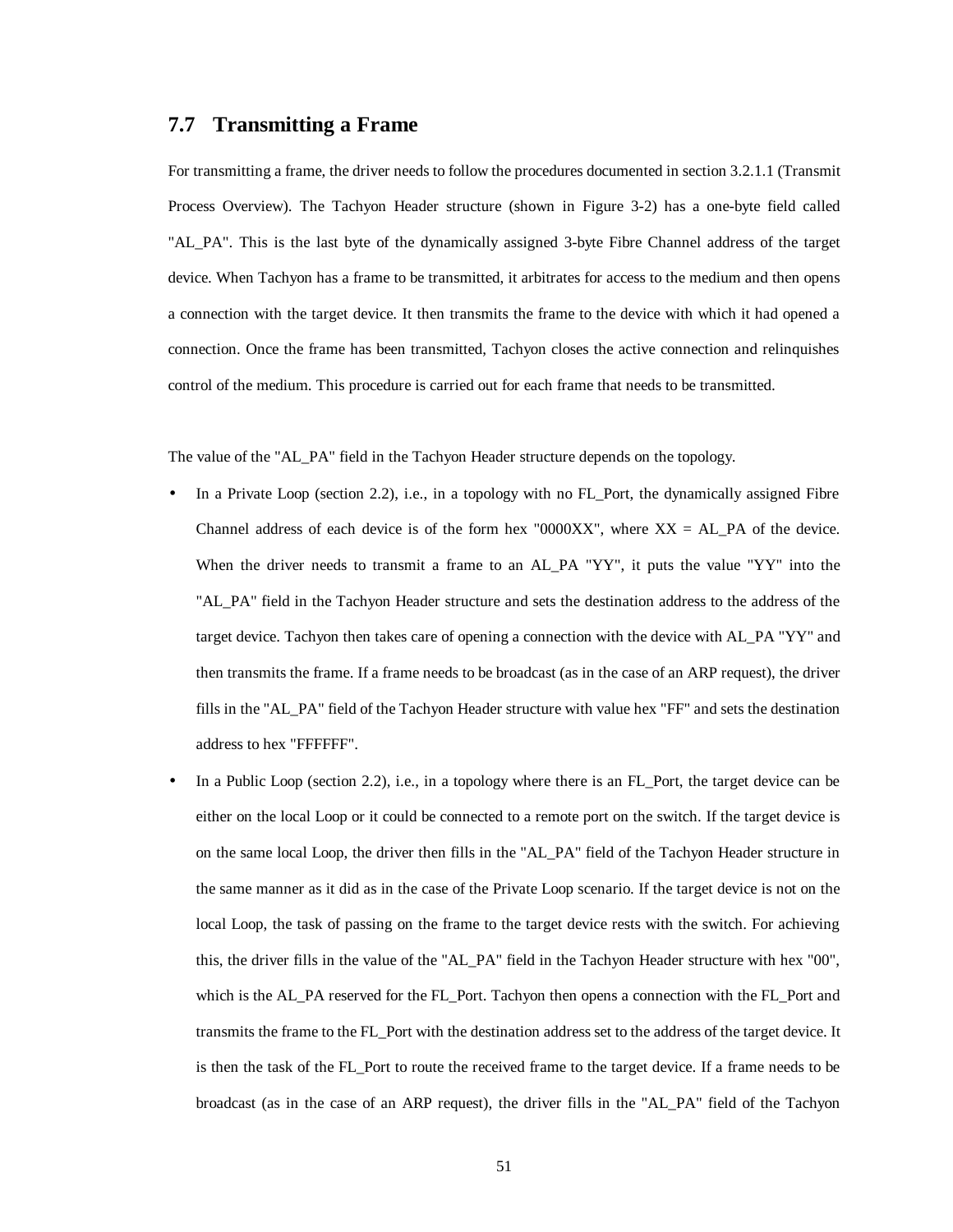## 7.7 Transmitting a Frame

For transmitting a frame, the driver needs to follow the procedures documented in section 3.2.1.1 (Transmit Process Overview). The Tachyon Header structure (shown in Figure 3-2) has a one-byte field called "AL_PA". This is the last byte of the dynamically assigned 3-byte Fibre Channel address of the target device. When Tachyon has a frame to be transmitted, it arbitrates for access to the medium and then opens a connection with the target device. It then transmits the frame to the device with which it had opened a connection. Once the frame has been transmitted, Tachyon closes the active connection and relinquishes control of the medium. This procedure is carried out for each frame that needs to be transmitted.

The value of the "AL_PA" field in the Tachyon Header structure depends on the topology.

- In a Private Loop (section 2.2), i.e., in a topology with no FL_Port, the dynamically assigned Fibre Channel address of each device is of the form hex "0000XX", where XX = AL_PA of the device. When the driver needs to transmit a frame to an AL_PA "YY", it puts the value "YY" into the "AL_PA" field in the Tachyon Header structure and sets the destination address to the address of the target device. Tachyon then takes care of opening a connection with the device with AL_PA "YY" and then transmits the frame. If a frame needs to be broadcast (as in the case of an ARP request), the driver fills in the "AL_PA" field of the Tachyon Header structure with value hex "FF" and sets the destination address to hex "FFFFFF".
- In a Public Loop (section 2.2), i.e., in a topology where there is an FL_Port, the target device can be either on the local Loop or it could be connected to a remote port on the switch. If the target device is on the same local Loop, the driver then fills in the "AL_PA" field of the Tachyon Header structure in the same manner as it did as in the case of the Private Loop scenario. If the target device is not on the local Loop, the task of passing on the frame to the target device rests with the switch. For achieving this, the driver fills in the value of the "AL_PA" field in the Tachyon Header structure with hex "00", which is the AL_PA reserved for the FL_Port. Tachyon then opens a connection with the FL_Port and transmits the frame to the FL_Port with the destination address set to the address of the target device. It is then the task of the FL_Port to route the received frame to the target device. If a frame needs to be broadcast (as in the case of an ARP request), the driver fills in the "AL_PA" field of the Tachyon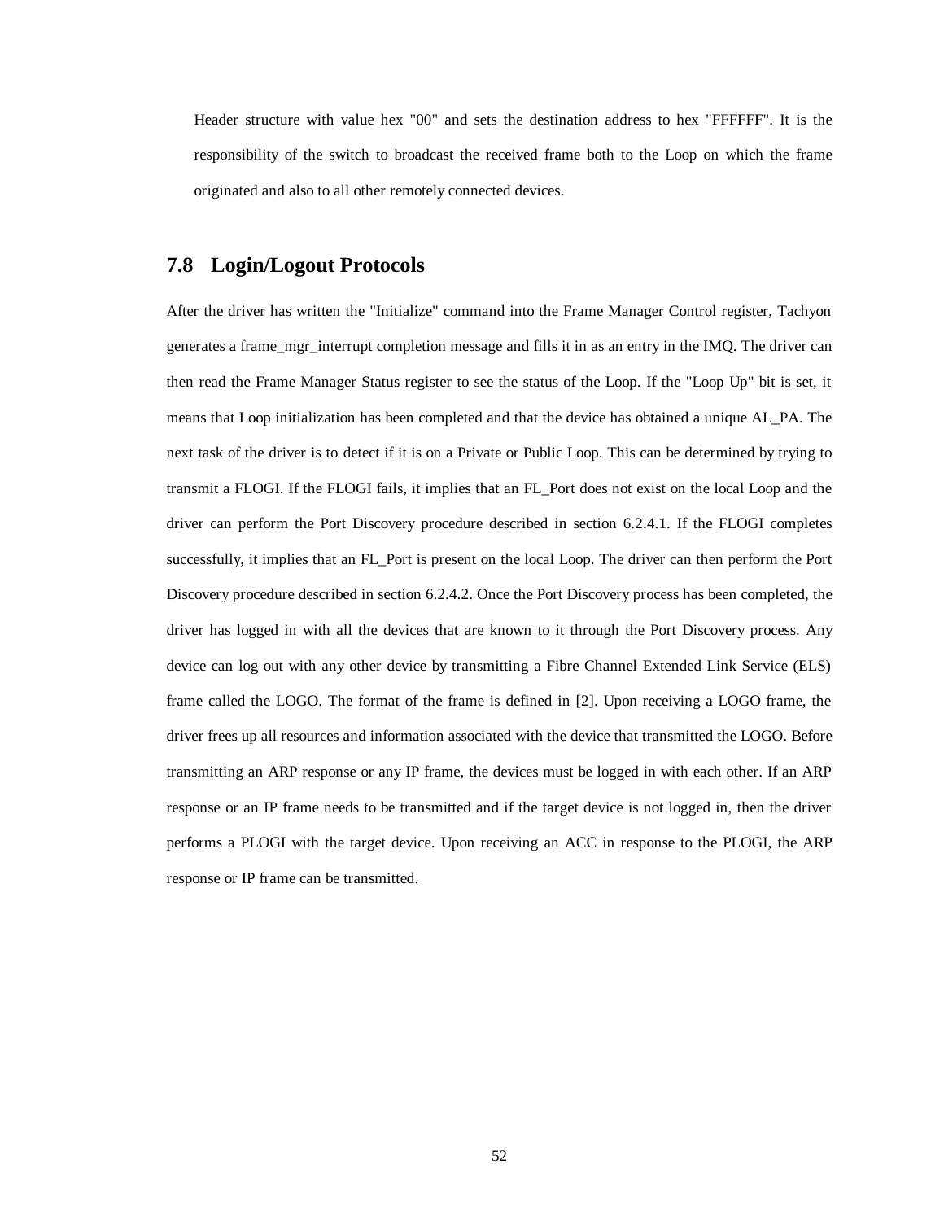Header structure with value hex "00" and sets the destination address to hex "FFFFFF". It is the responsibility of the switch to broadcast the received frame both to the Loop on which the frame originated and also to all other remotely connected devices.

## 7.8 Login/Logout Protocols

After the driver has written the "Initialize" command into the Frame Manager Control register, Tachyon generates a frame_mgr_interrupt completion message and fills it in as an entry in the IMQ. The driver can then read the Frame Manager Status register to see the status of the Loop. If the "Loop Up" bit is set, it means that Loop initialization has been completed and that the device has obtained a unique AL_PA. The next task of the driver is to detect if it is on a Private or Public Loop. This can be determined by trying to transmit a FLOGI. If the FLOGI fails, it implies that an FL_Port does not exist on the local Loop and the driver can perform the Port Discovery procedure described in section 6.2.4.1. If the FLOGI completes successfully, it implies that an FL_Port is present on the local Loop. The driver can then perform the Port Discovery procedure described in section 6.2.4.2. Once the Port Discovery process has been completed, the driver has logged in with all the devices that are known to it through the Port Discovery process. Any device can log out with any other device by transmitting a Fibre Channel Extended Link Service (ELS) frame called the LOGO. The format of the frame is defined in [2]. Upon receiving a LOGO frame, the driver frees up all resources and information associated with the device that transmitted the LOGO. Before transmitting an ARP response or any IP frame, the devices must be logged in with each other. If an ARP response or an IP frame needs to be transmitted and if the target device is not logged in, then the driver performs a PLOGI with the target device. Upon receiving an ACC in response to the PLOGI, the ARP response or IP frame can be transmitted.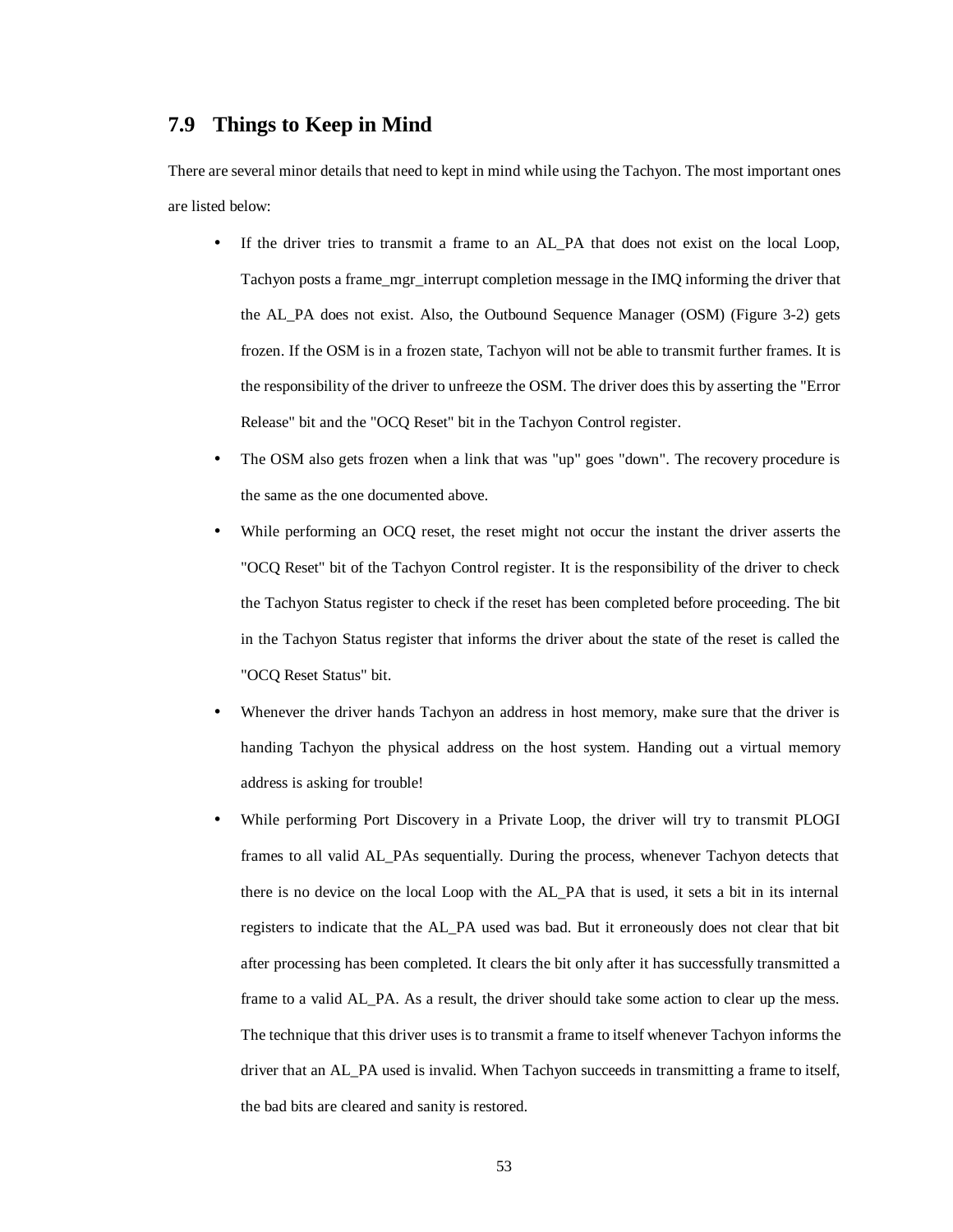## 7.9 Things to Keep in Mind

There are several minor details that need to kept in mind while using the Tachyon. The most important ones are listed below:

- If the driver tries to transmit a frame to an AL_PA that does not exist on the local Loop, Tachyon posts a frame_mgr_interrupt completion message in the IMQ informing the driver that the AL_PA does not exist. Also, the Outbound Sequence Manager (OSM) (Figure 3-2) gets frozen. If the OSM is in a frozen state, Tachyon will not be able to transmit further frames. It is the responsibility of the driver to unfreeze the OSM. The driver does this by asserting the "Error Release" bit and the "OCQ Reset" bit in the Tachyon Control register.
- The OSM also gets frozen when a link that was "up" goes "down". The recovery procedure is the same as the one documented above.
- While performing an OCQ reset, the reset might not occur the instant the driver asserts the "OCQ Reset" bit of the Tachyon Control register. It is the responsibility of the driver to check the Tachyon Status register to check if the reset has been completed before proceeding. The bit in the Tachyon Status register that informs the driver about the state of the reset is called the "OCQ Reset Status" bit.
- Whenever the driver hands Tachyon an address in host memory, make sure that the driver is handing Tachyon the physical address on the host system. Handing out a virtual memory address is asking for trouble!
- While performing Port Discovery in a Private Loop, the driver will try to transmit PLOGI frames to all valid AL_PAs sequentially. During the process, whenever Tachyon detects that there is no device on the local Loop with the AL_PA that is used, it sets a bit in its internal registers to indicate that the AL_PA used was bad. But it erroneously does not clear that bit after processing has been completed. It clears the bit only after it has successfully transmitted a frame to a valid AL_PA. As a result, the driver should take some action to clear up the mess. The technique that this driver uses is to transmit a frame to itself whenever Tachyon informs the driver that an AL_PA used is invalid. When Tachyon succeeds in transmitting a frame to itself, the bad bits are cleared and sanity is restored.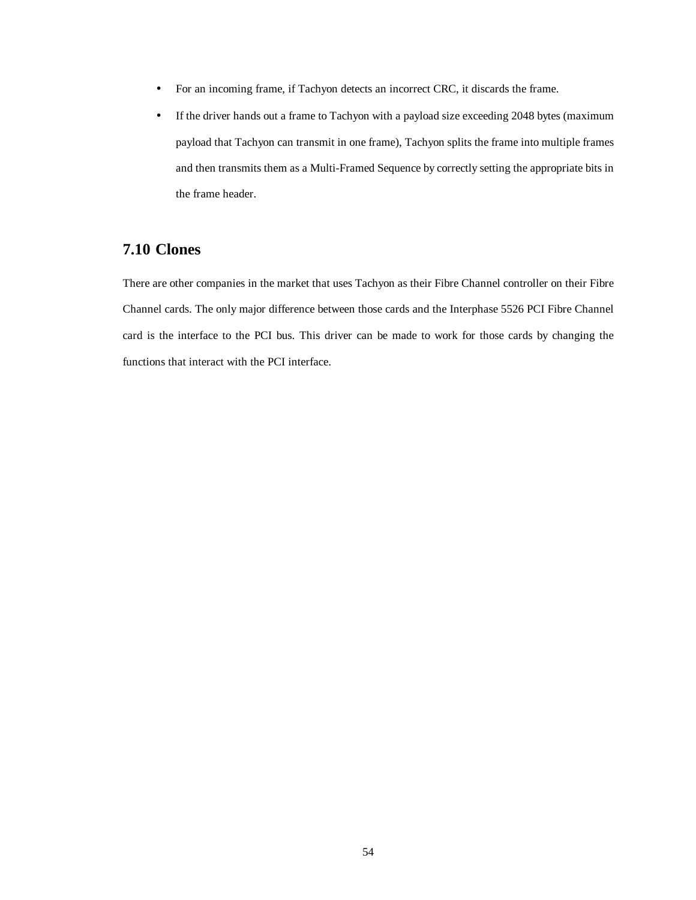- For an incoming frame, if Tachyon detects an incorrect CRC, it discards the frame.
- If the driver hands out a frame to Tachyon with a payload size exceeding 2048 bytes (maximum payload that Tachyon can transmit in one frame), Tachyon splits the frame into multiple frames and then transmits them as a Multi-Framed Sequence by correctly setting the appropriate bits in the frame header.

## 7.10 Clones

There are other companies in the market that uses Tachyon as their Fibre Channel controller on their Fibre Channel cards. The only major difference between those cards and the Interphase 5526 PCI Fibre Channel card is the interface to the PCI bus. This driver can be made to work for those cards by changing the functions that interact with the PCI interface.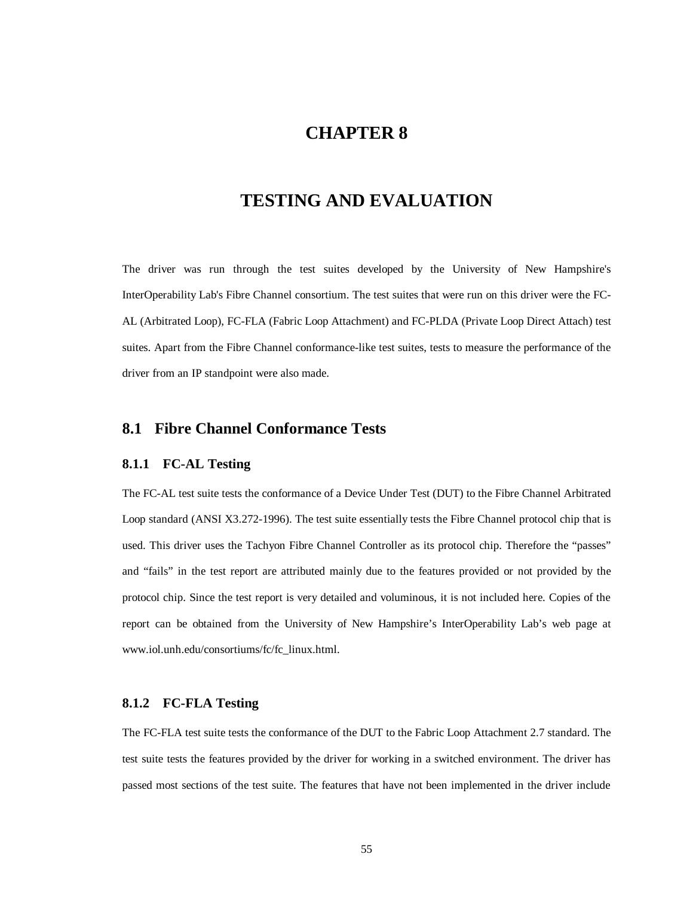# CHAPTER 8

# TESTING AND EVALUATION

The driver was run through the test suites developed by the University of New Hampshire's InterOperability Lab's Fibre Channel consortium. The test suites that were run on this driver were the FC-AL (Arbitrated Loop), FC-FLA (Fabric Loop Attachment) and FC-PLDA (Private Loop Direct Attach) test suites. Apart from the Fibre Channel conformance-like test suites, tests to measure the performance of the driver from an IP standpoint were also made.

## 8.1 Fibre Channel Conformance Tests

### 8.1.1 FC-AL Testing

The FC-AL test suite tests the conformance of a Device Under Test (DUT) to the Fibre Channel Arbitrated Loop standard (ANSI X3.272-1996). The test suite essentially tests the Fibre Channel protocol chip that is used. This driver uses the Tachyon Fibre Channel Controller as its protocol chip. Therefore the "passes" and "fails" in the test report are attributed mainly due to the features provided or not provided by the protocol chip. Since the test report is very detailed and voluminous, it is not included here. Copies of the report can be obtained from the University of New Hampshire's InterOperability Lab's web page at www.iol.unh.edu/consortiums/fc/fc_linux.html.

### 8.1.2 FC-FLA Testing

The FC-FLA test suite tests the conformance of the DUT to the Fabric Loop Attachment 2.7 standard. The test suite tests the features provided by the driver for working in a switched environment. The driver has passed most sections of the test suite. The features that have not been implemented in the driver include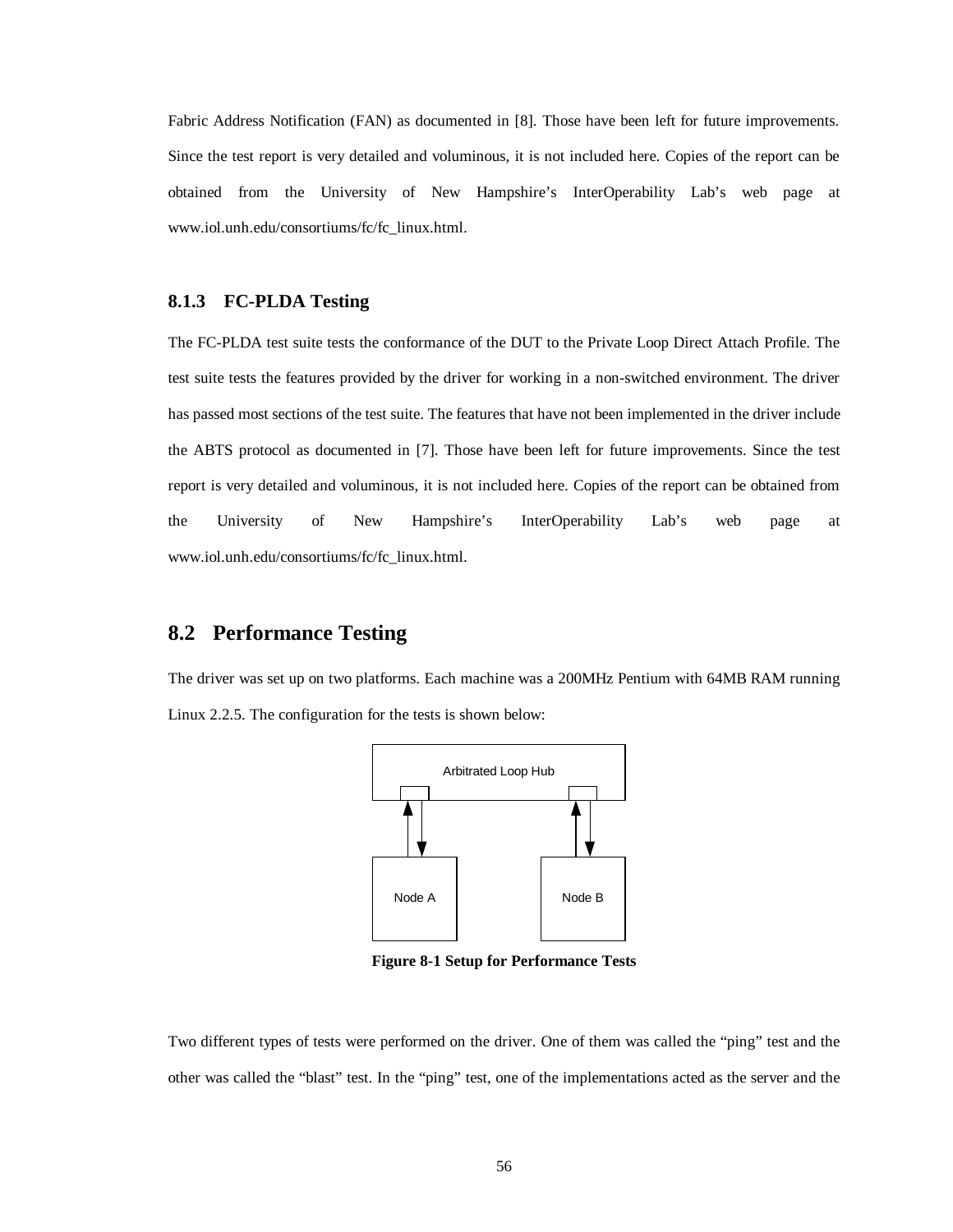Fabric Address Notification (FAN) as documented in [8]. Those have been left for future improvements. Since the test report is very detailed and voluminous, it is not included here. Copies of the report can be obtained from the University of New Hampshire's InterOperability Lab's web page at www.iol.unh.edu/consortiums/fc/fc_linux.html.

### 8.1.3 FC-PLDA Testing

The FC-PLDA test suite tests the conformance of the DUT to the Private Loop Direct Attach Profile. The test suite tests the features provided by the driver for working in a non-switched environment. The driver has passed most sections of the test suite. The features that have not been implemented in the driver include the ABTS protocol as documented in [7]. Those have been left for future improvements. Since the test report is very detailed and voluminous, it is not included here. Copies of the report can be obtained from the University of New Hampshire's InterOperability Lab's web page at www.iol.unh.edu/consortiums/fc/fc_linux.html.

## 8.2 Performance Testing

The driver was set up on two platforms. Each machine was a 200MHz Pentium with 64MB RAM running Linux 2.2.5. The configuration for the tests is shown below:

Arbitrated Loop Hub

Node A

Node B

**Figure 8-1 Setup for Performance Tests**

Two different types of tests were performed on the driver. One of them was called the "ping" test and the other was called the "blast" test. In the "ping" test, one of the implementations acted as the server and the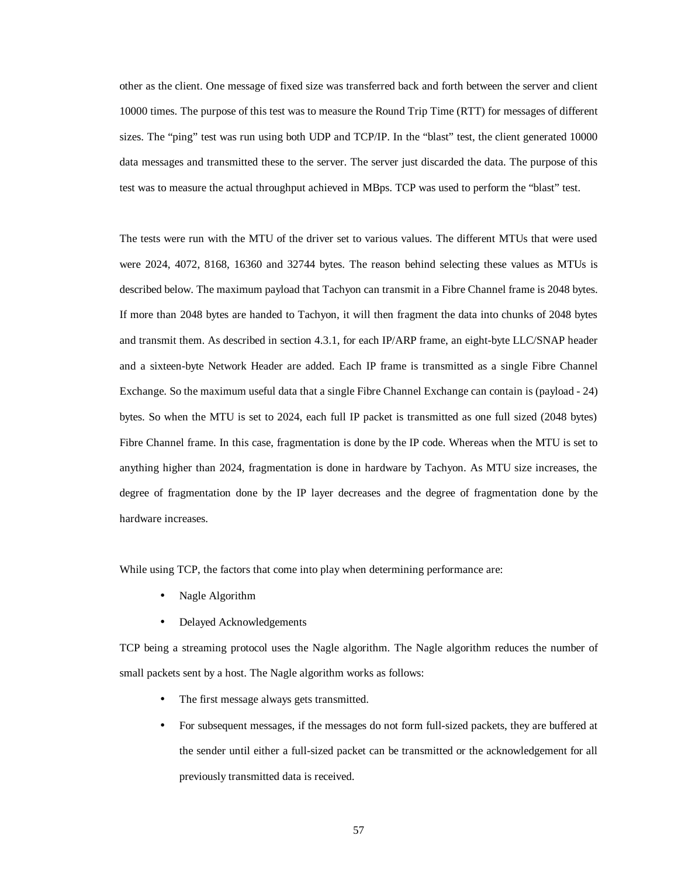other as the client. One message of fixed size was transferred back and forth between the server and client 10000 times. The purpose of this test was to measure the Round Trip Time (RTT) for messages of different sizes. The "ping" test was run using both UDP and TCP/IP. In the "blast" test, the client generated 10000 data messages and transmitted these to the server. The server just discarded the data. The purpose of this test was to measure the actual throughput achieved in MBps. TCP was used to perform the "blast" test.

The tests were run with the MTU of the driver set to various values. The different MTUs that were used were 2024, 4072, 8168, 16360 and 32744 bytes. The reason behind selecting these values as MTUs is described below. The maximum payload that Tachyon can transmit in a Fibre Channel frame is 2048 bytes. If more than 2048 bytes are handed to Tachyon, it will then fragment the data into chunks of 2048 bytes and transmit them. As described in section 4.3.1, for each IP/ARP frame, an eight-byte LLC/SNAP header and a sixteen-byte Network Header are added. Each IP frame is transmitted as a single Fibre Channel Exchange. So the maximum useful data that a single Fibre Channel Exchange can contain is (payload - 24) bytes. So when the MTU is set to 2024, each full IP packet is transmitted as one full sized (2048 bytes) Fibre Channel frame. In this case, fragmentation is done by the IP code. Whereas when the MTU is set to anything higher than 2024, fragmentation is done in hardware by Tachyon. As MTU size increases, the degree of fragmentation done by the IP layer decreases and the degree of fragmentation done by the hardware increases.

While using TCP, the factors that come into play when determining performance are:

- Nagle Algorithm
- Delayed Acknowledgements

TCP being a streaming protocol uses the Nagle algorithm. The Nagle algorithm reduces the number of small packets sent by a host. The Nagle algorithm works as follows:

- The first message always gets transmitted.
- For subsequent messages, if the messages do not form full-sized packets, they are buffered at the sender until either a full-sized packet can be transmitted or the acknowledgement for all previously transmitted data is received.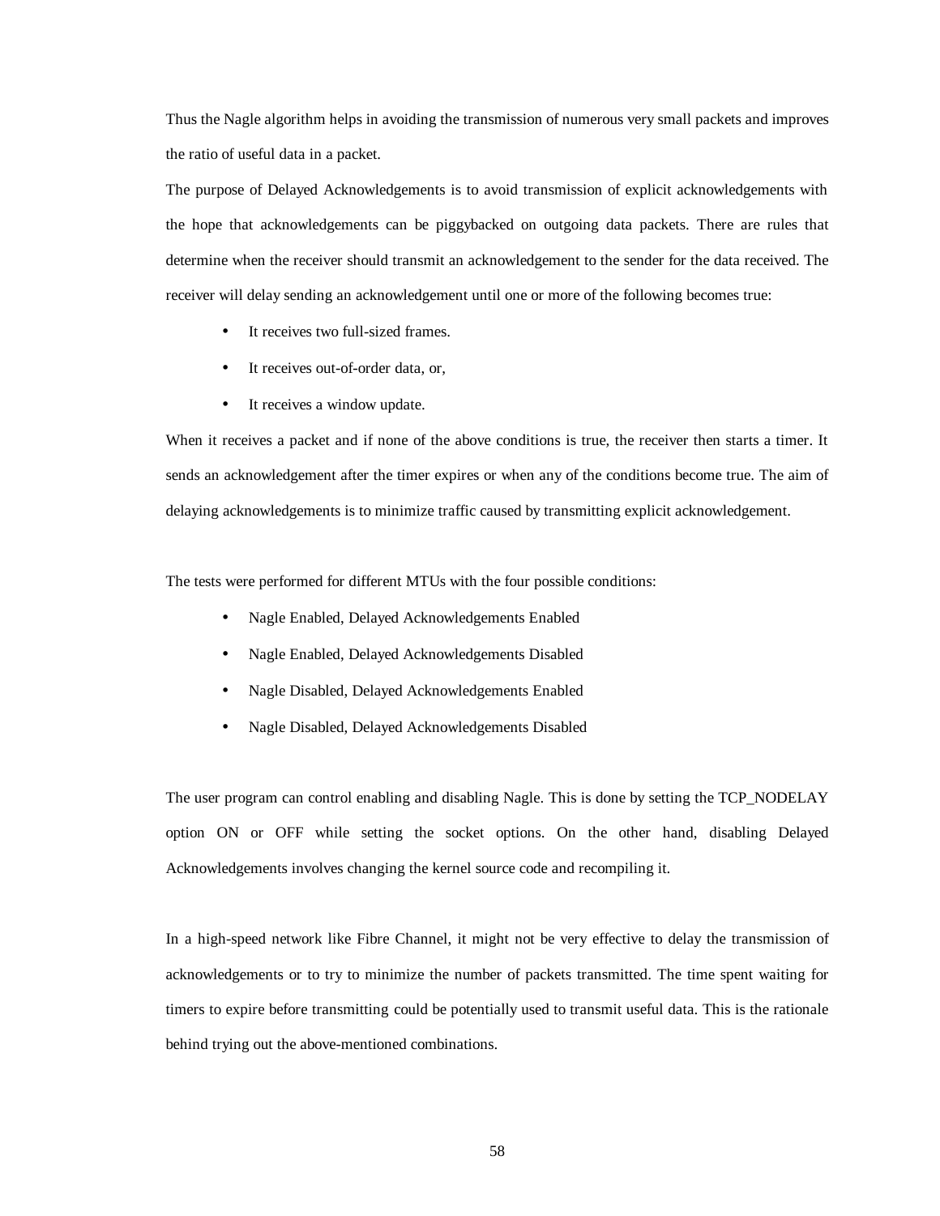Thus the Nagle algorithm helps in avoiding the transmission of numerous very small packets and improves the ratio of useful data in a packet.

The purpose of Delayed Acknowledgements is to avoid transmission of explicit acknowledgements with the hope that acknowledgements can be piggybacked on outgoing data packets. There are rules that determine when the receiver should transmit an acknowledgement to the sender for the data received. The receiver will delay sending an acknowledgement until one or more of the following becomes true:

- It receives two full-sized frames.
- It receives out-of-order data, or,
- It receives a window update.

When it receives a packet and if none of the above conditions is true, the receiver then starts a timer. It sends an acknowledgement after the timer expires or when any of the conditions become true. The aim of delaying acknowledgements is to minimize traffic caused by transmitting explicit acknowledgement.

The tests were performed for different MTUs with the four possible conditions:

- Nagle Enabled, Delayed Acknowledgements Enabled
- Nagle Enabled, Delayed Acknowledgements Disabled
- Nagle Disabled, Delayed Acknowledgements Enabled
- Nagle Disabled, Delayed Acknowledgements Disabled

The user program can control enabling and disabling Nagle. This is done by setting the TCP_NODELAY option ON or OFF while setting the socket options. On the other hand, disabling Delayed Acknowledgements involves changing the kernel source code and recompiling it.

In a high-speed network like Fibre Channel, it might not be very effective to delay the transmission of acknowledgements or to try to minimize the number of packets transmitted. The time spent waiting for timers to expire before transmitting could be potentially used to transmit useful data. This is the rationale behind trying out the above-mentioned combinations.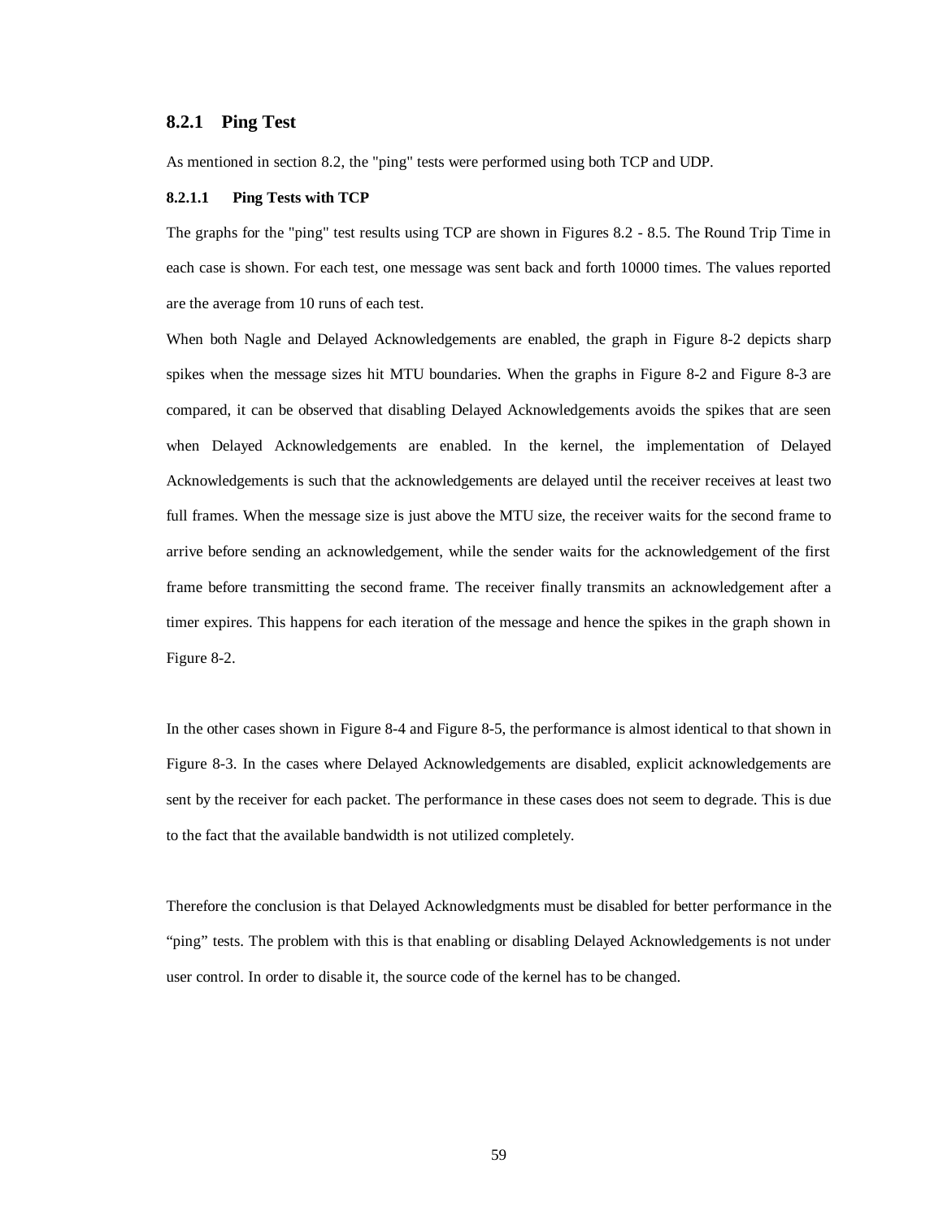### 8.2.1 Ping Test

As mentioned in section 8.2, the "ping" tests were performed using both TCP and UDP.

#### 8.2.1.1 Ping Tests with TCP

The graphs for the "ping" test results using TCP are shown in Figures 8.2 - 8.5. The Round Trip Time in each case is shown. For each test, one message was sent back and forth 10000 times. The values reported are the average from 10 runs of each test.

When both Nagle and Delayed Acknowledgements are enabled, the graph in Figure 8-2 depicts sharp spikes when the message sizes hit MTU boundaries. When the graphs in Figure 8-2 and Figure 8-3 are compared, it can be observed that disabling Delayed Acknowledgements avoids the spikes that are seen when Delayed Acknowledgements are enabled. In the kernel, the implementation of Delayed Acknowledgements is such that the acknowledgements are delayed until the receiver receives at least two full frames. When the message size is just above the MTU size, the receiver waits for the second frame to arrive before sending an acknowledgement, while the sender waits for the acknowledgement of the first frame before transmitting the second frame. The receiver finally transmits an acknowledgement after a timer expires. This happens for each iteration of the message and hence the spikes in the graph shown in Figure 8-2.

In the other cases shown in Figure 8-4 and Figure 8-5, the performance is almost identical to that shown in Figure 8-3. In the cases where Delayed Acknowledgements are disabled, explicit acknowledgements are sent by the receiver for each packet. The performance in these cases does not seem to degrade. This is due to the fact that the available bandwidth is not utilized completely.

Therefore the conclusion is that Delayed Acknowledgments must be disabled for better performance in the "ping" tests. The problem with this is that enabling or disabling Delayed Acknowledgements is not under user control. In order to disable it, the source code of the kernel has to be changed.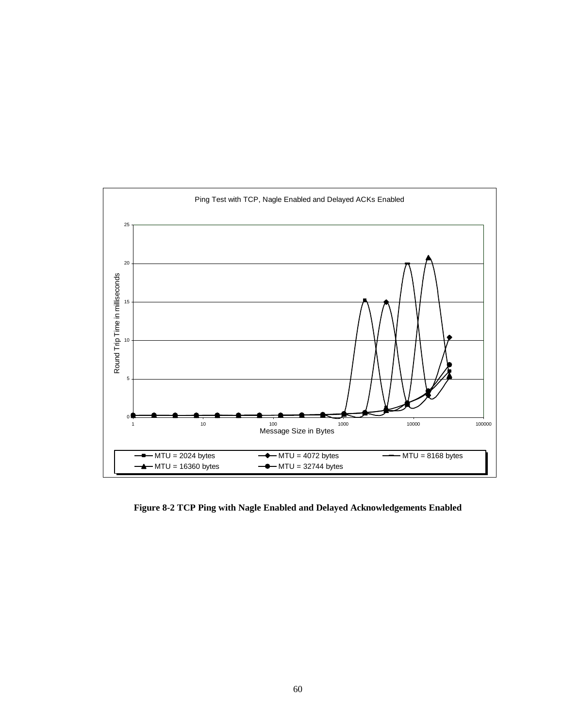Ping Test with TCP, Nagle Enabled and Delayed ACKs Enabled

**Figure 8-2 TCP Ping with Nagle Enabled and Delayed Acknowledgements Enabled**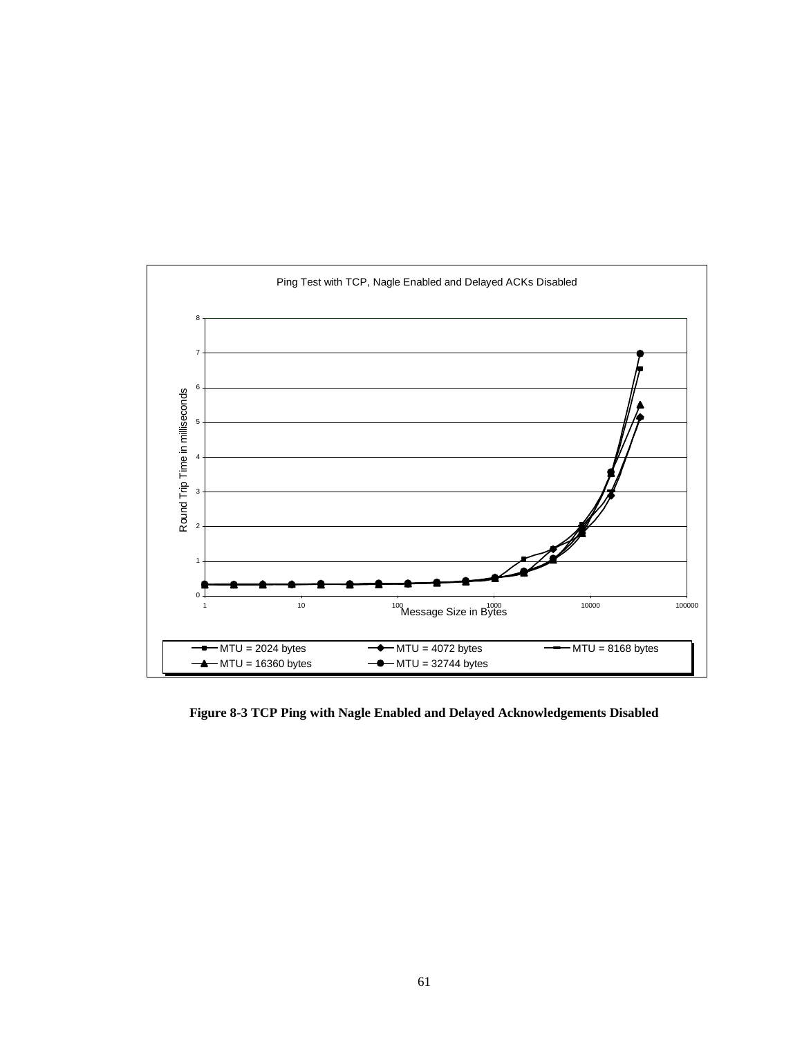Ping Test with TCP, Nagle Enabled and Delayed ACKs Disabled

Round Trip Time in milliseconds

Message Size in Bytes

MTU = 2024 bytes | MTU = 4072 bytes | MTU = 8168 bytes | MTU = 16360 bytes | MTU = 32744 bytes

**Figure 8-3 TCP Ping with Nagle Enabled and Delayed Acknowledgements Disabled**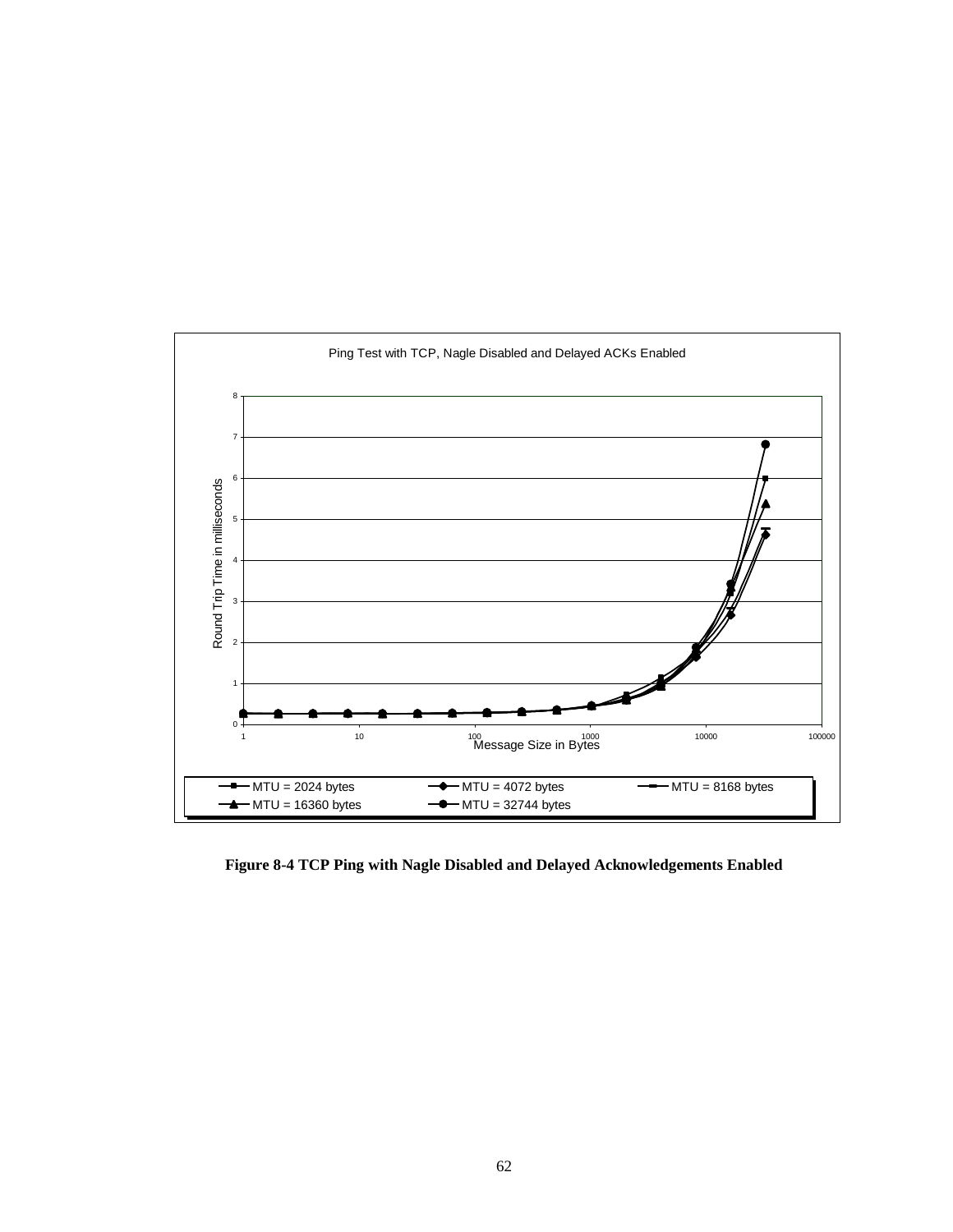Ping Test with TCP, Nagle Disabled and Delayed ACKs Enabled

**Figure 8-4 TCP Ping with Nagle Disabled and Delayed Acknowledgements Enabled**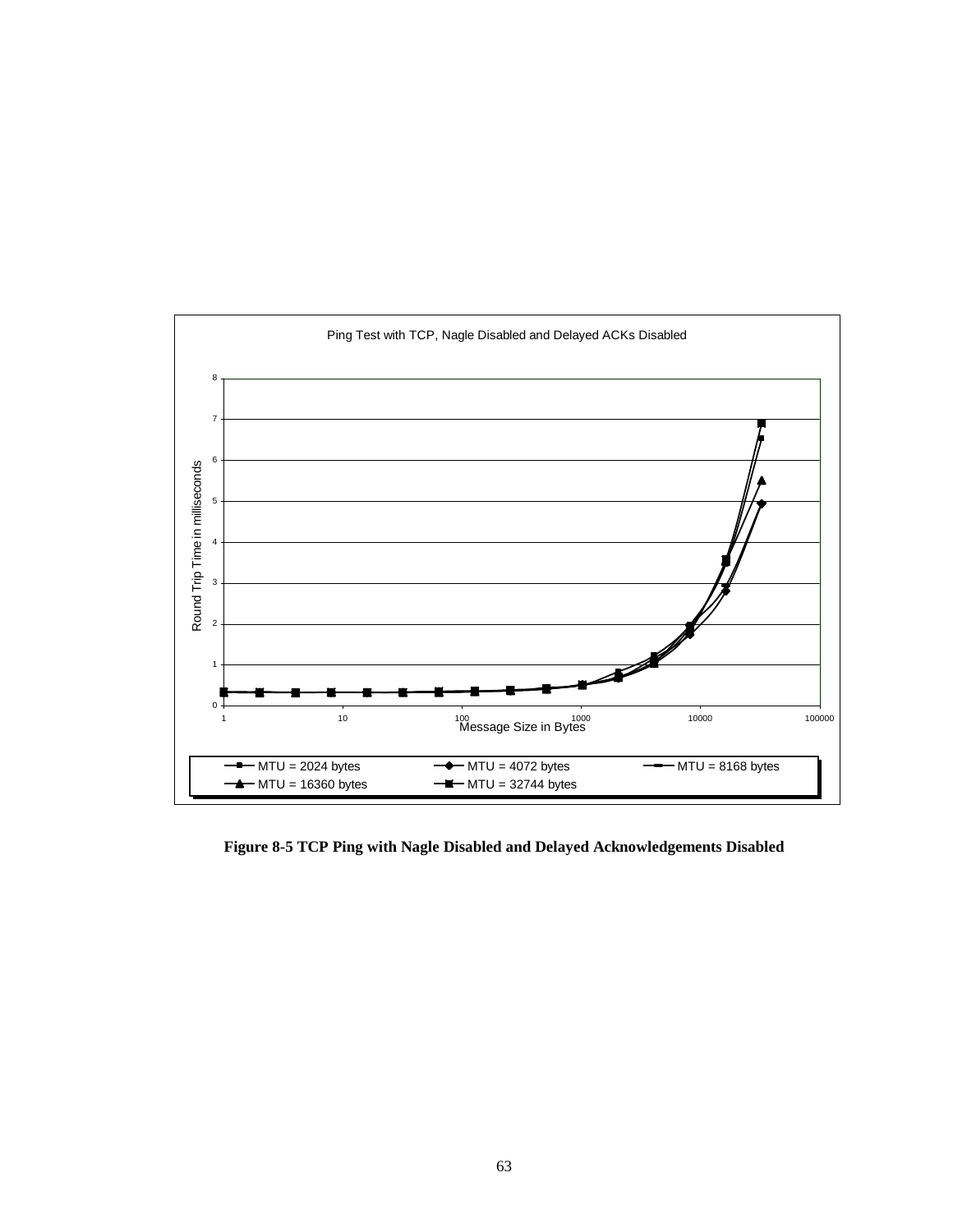**Figure 8-5 TCP Ping with Nagle Disabled and Delayed Acknowledgements Disabled**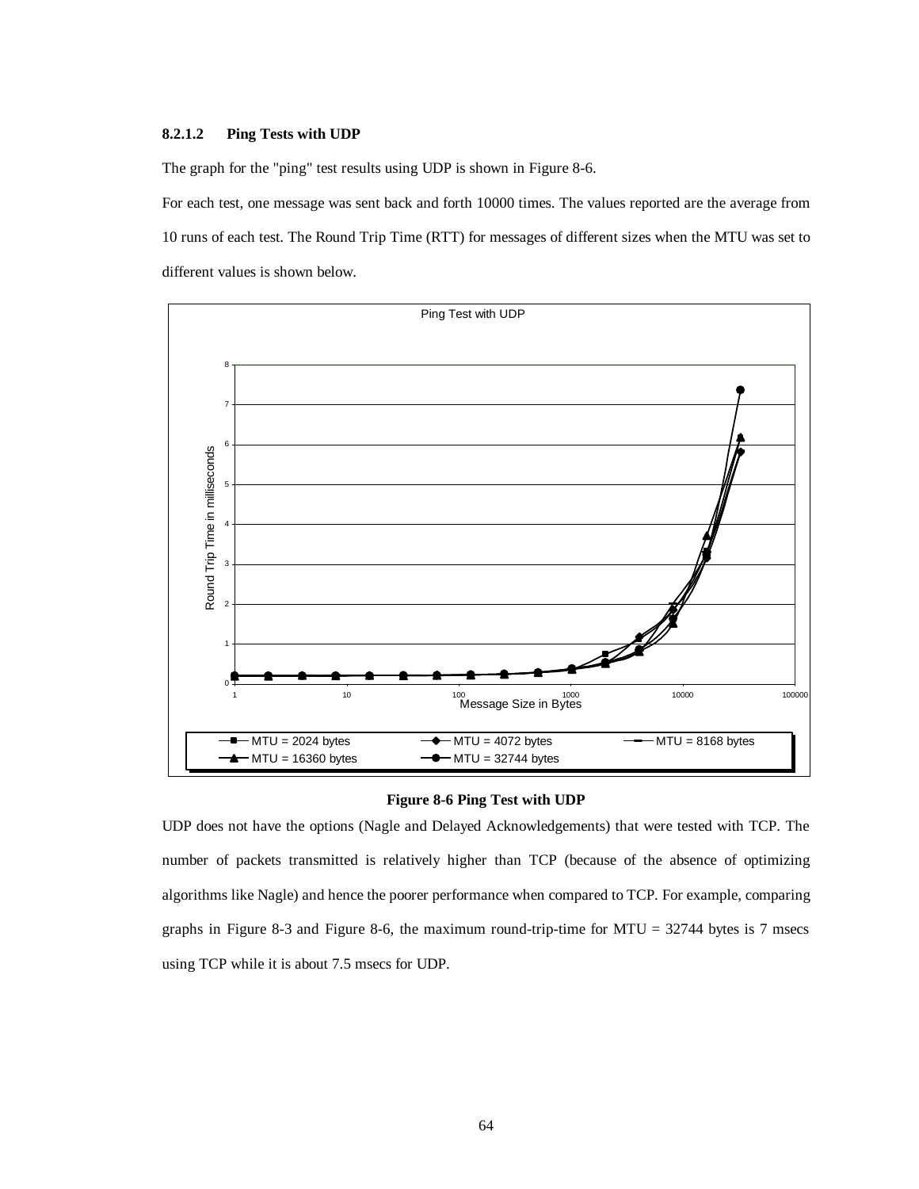### 8.2.1.2 Ping Tests with UDP

The graph for the "ping" test results using UDP is shown in Figure 8-6.

For each test, one message was sent back and forth 10000 times. The values reported are the average from 10 runs of each test. The Round Trip Time (RTT) for messages of different sizes when the MTU was set to different values is shown below.

**Figure 8-6 Ping Test with UDP**

UDP does not have the options (Nagle and Delayed Acknowledgements) that were tested with TCP. The number of packets transmitted is relatively higher than TCP (because of the absence of optimizing algorithms like Nagle) and hence the poorer performance when compared to TCP. For example, comparing graphs in Figure 8-3 and Figure 8-6, the maximum round-trip-time for MTU = 32744 bytes is 7 msecs using TCP while it is about 7.5 msecs for UDP.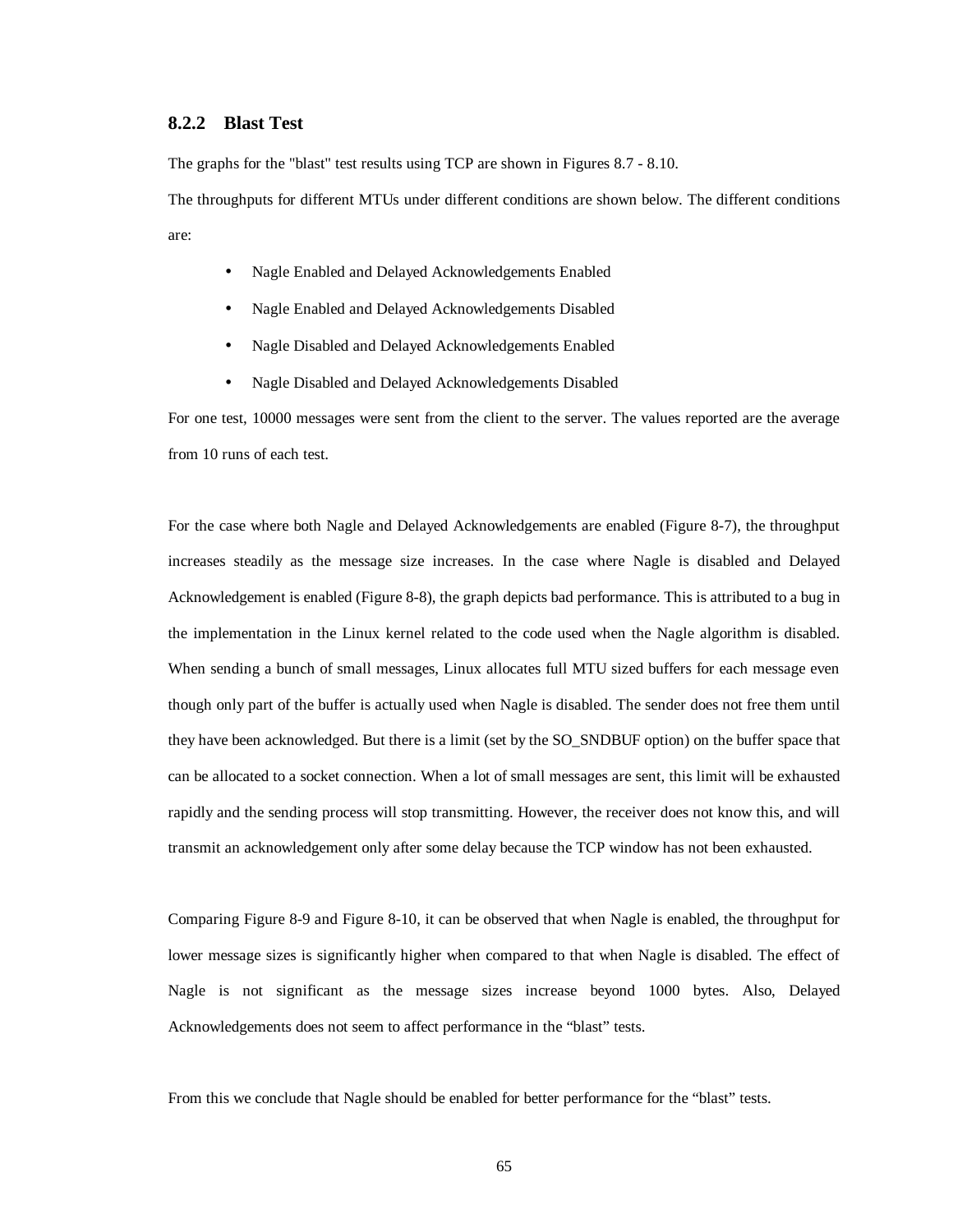### 8.2.2 Blast Test

The graphs for the "blast" test results using TCP are shown in Figures 8.7 - 8.10.

The throughputs for different MTUs under different conditions are shown below. The different conditions are:

- Nagle Enabled and Delayed Acknowledgements Enabled
- Nagle Enabled and Delayed Acknowledgements Disabled
- Nagle Disabled and Delayed Acknowledgements Enabled
- Nagle Disabled and Delayed Acknowledgements Disabled

For one test, 10000 messages were sent from the client to the server. The values reported are the average from 10 runs of each test.

For the case where both Nagle and Delayed Acknowledgements are enabled (Figure 8-7), the throughput increases steadily as the message size increases. In the case where Nagle is disabled and Delayed Acknowledgement is enabled (Figure 8-8), the graph depicts bad performance. This is attributed to a bug in the implementation in the Linux kernel related to the code used when the Nagle algorithm is disabled. When sending a bunch of small messages, Linux allocates full MTU sized buffers for each message even though only part of the buffer is actually used when Nagle is disabled. The sender does not free them until they have been acknowledged. But there is a limit (set by the SO_SNDBUF option) on the buffer space that can be allocated to a socket connection. When a lot of small messages are sent, this limit will be exhausted rapidly and the sending process will stop transmitting. However, the receiver does not know this, and will transmit an acknowledgement only after some delay because the TCP window has not been exhausted.

Comparing Figure 8-9 and Figure 8-10, it can be observed that when Nagle is enabled, the throughput for lower message sizes is significantly higher when compared to that when Nagle is disabled. The effect of Nagle is not significant as the message sizes increase beyond 1000 bytes. Also, Delayed Acknowledgements does not seem to affect performance in the "blast" tests.

From this we conclude that Nagle should be enabled for better performance for the "blast" tests.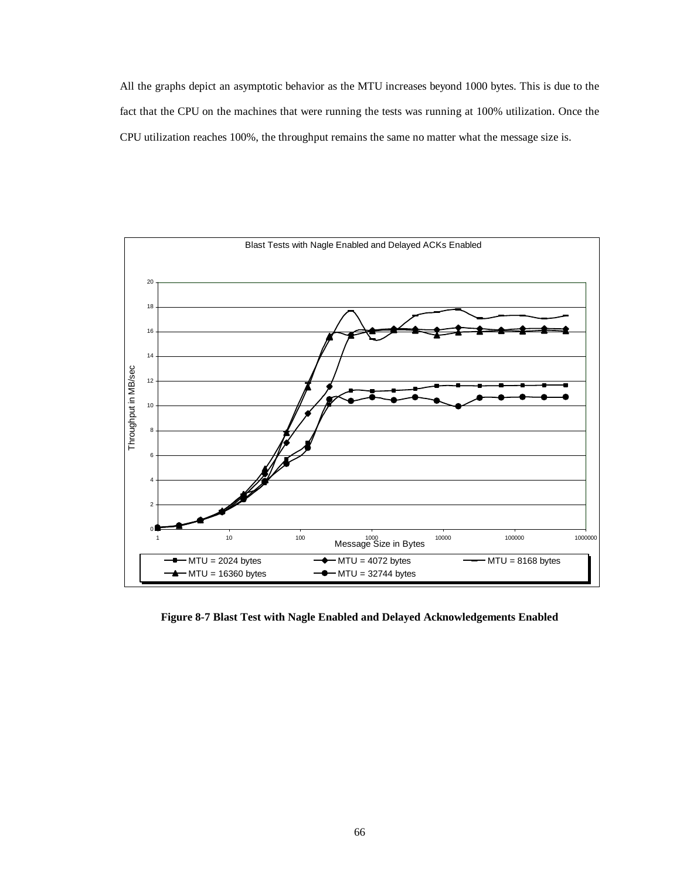All the graphs depict an asymptotic behavior as the MTU increases beyond 1000 bytes. This is due to the fact that the CPU on the machines that were running the tests was running at 100% utilization. Once the CPU utilization reaches 100%, the throughput remains the same no matter what the message size is.

**Figure 8-7 Blast Test with Nagle Enabled and Delayed Acknowledgements Enabled**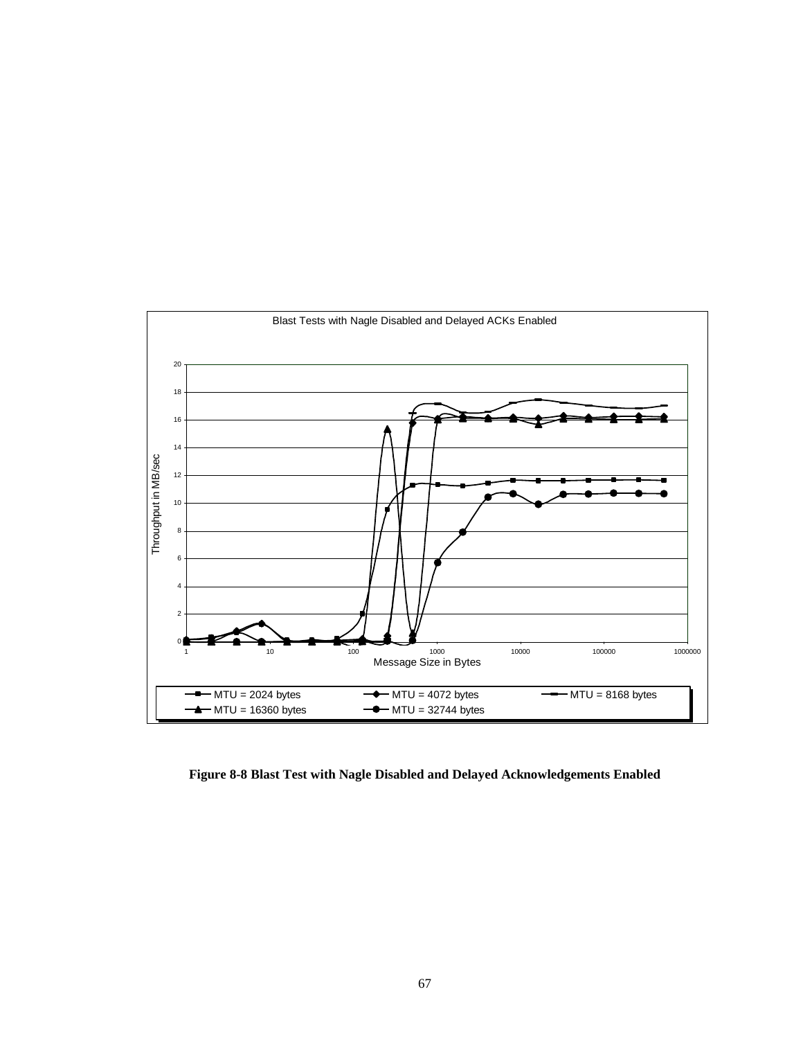**Figure 8-8 Blast Test with Nagle Disabled and Delayed Acknowledgements Enabled**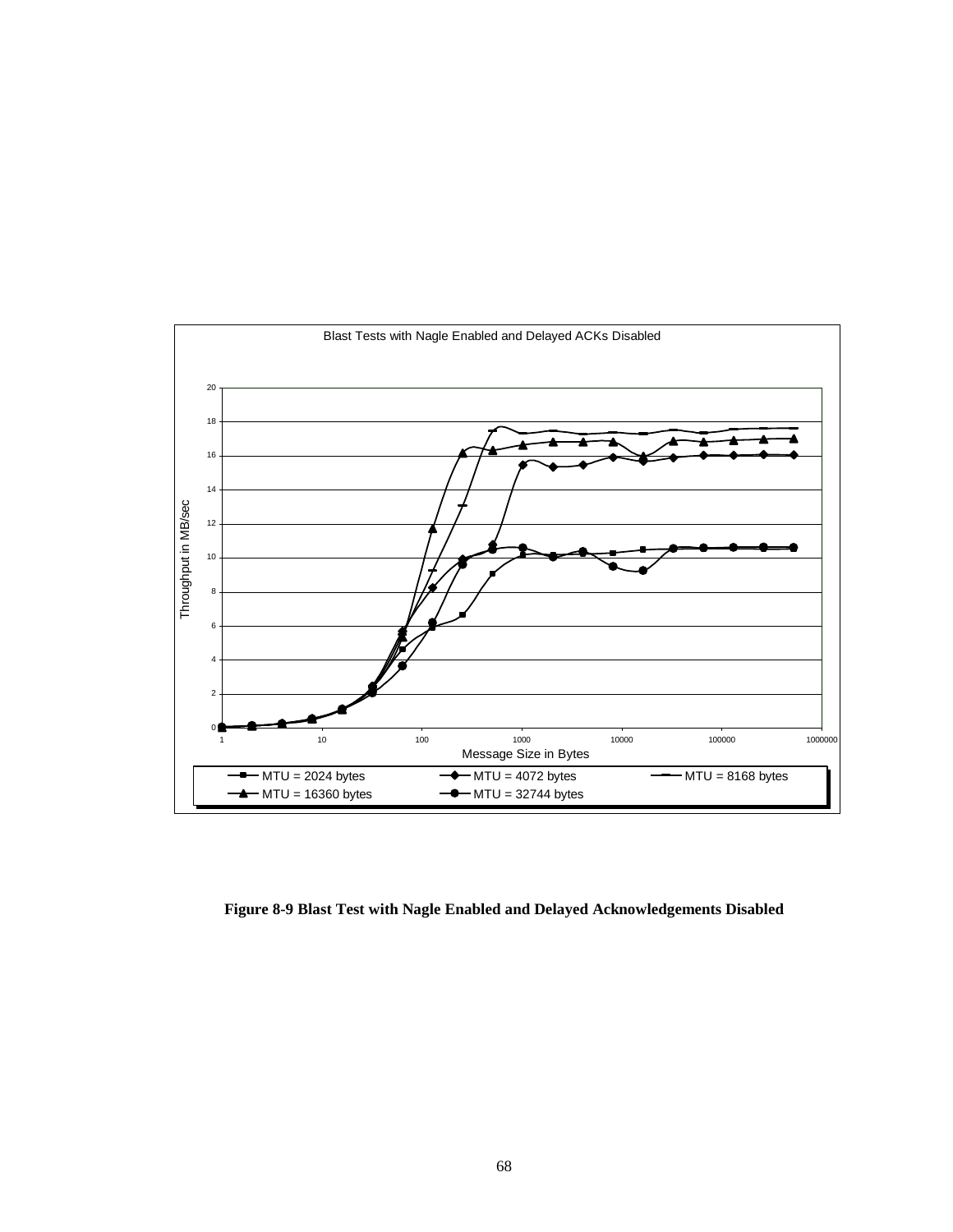**Figure 8-9 Blast Test with Nagle Enabled and Delayed Acknowledgements Disabled**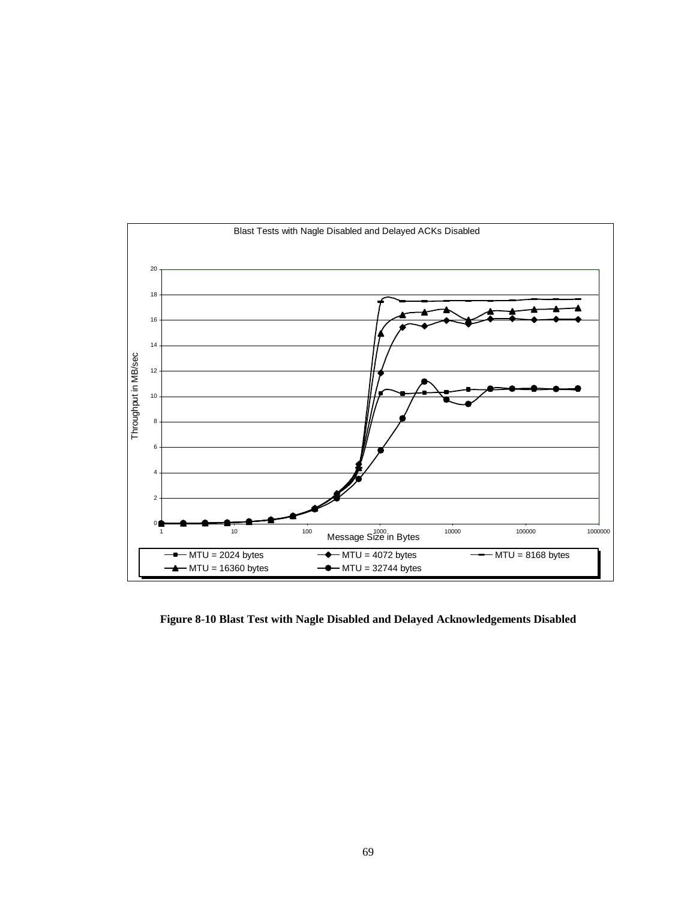**Figure 8-10 Blast Test with Nagle Disabled and Delayed Acknowledgements Disabled**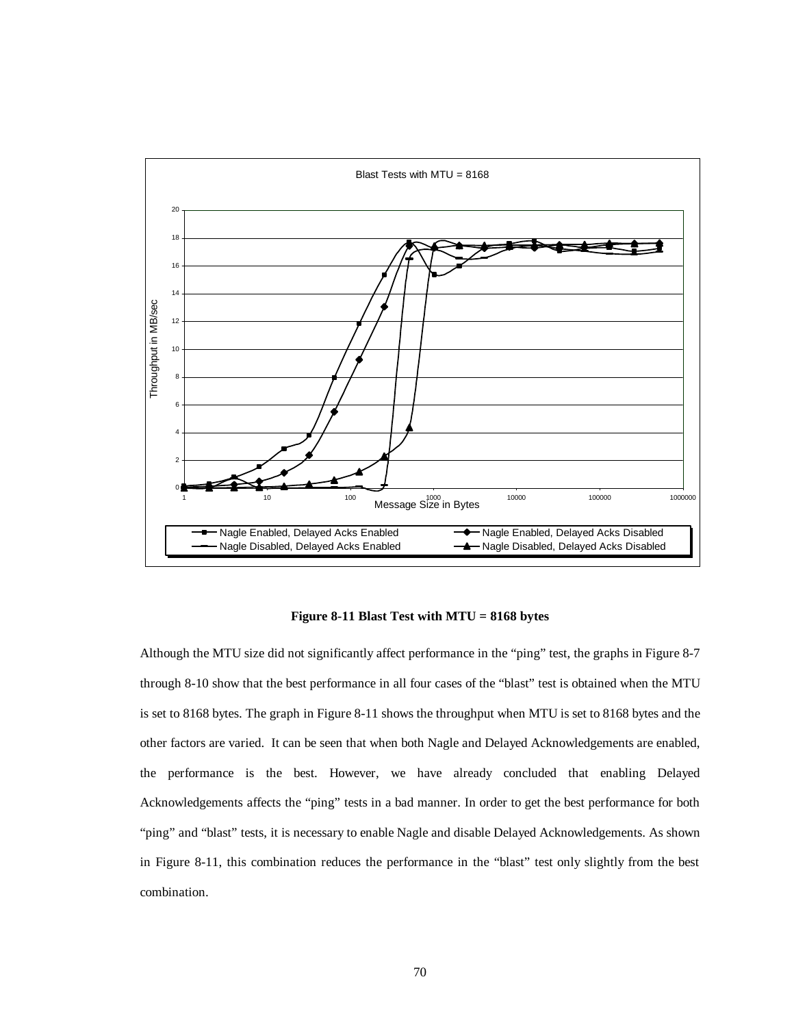**Figure 8-11 Blast Test with MTU = 8168 bytes**

Although the MTU size did not significantly affect performance in the “ping” test, the graphs in Figure 8-7 through 8-10 show that the best performance in all four cases of the “blast” test is obtained when the MTU is set to 8168 bytes. The graph in Figure 8-11 shows the throughput when MTU is set to 8168 bytes and the other factors are varied. It can be seen that when both Nagle and Delayed Acknowledgements are enabled, the performance is the best. However, we have already concluded that enabling Delayed Acknowledgements affects the “ping” tests in a bad manner. In order to get the best performance for both “ping” and “blast” tests, it is necessary to enable Nagle and disable Delayed Acknowledgements. As shown in Figure 8-11, this combination reduces the performance in the “blast” test only slightly from the best combination.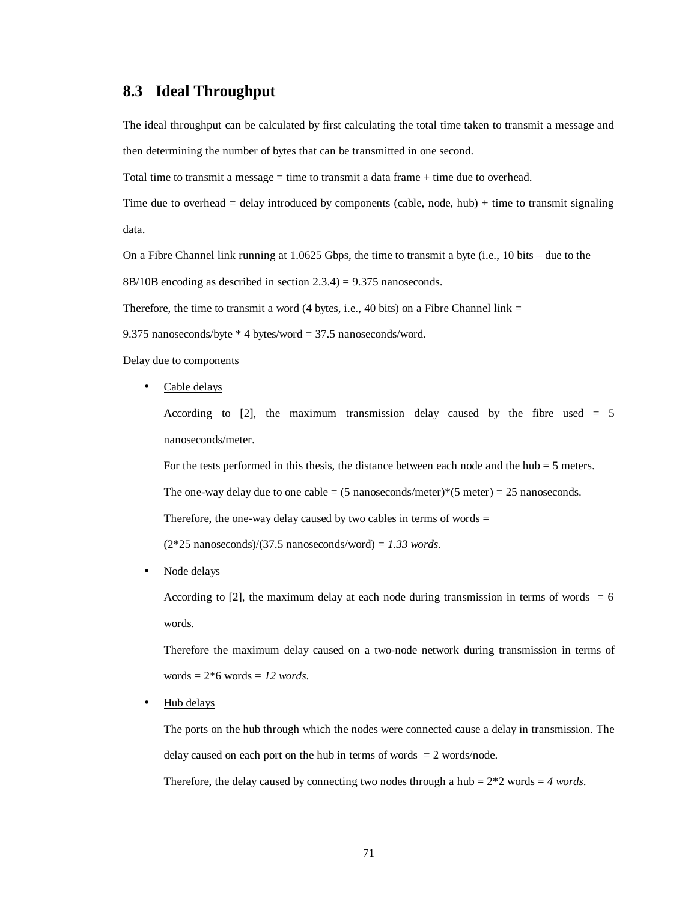## 8.3 Ideal Throughput

The ideal throughput can be calculated by first calculating the total time taken to transmit a message and then determining the number of bytes that can be transmitted in one second.

Total time to transmit a message = time to transmit a data frame + time due to overhead.

Time due to overhead = delay introduced by components (cable, node, hub) + time to transmit signaling data.

On a Fibre Channel link running at 1.0625 Gbps, the time to transmit a byte (i.e., 10 bits – due to the 8B/10B encoding as described in section 2.3.4) = 9.375 nanoseconds.

Therefore, the time to transmit a word (4 bytes, i.e., 40 bits) on a Fibre Channel link =

9.375 nanoseconds/byte * 4 bytes/word = 37.5 nanoseconds/word.

<u>Delay due to components</u>

- <u>Cable delays</u>

  According to [2], the maximum transmission delay caused by the fibre used = 5 nanoseconds/meter.

  For the tests performed in this thesis, the distance between each node and the hub = 5 meters.

  The one-way delay due to one cable = (5 nanoseconds/meter)*(5 meter) = 25 nanoseconds.

  Therefore, the one-way delay caused by two cables in terms of words =

  (2*25 nanoseconds)/(37.5 nanoseconds/word) = *1.33 words*.

- <u>Node delays</u>

  According to [2], the maximum delay at each node during transmission in terms of words = 6 words.

  Therefore the maximum delay caused on a two-node network during transmission in terms of words = 2*6 words = *12 words*.

- <u>Hub delays</u>

  The ports on the hub through which the nodes were connected cause a delay in transmission. The delay caused on each port on the hub in terms of words = 2 words/node.

  Therefore, the delay caused by connecting two nodes through a hub = 2*2 words = *4 words*.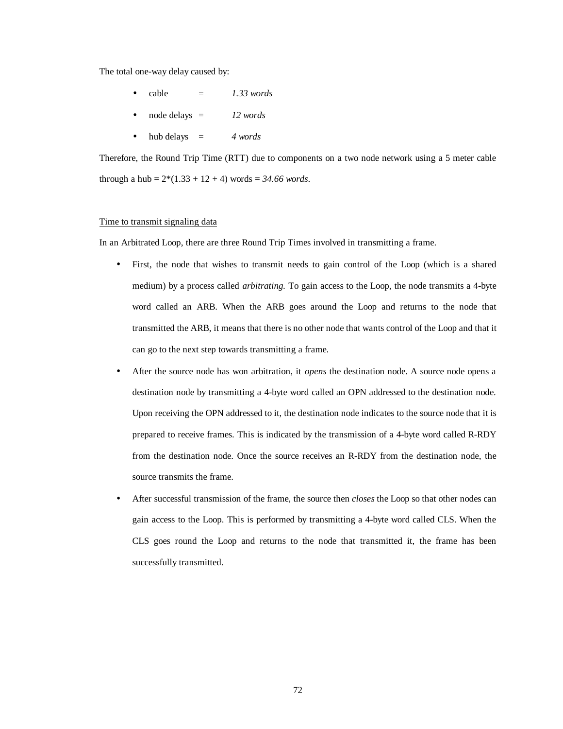The total one-way delay caused by:

- cable = *1.33 words*
- node delays = *12 words*
- hub delays = *4 words*

Therefore, the Round Trip Time (RTT) due to components on a two node network using a 5 meter cable through a hub = 2*(1.33 + 12 + 4) words = *34.66 words*.

<u>Time to transmit signaling data</u>

In an Arbitrated Loop, there are three Round Trip Times involved in transmitting a frame.

- First, the node that wishes to transmit needs to gain control of the Loop (which is a shared medium) by a process called *arbitrating.* To gain access to the Loop, the node transmits a 4-byte word called an ARB. When the ARB goes around the Loop and returns to the node that transmitted the ARB, it means that there is no other node that wants control of the Loop and that it can go to the next step towards transmitting a frame.
- After the source node has won arbitration, it *opens* the destination node. A source node opens a destination node by transmitting a 4-byte word called an OPN addressed to the destination node. Upon receiving the OPN addressed to it, the destination node indicates to the source node that it is prepared to receive frames. This is indicated by the transmission of a 4-byte word called R-RDY from the destination node. Once the source receives an R-RDY from the destination node, the source transmits the frame.
- After successful transmission of the frame, the source then *closes* the Loop so that other nodes can gain access to the Loop. This is performed by transmitting a 4-byte word called CLS. When the CLS goes round the Loop and returns to the node that transmitted it, the frame has been successfully transmitted.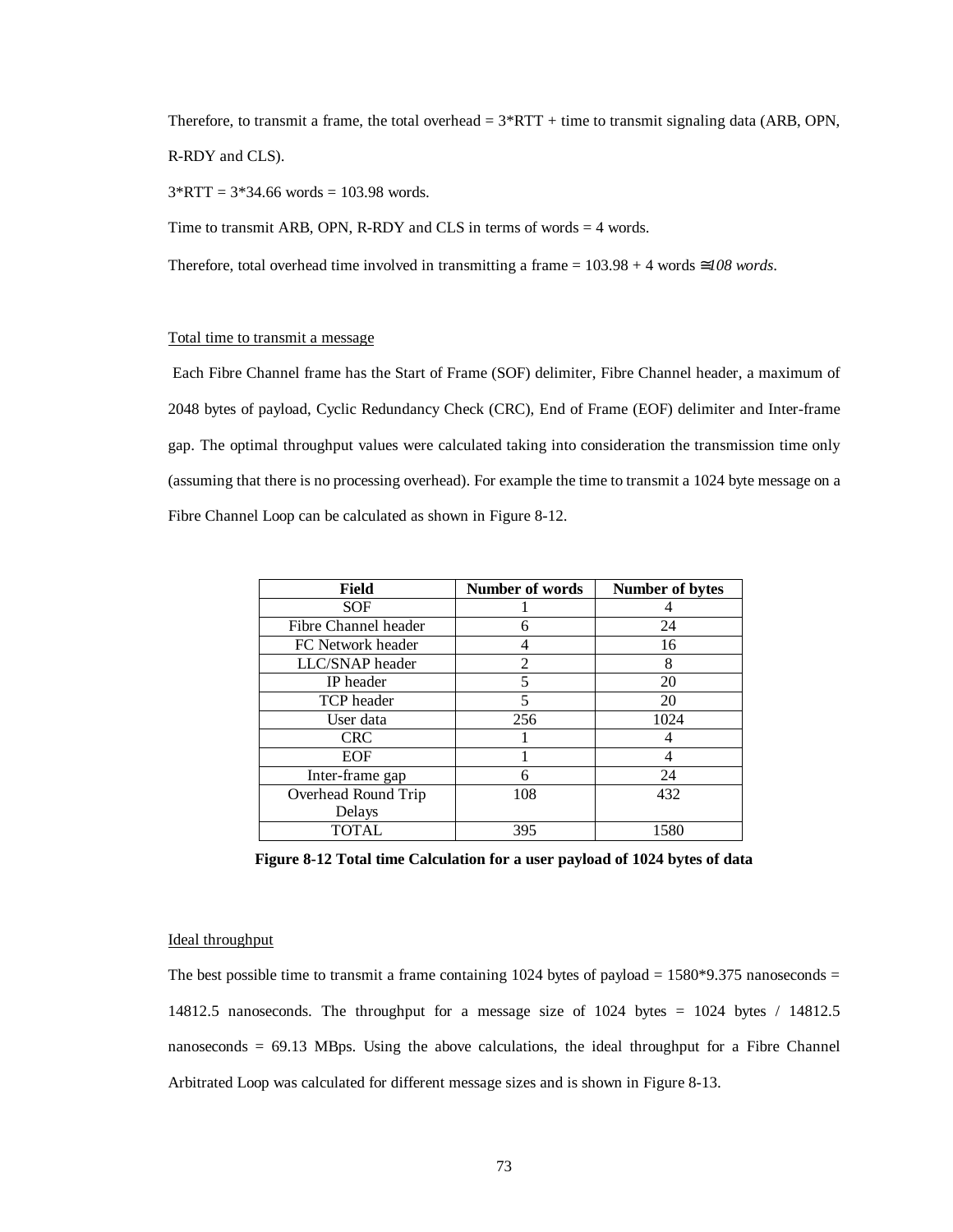Therefore, to transmit a frame, the total overhead = 3*RTT + time to transmit signaling data (ARB, OPN, R-RDY and CLS).

3*RTT = 3*34.66 words = 103.98 words.

Time to transmit ARB, OPN, R-RDY and CLS in terms of words = 4 words.

Therefore, total overhead time involved in transmitting a frame = 103.98 + 4 words ≅ *108 words*.

Total time to transmit a message

Each Fibre Channel frame has the Start of Frame (SOF) delimiter, Fibre Channel header, a maximum of 2048 bytes of payload, Cyclic Redundancy Check (CRC), End of Frame (EOF) delimiter and Inter-frame gap. The optimal throughput values were calculated taking into consideration the transmission time only (assuming that there is no processing overhead). For example the time to transmit a 1024 byte message on a Fibre Channel Loop can be calculated as shown in Figure 8-12.

| Field | Number of words | Number of bytes |
|---|---|---|
| SOF | 1 | 4 |
| Fibre Channel header | 6 | 24 |
| FC Network header | 4 | 16 |
| LLC/SNAP header | 2 | 8 |
| IP header | 5 | 20 |
| TCP header | 5 | 20 |
| User data | 256 | 1024 |
| CRC | 1 | 4 |
| EOF | 1 | 4 |
| Inter-frame gap | 6 | 24 |
| Overhead Round Trip Delays | 108 | 432 |
| TOTAL | 395 | 1580 |

**Figure 8-12 Total time Calculation for a user payload of 1024 bytes of data**

Ideal throughput

The best possible time to transmit a frame containing 1024 bytes of payload = 1580*9.375 nanoseconds = 14812.5 nanoseconds. The throughput for a message size of 1024 bytes = 1024 bytes / 14812.5 nanoseconds = 69.13 MBps. Using the above calculations, the ideal throughput for a Fibre Channel Arbitrated Loop was calculated for different message sizes and is shown in Figure 8-13.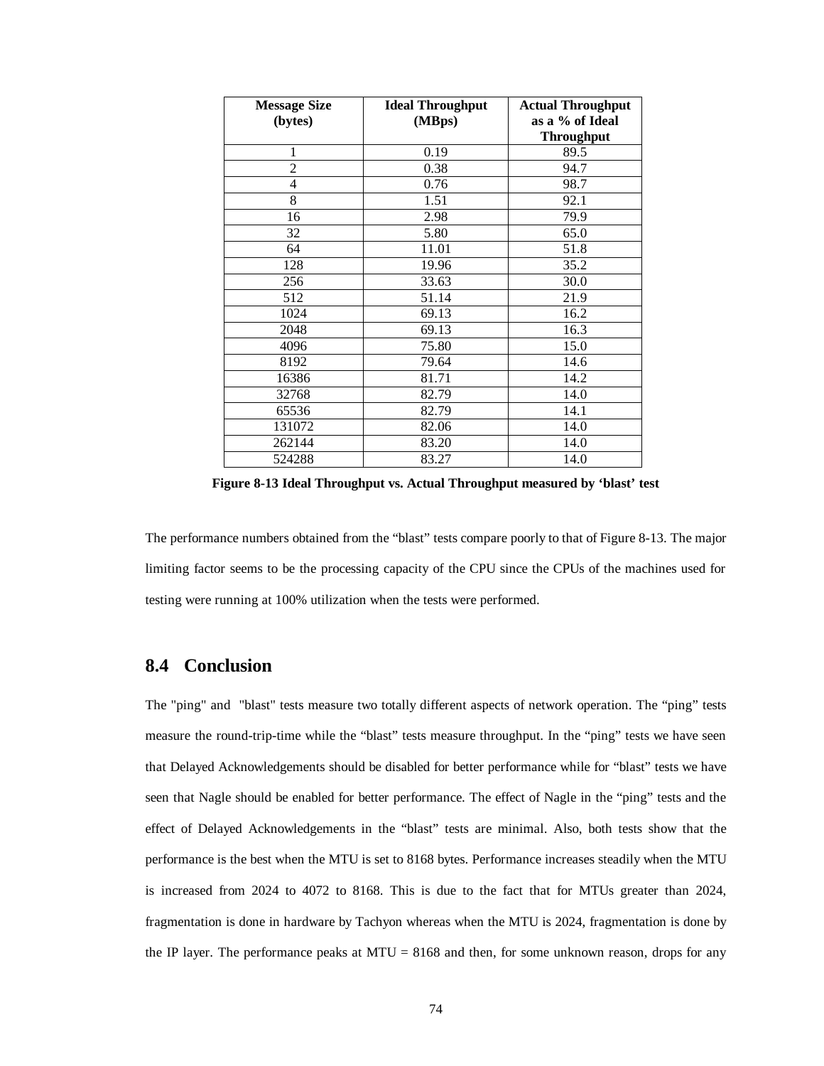| Message Size (bytes) | Ideal Throughput (MBps) | Actual Throughput as a % of Ideal Throughput |
|---|---|---|
| 1 | 0.19 | 89.5 |
| 2 | 0.38 | 94.7 |
| 4 | 0.76 | 98.7 |
| 8 | 1.51 | 92.1 |
| 16 | 2.98 | 79.9 |
| 32 | 5.80 | 65.0 |
| 64 | 11.01 | 51.8 |
| 128 | 19.96 | 35.2 |
| 256 | 33.63 | 30.0 |
| 512 | 51.14 | 21.9 |
| 1024 | 69.13 | 16.2 |
| 2048 | 69.13 | 16.3 |
| 4096 | 75.80 | 15.0 |
| 8192 | 79.64 | 14.6 |
| 16386 | 81.71 | 14.2 |
| 32768 | 82.79 | 14.0 |
| 65536 | 82.79 | 14.1 |
| 131072 | 82.06 | 14.0 |
| 262144 | 83.20 | 14.0 |
| 524288 | 83.27 | 14.0 |

**Figure 8-13 Ideal Throughput vs. Actual Throughput measured by 'blast' test**

The performance numbers obtained from the "blast" tests compare poorly to that of Figure 8-13. The major limiting factor seems to be the processing capacity of the CPU since the CPUs of the machines used for testing were running at 100% utilization when the tests were performed.

## 8.4 Conclusion

The "ping" and "blast" tests measure two totally different aspects of network operation. The "ping" tests measure the round-trip-time while the "blast" tests measure throughput. In the "ping" tests we have seen that Delayed Acknowledgements should be disabled for better performance while for "blast" tests we have seen that Nagle should be enabled for better performance. The effect of Nagle in the "ping" tests and the effect of Delayed Acknowledgements in the "blast" tests are minimal. Also, both tests show that the performance is the best when the MTU is set to 8168 bytes. Performance increases steadily when the MTU is increased from 2024 to 4072 to 8168. This is due to the fact that for MTUs greater than 2024, fragmentation is done in hardware by Tachyon whereas when the MTU is 2024, fragmentation is done by the IP layer. The performance peaks at MTU = 8168 and then, for some unknown reason, drops for any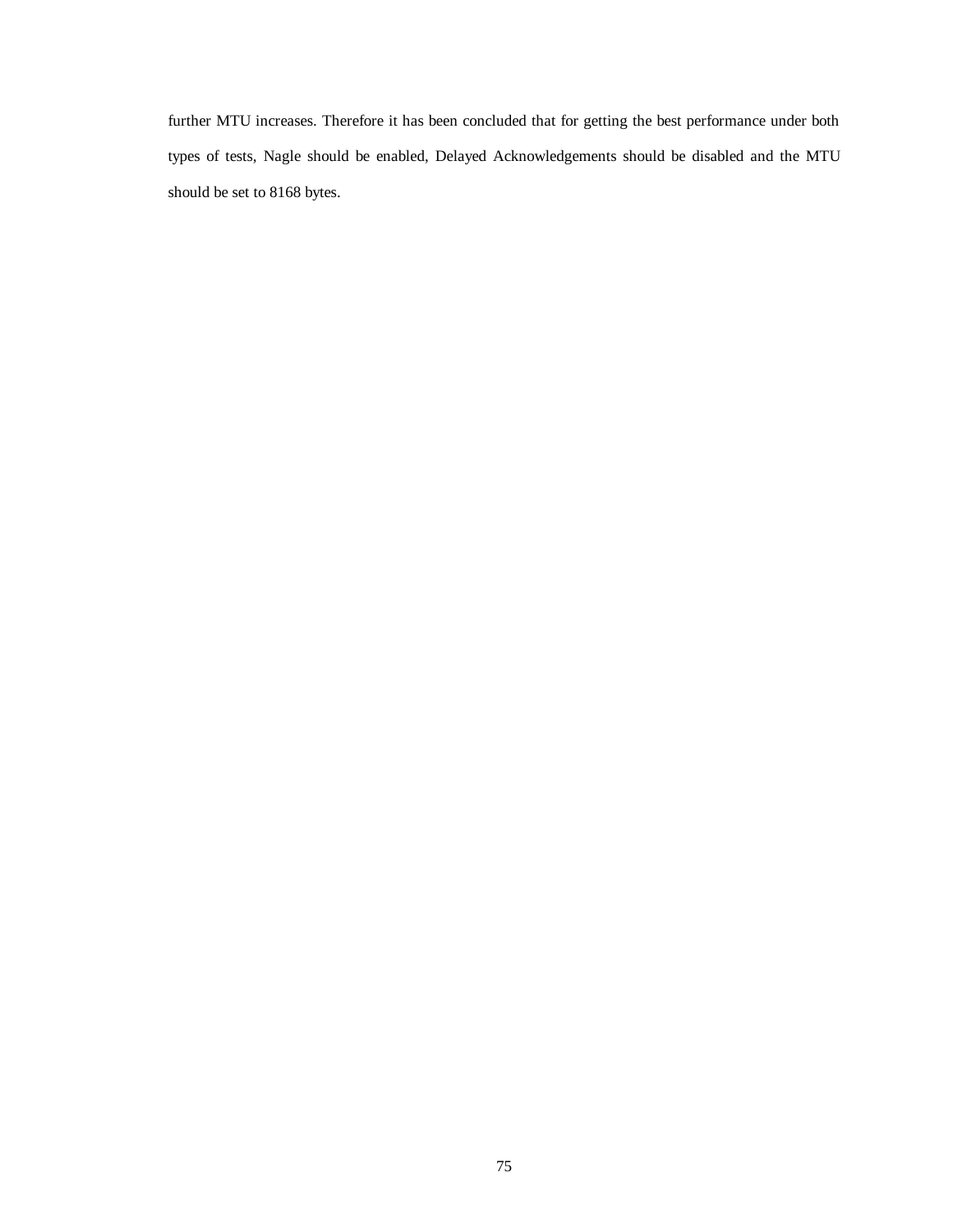further MTU increases. Therefore it has been concluded that for getting the best performance under both types of tests, Nagle should be enabled, Delayed Acknowledgements should be disabled and the MTU should be set to 8168 bytes.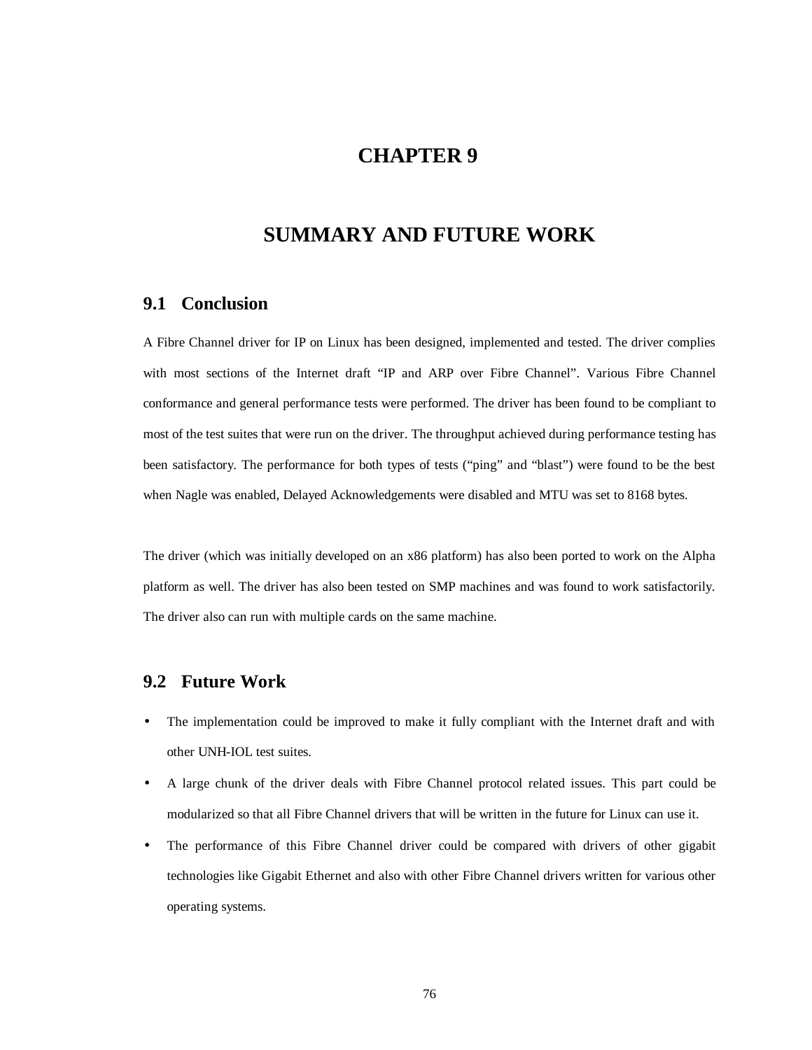# CHAPTER 9

# SUMMARY AND FUTURE WORK

## 9.1 Conclusion

A Fibre Channel driver for IP on Linux has been designed, implemented and tested. The driver complies with most sections of the Internet draft "IP and ARP over Fibre Channel". Various Fibre Channel conformance and general performance tests were performed. The driver has been found to be compliant to most of the test suites that were run on the driver. The throughput achieved during performance testing has been satisfactory. The performance for both types of tests ("ping" and "blast") were found to be the best when Nagle was enabled, Delayed Acknowledgements were disabled and MTU was set to 8168 bytes.

The driver (which was initially developed on an x86 platform) has also been ported to work on the Alpha platform as well. The driver has also been tested on SMP machines and was found to work satisfactorily. The driver also can run with multiple cards on the same machine.

## 9.2 Future Work

- The implementation could be improved to make it fully compliant with the Internet draft and with other UNH-IOL test suites.
- A large chunk of the driver deals with Fibre Channel protocol related issues. This part could be modularized so that all Fibre Channel drivers that will be written in the future for Linux can use it.
- The performance of this Fibre Channel driver could be compared with drivers of other gigabit technologies like Gigabit Ethernet and also with other Fibre Channel drivers written for various other operating systems.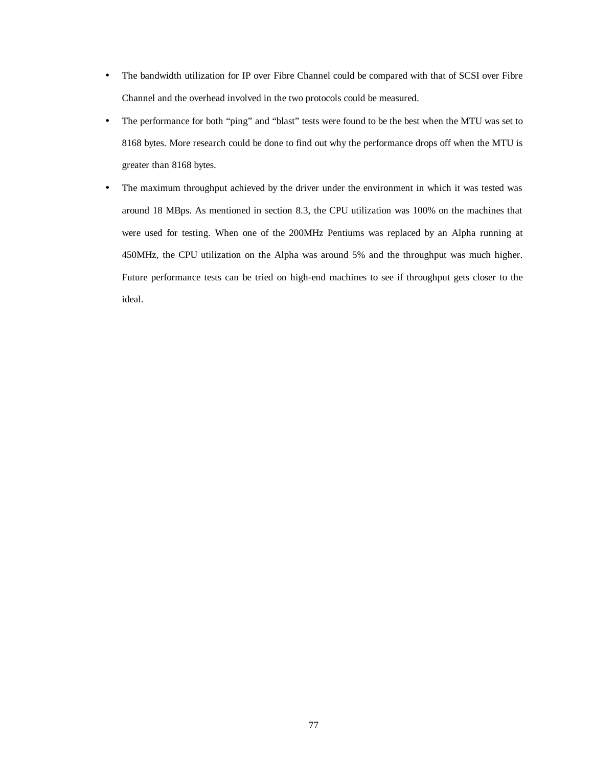- The bandwidth utilization for IP over Fibre Channel could be compared with that of SCSI over Fibre Channel and the overhead involved in the two protocols could be measured.
- The performance for both "ping" and "blast" tests were found to be the best when the MTU was set to 8168 bytes. More research could be done to find out why the performance drops off when the MTU is greater than 8168 bytes.
- The maximum throughput achieved by the driver under the environment in which it was tested was around 18 MBps. As mentioned in section 8.3, the CPU utilization was 100% on the machines that were used for testing. When one of the 200MHz Pentiums was replaced by an Alpha running at 450MHz, the CPU utilization on the Alpha was around 5% and the throughput was much higher. Future performance tests can be tried on high-end machines to see if throughput gets closer to the ideal.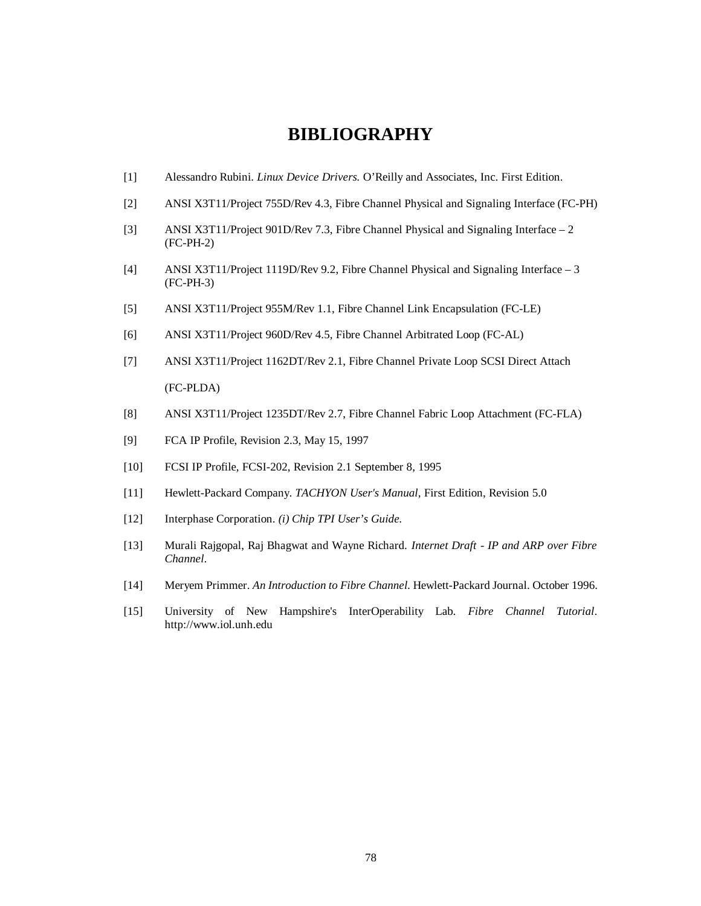# BIBLIOGRAPHY

[1] Alessandro Rubini. *Linux Device Drivers.* O'Reilly and Associates, Inc. First Edition.

[2] ANSI X3T11/Project 755D/Rev 4.3, Fibre Channel Physical and Signaling Interface (FC-PH)

[3] ANSI X3T11/Project 901D/Rev 7.3, Fibre Channel Physical and Signaling Interface – 2 (FC-PH-2)

[4] ANSI X3T11/Project 1119D/Rev 9.2, Fibre Channel Physical and Signaling Interface – 3 (FC-PH-3)

[5] ANSI X3T11/Project 955M/Rev 1.1, Fibre Channel Link Encapsulation (FC-LE)

[6] ANSI X3T11/Project 960D/Rev 4.5, Fibre Channel Arbitrated Loop (FC-AL)

[7] ANSI X3T11/Project 1162DT/Rev 2.1, Fibre Channel Private Loop SCSI Direct Attach (FC-PLDA)

[8] ANSI X3T11/Project 1235DT/Rev 2.7, Fibre Channel Fabric Loop Attachment (FC-FLA)

[9] FCA IP Profile, Revision 2.3, May 15, 1997

[10] FCSI IP Profile, FCSI-202, Revision 2.1 September 8, 1995

[11] Hewlett-Packard Company. *TACHYON User's Manual*, First Edition, Revision 5.0

[12] Interphase Corporation. *(i) Chip TPI User's Guide.*

[13] Murali Rajgopal, Raj Bhagwat and Wayne Richard. *Internet Draft - IP and ARP over Fibre Channel*.

[14] Meryem Primmer. *An Introduction to Fibre Channel.* Hewlett-Packard Journal. October 1996.

[15] University of New Hampshire's InterOperability Lab. *Fibre Channel Tutorial*. http://www.iol.unh.edu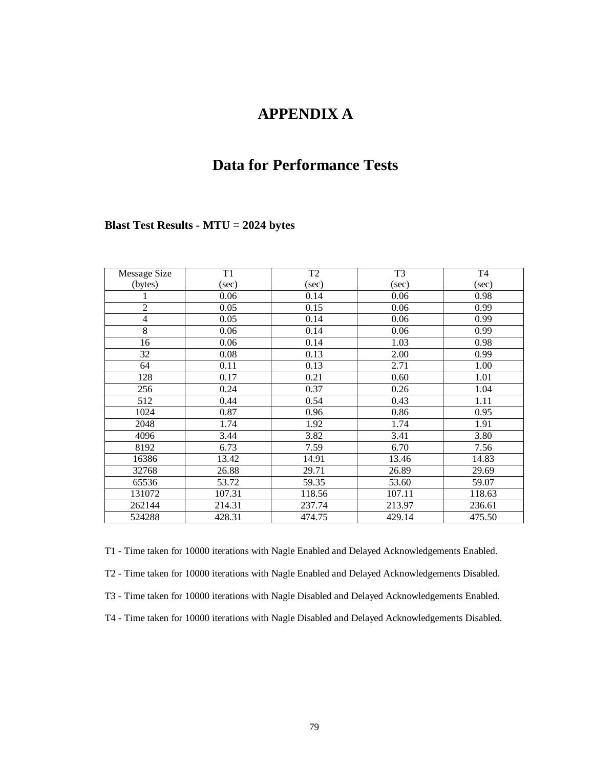# APPENDIX A

## Data for Performance Tests

### Blast Test Results - MTU = 2024 bytes

| Message Size (bytes) | T1 (sec) | T2 (sec) | T3 (sec) | T4 (sec) |
|---|---|---|---|---|
| 1 | 0.06 | 0.14 | 0.06 | 0.98 |
| 2 | 0.05 | 0.15 | 0.06 | 0.99 |
| 4 | 0.05 | 0.14 | 0.06 | 0.99 |
| 8 | 0.06 | 0.14 | 0.06 | 0.99 |
| 16 | 0.06 | 0.14 | 1.03 | 0.98 |
| 32 | 0.08 | 0.13 | 2.00 | 0.99 |
| 64 | 0.11 | 0.13 | 2.71 | 1.00 |
| 128 | 0.17 | 0.21 | 0.60 | 1.01 |
| 256 | 0.24 | 0.37 | 0.26 | 1.04 |
| 512 | 0.44 | 0.54 | 0.43 | 1.11 |
| 1024 | 0.87 | 0.96 | 0.86 | 0.95 |
| 2048 | 1.74 | 1.92 | 1.74 | 1.91 |
| 4096 | 3.44 | 3.82 | 3.41 | 3.80 |
| 8192 | 6.73 | 7.59 | 6.70 | 7.56 |
| 16386 | 13.42 | 14.91 | 13.46 | 14.83 |
| 32768 | 26.88 | 29.71 | 26.89 | 29.69 |
| 65536 | 53.72 | 59.35 | 53.60 | 59.07 |
| 131072 | 107.31 | 118.56 | 107.11 | 118.63 |
| 262144 | 214.31 | 237.74 | 213.97 | 236.61 |
| 524288 | 428.31 | 474.75 | 429.14 | 475.50 |

T1 - Time taken for 10000 iterations with Nagle Enabled and Delayed Acknowledgements Enabled.

T2 - Time taken for 10000 iterations with Nagle Enabled and Delayed Acknowledgements Disabled.

T3 - Time taken for 10000 iterations with Nagle Disabled and Delayed Acknowledgements Enabled.

T4 - Time taken for 10000 iterations with Nagle Disabled and Delayed Acknowledgements Disabled.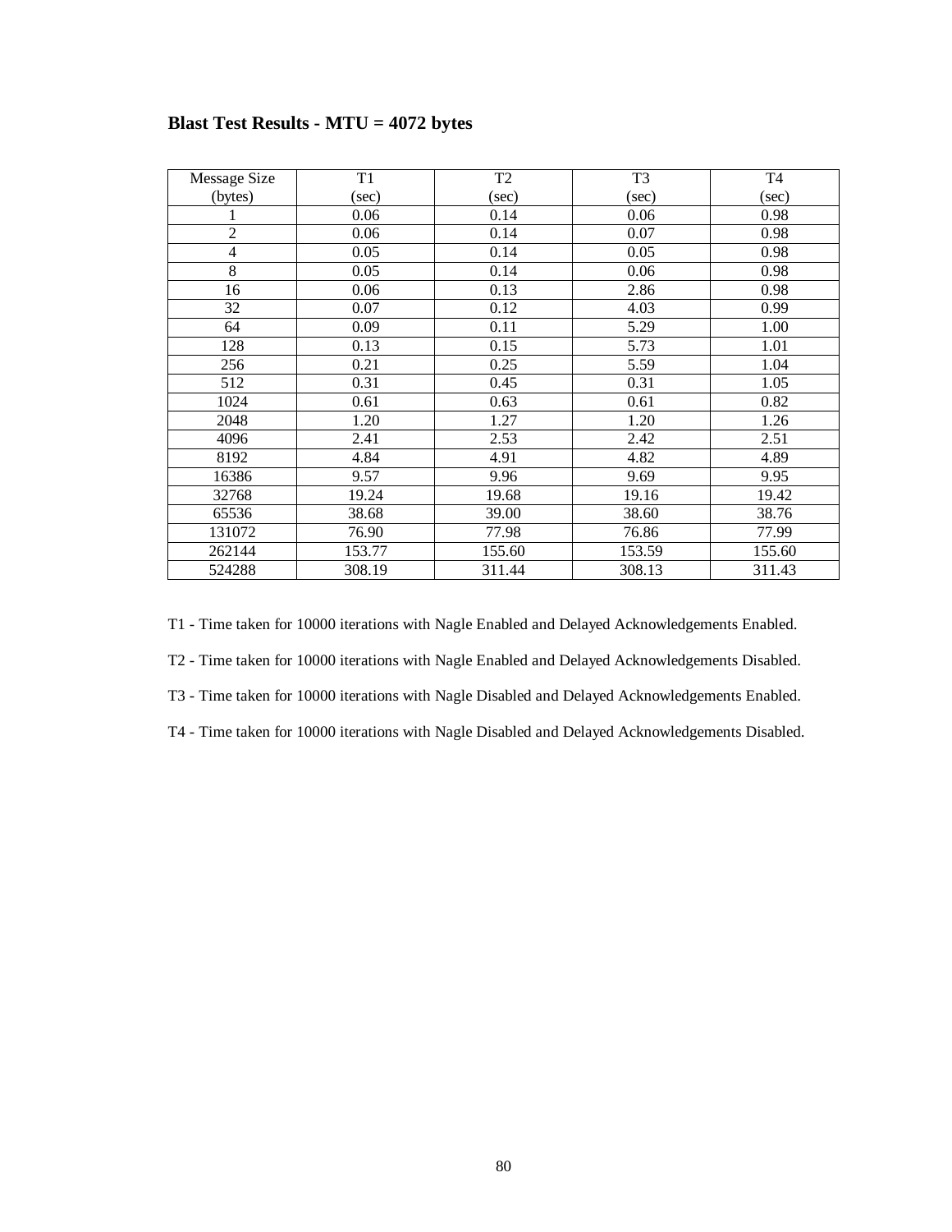**Blast Test Results - MTU = 4072 bytes**

| Message Size (bytes) | T1 (sec) | T2 (sec) | T3 (sec) | T4 (sec) |
|---|---|---|---|---|
| 1 | 0.06 | 0.14 | 0.06 | 0.98 |
| 2 | 0.06 | 0.14 | 0.07 | 0.98 |
| 4 | 0.05 | 0.14 | 0.05 | 0.98 |
| 8 | 0.05 | 0.14 | 0.06 | 0.98 |
| 16 | 0.06 | 0.13 | 2.86 | 0.98 |
| 32 | 0.07 | 0.12 | 4.03 | 0.99 |
| 64 | 0.09 | 0.11 | 5.29 | 1.00 |
| 128 | 0.13 | 0.15 | 5.73 | 1.01 |
| 256 | 0.21 | 0.25 | 5.59 | 1.04 |
| 512 | 0.31 | 0.45 | 0.31 | 1.05 |
| 1024 | 0.61 | 0.63 | 0.61 | 0.82 |
| 2048 | 1.20 | 1.27 | 1.20 | 1.26 |
| 4096 | 2.41 | 2.53 | 2.42 | 2.51 |
| 8192 | 4.84 | 4.91 | 4.82 | 4.89 |
| 16386 | 9.57 | 9.96 | 9.69 | 9.95 |
| 32768 | 19.24 | 19.68 | 19.16 | 19.42 |
| 65536 | 38.68 | 39.00 | 38.60 | 38.76 |
| 131072 | 76.90 | 77.98 | 76.86 | 77.99 |
| 262144 | 153.77 | 155.60 | 153.59 | 155.60 |
| 524288 | 308.19 | 311.44 | 308.13 | 311.43 |

T1 - Time taken for 10000 iterations with Nagle Enabled and Delayed Acknowledgements Enabled.

T2 - Time taken for 10000 iterations with Nagle Enabled and Delayed Acknowledgements Disabled.

T3 - Time taken for 10000 iterations with Nagle Disabled and Delayed Acknowledgements Enabled.

T4 - Time taken for 10000 iterations with Nagle Disabled and Delayed Acknowledgements Disabled.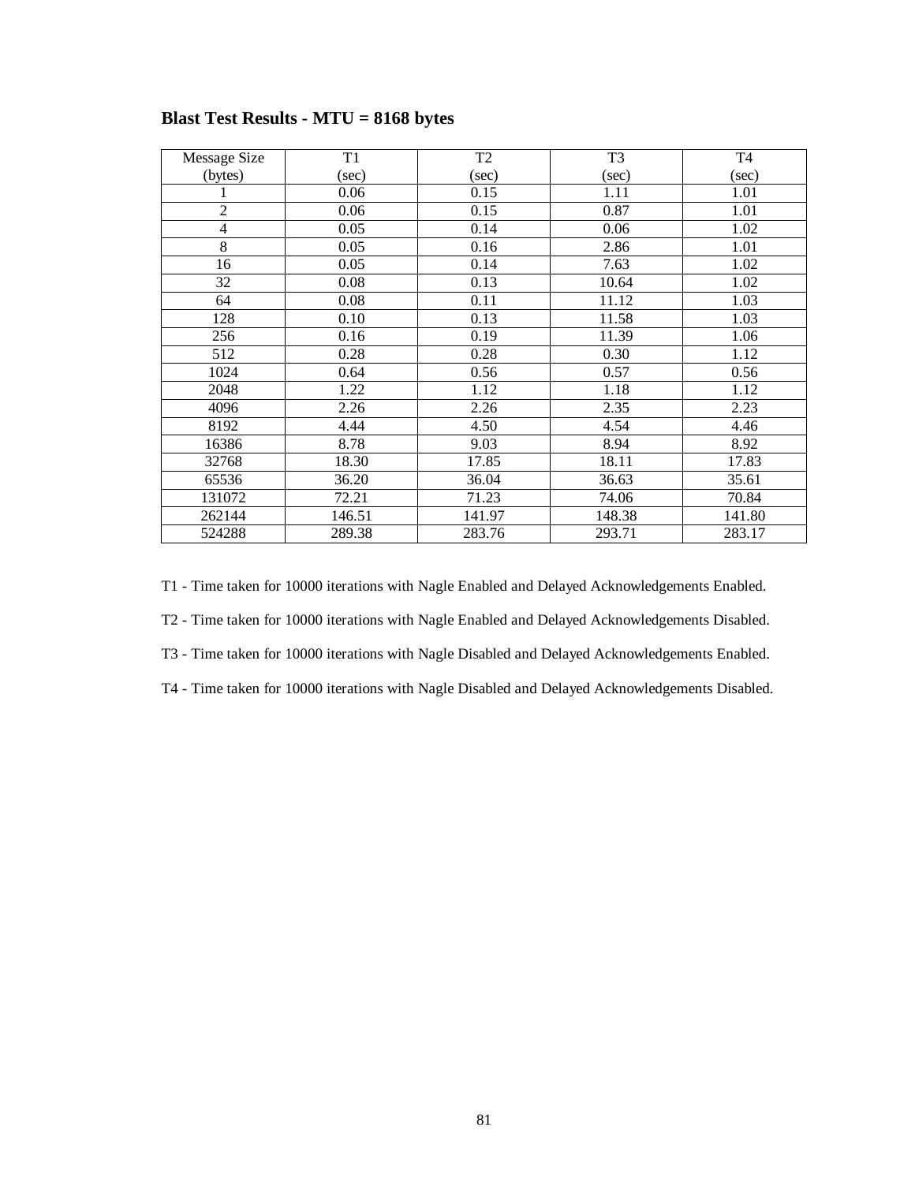### Blast Test Results - MTU = 8168 bytes

| Message Size (bytes) | T1 (sec) | T2 (sec) | T3 (sec) | T4 (sec) |
|---|---|---|---|---|
| 1 | 0.06 | 0.15 | 1.11 | 1.01 |
| 2 | 0.06 | 0.15 | 0.87 | 1.01 |
| 4 | 0.05 | 0.14 | 0.06 | 1.02 |
| 8 | 0.05 | 0.16 | 2.86 | 1.01 |
| 16 | 0.05 | 0.14 | 7.63 | 1.02 |
| 32 | 0.08 | 0.13 | 10.64 | 1.02 |
| 64 | 0.08 | 0.11 | 11.12 | 1.03 |
| 128 | 0.10 | 0.13 | 11.58 | 1.03 |
| 256 | 0.16 | 0.19 | 11.39 | 1.06 |
| 512 | 0.28 | 0.28 | 0.30 | 1.12 |
| 1024 | 0.64 | 0.56 | 0.57 | 0.56 |
| 2048 | 1.22 | 1.12 | 1.18 | 1.12 |
| 4096 | 2.26 | 2.26 | 2.35 | 2.23 |
| 8192 | 4.44 | 4.50 | 4.54 | 4.46 |
| 16386 | 8.78 | 9.03 | 8.94 | 8.92 |
| 32768 | 18.30 | 17.85 | 18.11 | 17.83 |
| 65536 | 36.20 | 36.04 | 36.63 | 35.61 |
| 131072 | 72.21 | 71.23 | 74.06 | 70.84 |
| 262144 | 146.51 | 141.97 | 148.38 | 141.80 |
| 524288 | 289.38 | 283.76 | 293.71 | 283.17 |

T1 - Time taken for 10000 iterations with Nagle Enabled and Delayed Acknowledgements Enabled.

T2 - Time taken for 10000 iterations with Nagle Enabled and Delayed Acknowledgements Disabled.

T3 - Time taken for 10000 iterations with Nagle Disabled and Delayed Acknowledgements Enabled.

T4 - Time taken for 10000 iterations with Nagle Disabled and Delayed Acknowledgements Disabled.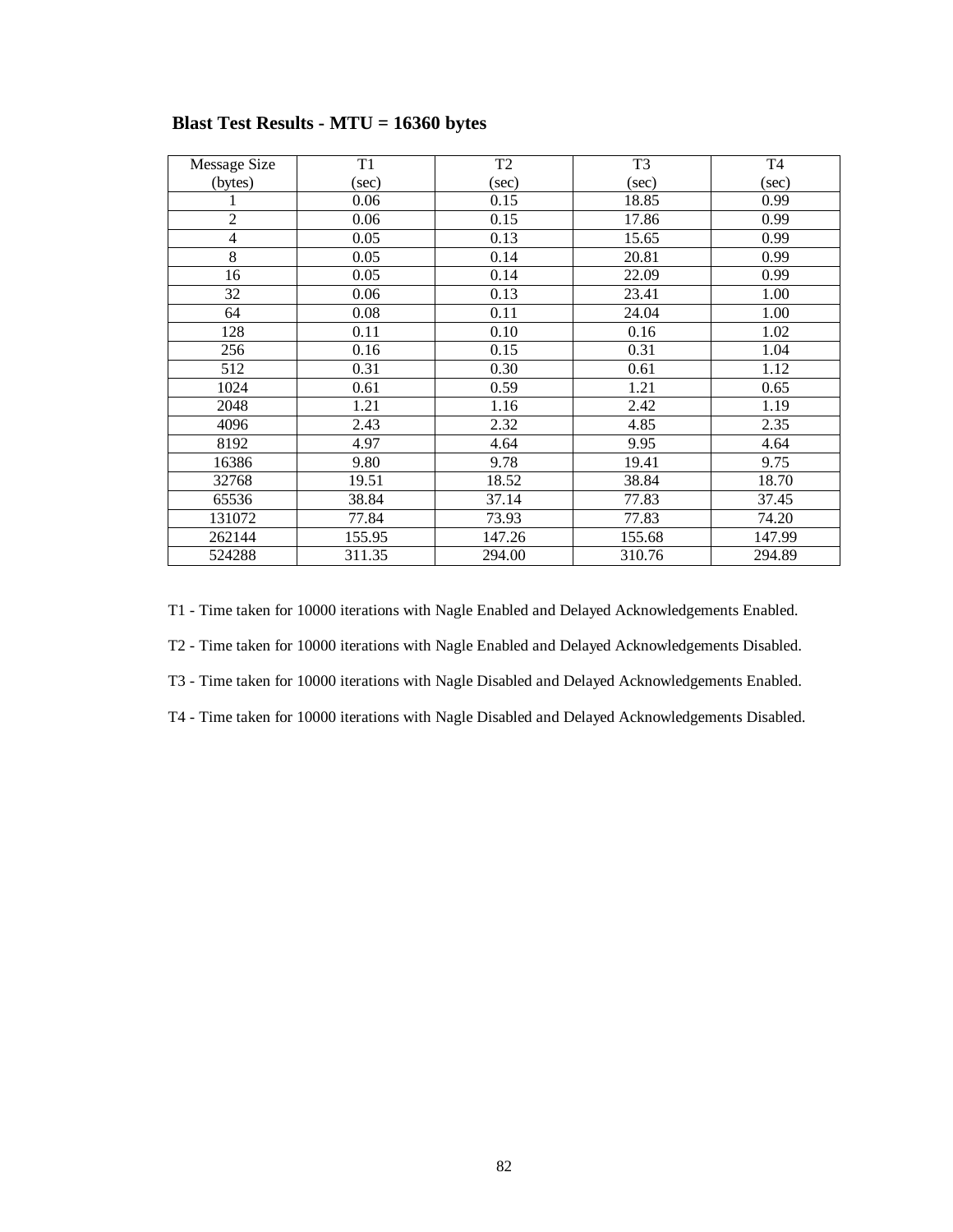**Blast Test Results - MTU = 16360 bytes**

| Message Size (bytes) | T1 (sec) | T2 (sec) | T3 (sec) | T4 (sec) |
|---|---|---|---|---|
| 1 | 0.06 | 0.15 | 18.85 | 0.99 |
| 2 | 0.06 | 0.15 | 17.86 | 0.99 |
| 4 | 0.05 | 0.13 | 15.65 | 0.99 |
| 8 | 0.05 | 0.14 | 20.81 | 0.99 |
| 16 | 0.05 | 0.14 | 22.09 | 0.99 |
| 32 | 0.06 | 0.13 | 23.41 | 1.00 |
| 64 | 0.08 | 0.11 | 24.04 | 1.00 |
| 128 | 0.11 | 0.10 | 0.16 | 1.02 |
| 256 | 0.16 | 0.15 | 0.31 | 1.04 |
| 512 | 0.31 | 0.30 | 0.61 | 1.12 |
| 1024 | 0.61 | 0.59 | 1.21 | 0.65 |
| 2048 | 1.21 | 1.16 | 2.42 | 1.19 |
| 4096 | 2.43 | 2.32 | 4.85 | 2.35 |
| 8192 | 4.97 | 4.64 | 9.95 | 4.64 |
| 16386 | 9.80 | 9.78 | 19.41 | 9.75 |
| 32768 | 19.51 | 18.52 | 38.84 | 18.70 |
| 65536 | 38.84 | 37.14 | 77.83 | 37.45 |
| 131072 | 77.84 | 73.93 | 77.83 | 74.20 |
| 262144 | 155.95 | 147.26 | 155.68 | 147.99 |
| 524288 | 311.35 | 294.00 | 310.76 | 294.89 |

T1 - Time taken for 10000 iterations with Nagle Enabled and Delayed Acknowledgements Enabled.

T2 - Time taken for 10000 iterations with Nagle Enabled and Delayed Acknowledgements Disabled.

T3 - Time taken for 10000 iterations with Nagle Disabled and Delayed Acknowledgements Enabled.

T4 - Time taken for 10000 iterations with Nagle Disabled and Delayed Acknowledgements Disabled.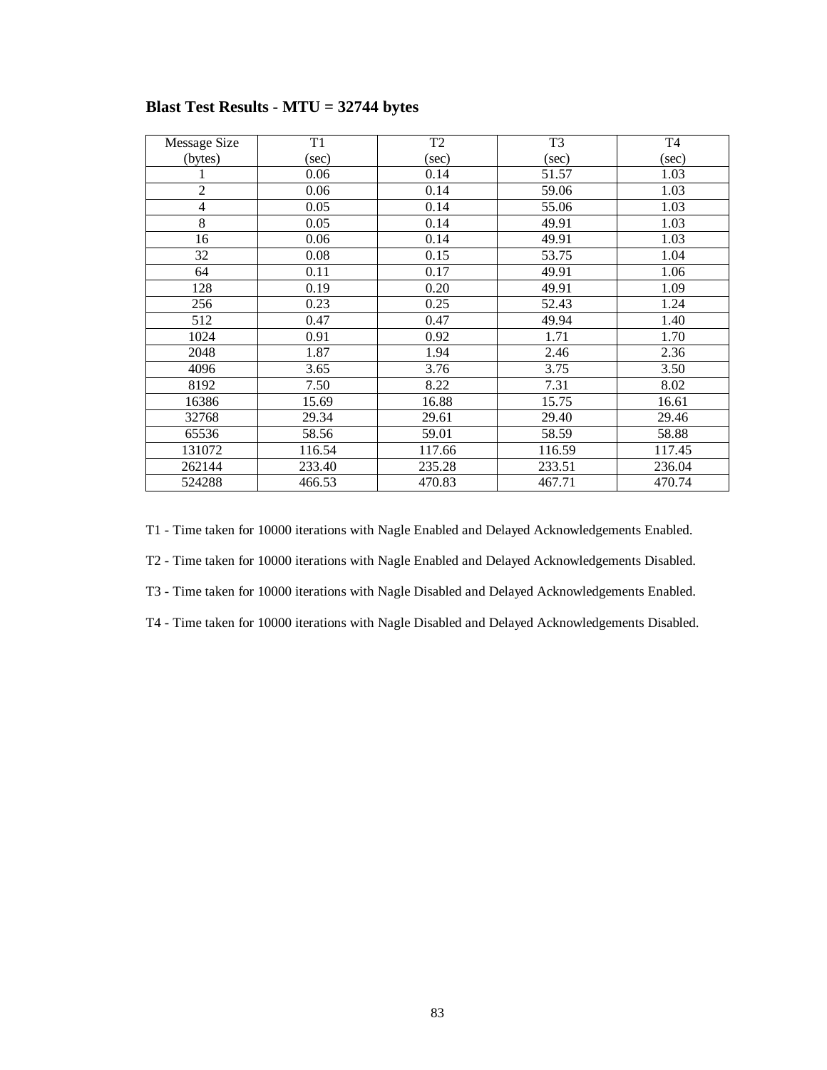**Blast Test Results - MTU = 32744 bytes**

| Message Size (bytes) | T1 (sec) | T2 (sec) | T3 (sec) | T4 (sec) |
|---|---|---|---|---|
| 1 | 0.06 | 0.14 | 51.57 | 1.03 |
| 2 | 0.06 | 0.14 | 59.06 | 1.03 |
| 4 | 0.05 | 0.14 | 55.06 | 1.03 |
| 8 | 0.05 | 0.14 | 49.91 | 1.03 |
| 16 | 0.06 | 0.14 | 49.91 | 1.03 |
| 32 | 0.08 | 0.15 | 53.75 | 1.04 |
| 64 | 0.11 | 0.17 | 49.91 | 1.06 |
| 128 | 0.19 | 0.20 | 49.91 | 1.09 |
| 256 | 0.23 | 0.25 | 52.43 | 1.24 |
| 512 | 0.47 | 0.47 | 49.94 | 1.40 |
| 1024 | 0.91 | 0.92 | 1.71 | 1.70 |
| 2048 | 1.87 | 1.94 | 2.46 | 2.36 |
| 4096 | 3.65 | 3.76 | 3.75 | 3.50 |
| 8192 | 7.50 | 8.22 | 7.31 | 8.02 |
| 16386 | 15.69 | 16.88 | 15.75 | 16.61 |
| 32768 | 29.34 | 29.61 | 29.40 | 29.46 |
| 65536 | 58.56 | 59.01 | 58.59 | 58.88 |
| 131072 | 116.54 | 117.66 | 116.59 | 117.45 |
| 262144 | 233.40 | 235.28 | 233.51 | 236.04 |
| 524288 | 466.53 | 470.83 | 467.71 | 470.74 |

T1 - Time taken for 10000 iterations with Nagle Enabled and Delayed Acknowledgements Enabled.

T2 - Time taken for 10000 iterations with Nagle Enabled and Delayed Acknowledgements Disabled.

T3 - Time taken for 10000 iterations with Nagle Disabled and Delayed Acknowledgements Enabled.

T4 - Time taken for 10000 iterations with Nagle Disabled and Delayed Acknowledgements Disabled.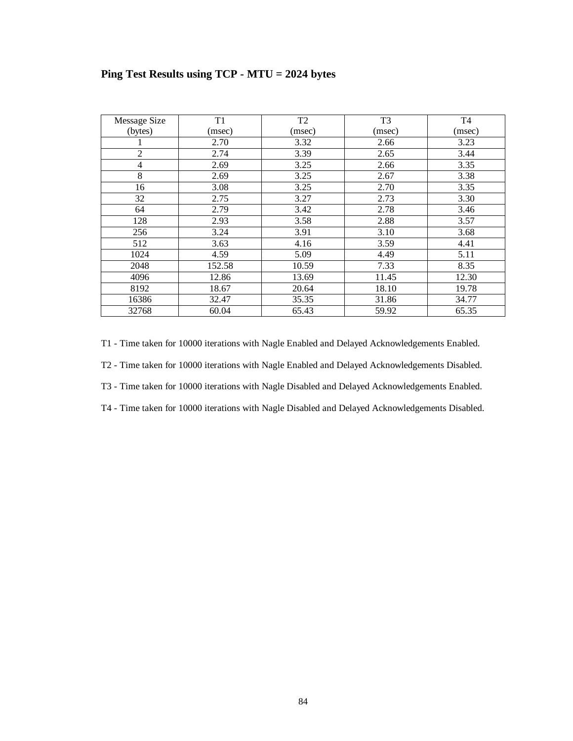**Ping Test Results using TCP - MTU = 2024 bytes**

| Message Size (bytes) | T1 (msec) | T2 (msec) | T3 (msec) | T4 (msec) |
|---|---|---|---|---|
| 1 | 2.70 | 3.32 | 2.66 | 3.23 |
| 2 | 2.74 | 3.39 | 2.65 | 3.44 |
| 4 | 2.69 | 3.25 | 2.66 | 3.35 |
| 8 | 2.69 | 3.25 | 2.67 | 3.38 |
| 16 | 3.08 | 3.25 | 2.70 | 3.35 |
| 32 | 2.75 | 3.27 | 2.73 | 3.30 |
| 64 | 2.79 | 3.42 | 2.78 | 3.46 |
| 128 | 2.93 | 3.58 | 2.88 | 3.57 |
| 256 | 3.24 | 3.91 | 3.10 | 3.68 |
| 512 | 3.63 | 4.16 | 3.59 | 4.41 |
| 1024 | 4.59 | 5.09 | 4.49 | 5.11 |
| 2048 | 152.58 | 10.59 | 7.33 | 8.35 |
| 4096 | 12.86 | 13.69 | 11.45 | 12.30 |
| 8192 | 18.67 | 20.64 | 18.10 | 19.78 |
| 16386 | 32.47 | 35.35 | 31.86 | 34.77 |
| 32768 | 60.04 | 65.43 | 59.92 | 65.35 |

T1 - Time taken for 10000 iterations with Nagle Enabled and Delayed Acknowledgements Enabled.

T2 - Time taken for 10000 iterations with Nagle Enabled and Delayed Acknowledgements Disabled.

T3 - Time taken for 10000 iterations with Nagle Disabled and Delayed Acknowledgements Enabled.

T4 - Time taken for 10000 iterations with Nagle Disabled and Delayed Acknowledgements Disabled.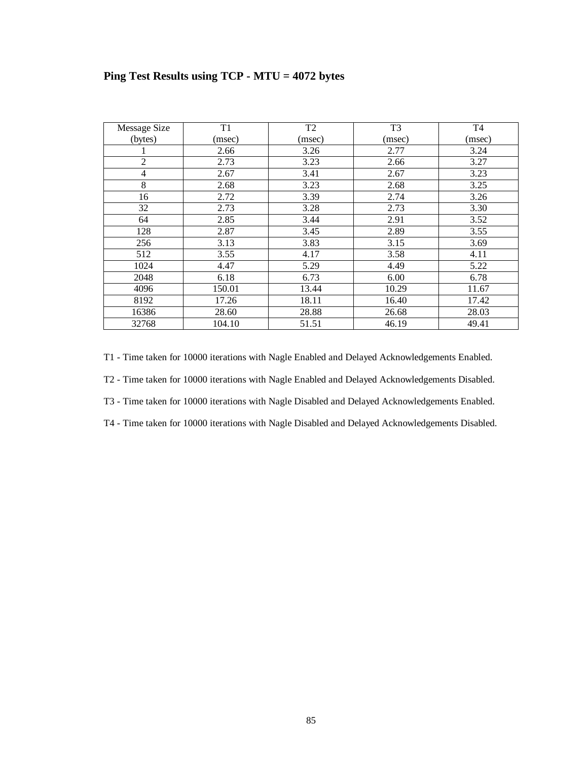**Ping Test Results using TCP - MTU = 4072 bytes**

| Message Size (bytes) | T1 (msec) | T2 (msec) | T3 (msec) | T4 (msec) |
|---|---|---|---|---|
| 1 | 2.66 | 3.26 | 2.77 | 3.24 |
| 2 | 2.73 | 3.23 | 2.66 | 3.27 |
| 4 | 2.67 | 3.41 | 2.67 | 3.23 |
| 8 | 2.68 | 3.23 | 2.68 | 3.25 |
| 16 | 2.72 | 3.39 | 2.74 | 3.26 |
| 32 | 2.73 | 3.28 | 2.73 | 3.30 |
| 64 | 2.85 | 3.44 | 2.91 | 3.52 |
| 128 | 2.87 | 3.45 | 2.89 | 3.55 |
| 256 | 3.13 | 3.83 | 3.15 | 3.69 |
| 512 | 3.55 | 4.17 | 3.58 | 4.11 |
| 1024 | 4.47 | 5.29 | 4.49 | 5.22 |
| 2048 | 6.18 | 6.73 | 6.00 | 6.78 |
| 4096 | 150.01 | 13.44 | 10.29 | 11.67 |
| 8192 | 17.26 | 18.11 | 16.40 | 17.42 |
| 16386 | 28.60 | 28.88 | 26.68 | 28.03 |
| 32768 | 104.10 | 51.51 | 46.19 | 49.41 |

T1 - Time taken for 10000 iterations with Nagle Enabled and Delayed Acknowledgements Enabled.

T2 - Time taken for 10000 iterations with Nagle Enabled and Delayed Acknowledgements Disabled.

T3 - Time taken for 10000 iterations with Nagle Disabled and Delayed Acknowledgements Enabled.

T4 - Time taken for 10000 iterations with Nagle Disabled and Delayed Acknowledgements Disabled.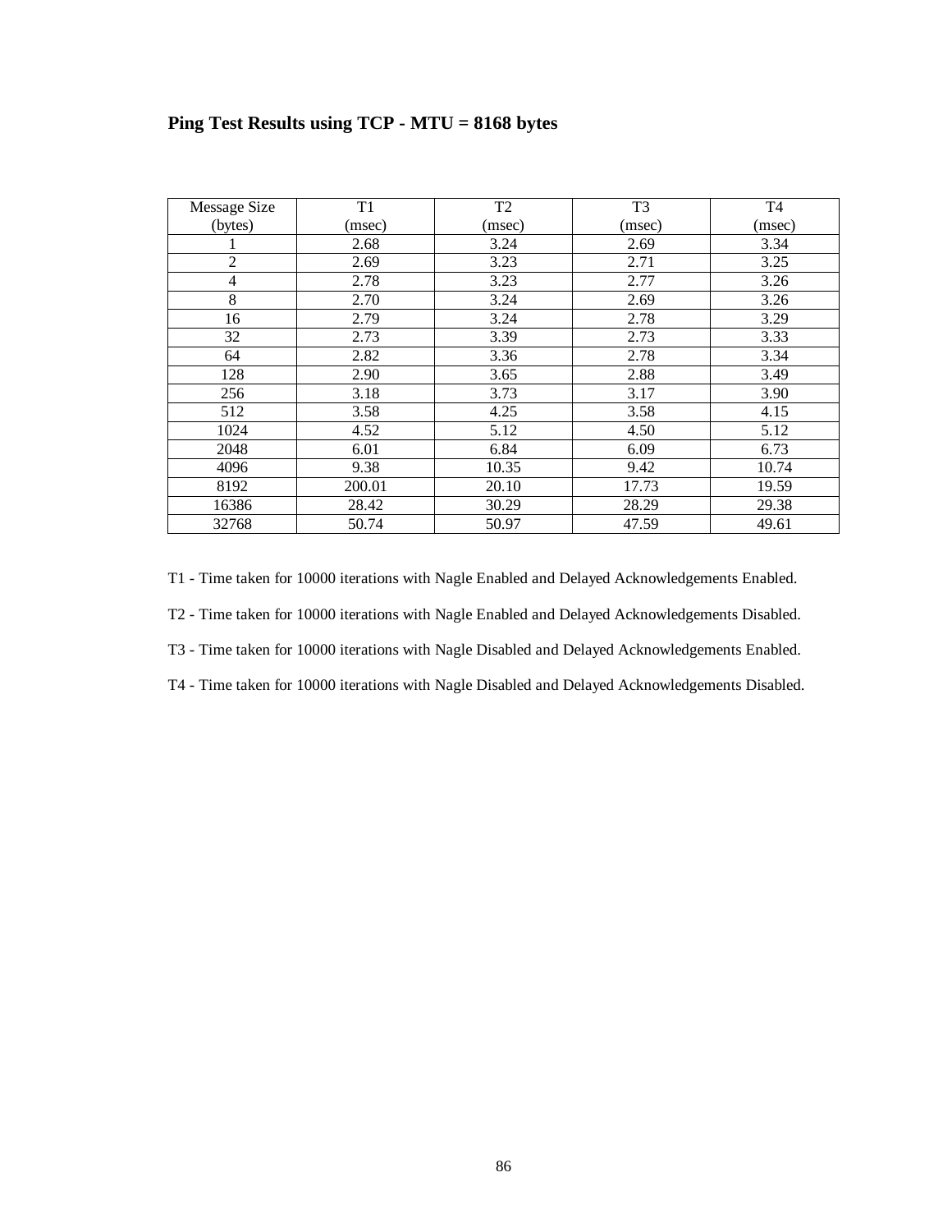**Ping Test Results using TCP - MTU = 8168 bytes**

| Message Size (bytes) | T1 (msec) | T2 (msec) | T3 (msec) | T4 (msec) |
|---|---|---|---|---|
| 1 | 2.68 | 3.24 | 2.69 | 3.34 |
| 2 | 2.69 | 3.23 | 2.71 | 3.25 |
| 4 | 2.78 | 3.23 | 2.77 | 3.26 |
| 8 | 2.70 | 3.24 | 2.69 | 3.26 |
| 16 | 2.79 | 3.24 | 2.78 | 3.29 |
| 32 | 2.73 | 3.39 | 2.73 | 3.33 |
| 64 | 2.82 | 3.36 | 2.78 | 3.34 |
| 128 | 2.90 | 3.65 | 2.88 | 3.49 |
| 256 | 3.18 | 3.73 | 3.17 | 3.90 |
| 512 | 3.58 | 4.25 | 3.58 | 4.15 |
| 1024 | 4.52 | 5.12 | 4.50 | 5.12 |
| 2048 | 6.01 | 6.84 | 6.09 | 6.73 |
| 4096 | 9.38 | 10.35 | 9.42 | 10.74 |
| 8192 | 200.01 | 20.10 | 17.73 | 19.59 |
| 16386 | 28.42 | 30.29 | 28.29 | 29.38 |
| 32768 | 50.74 | 50.97 | 47.59 | 49.61 |

T1 - Time taken for 10000 iterations with Nagle Enabled and Delayed Acknowledgements Enabled.

T2 - Time taken for 10000 iterations with Nagle Enabled and Delayed Acknowledgements Disabled.

T3 - Time taken for 10000 iterations with Nagle Disabled and Delayed Acknowledgements Enabled.

T4 - Time taken for 10000 iterations with Nagle Disabled and Delayed Acknowledgements Disabled.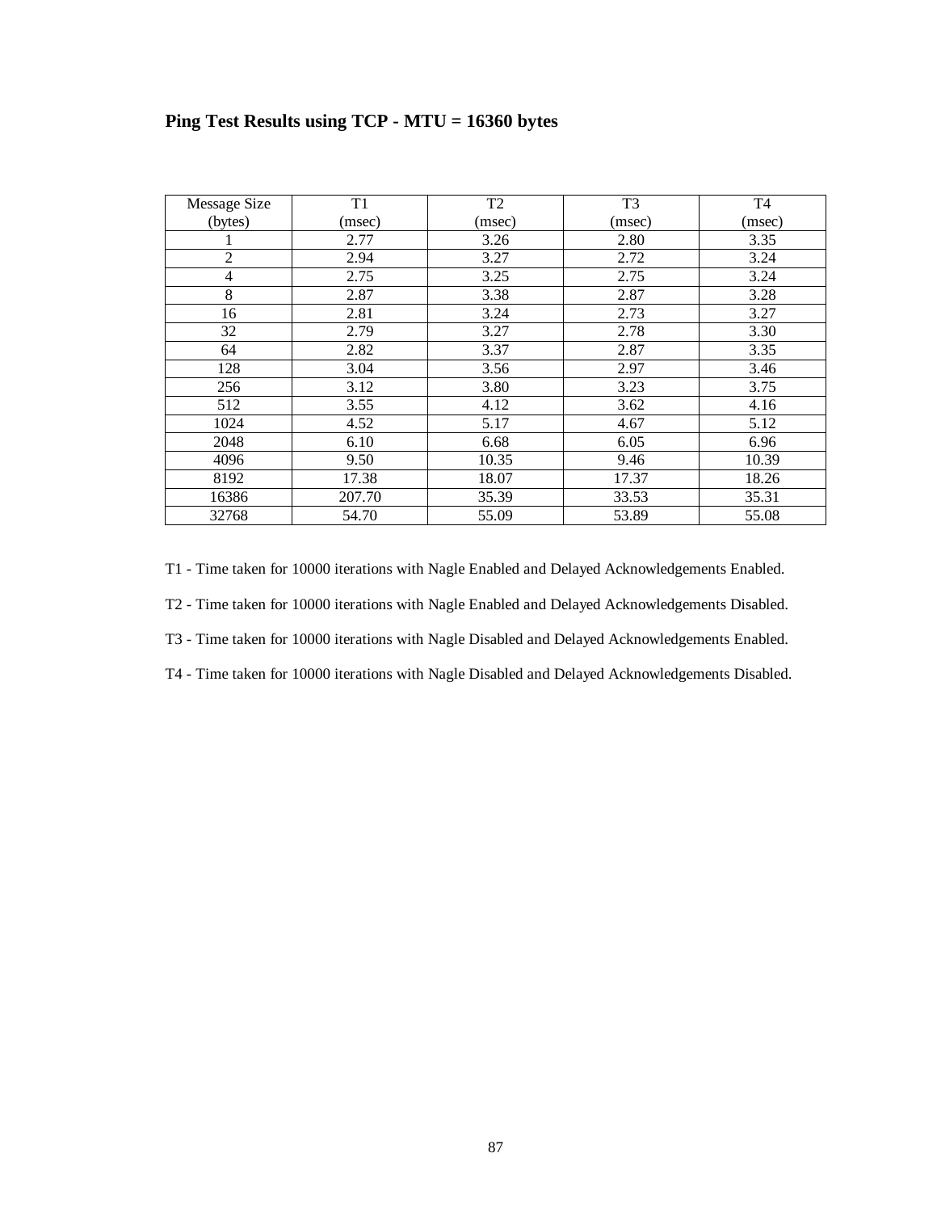**Ping Test Results using TCP - MTU = 16360 bytes**

| Message Size (bytes) | T1 (msec) | T2 (msec) | T3 (msec) | T4 (msec) |
|---|---|---|---|---|
| 1 | 2.77 | 3.26 | 2.80 | 3.35 |
| 2 | 2.94 | 3.27 | 2.72 | 3.24 |
| 4 | 2.75 | 3.25 | 2.75 | 3.24 |
| 8 | 2.87 | 3.38 | 2.87 | 3.28 |
| 16 | 2.81 | 3.24 | 2.73 | 3.27 |
| 32 | 2.79 | 3.27 | 2.78 | 3.30 |
| 64 | 2.82 | 3.37 | 2.87 | 3.35 |
| 128 | 3.04 | 3.56 | 2.97 | 3.46 |
| 256 | 3.12 | 3.80 | 3.23 | 3.75 |
| 512 | 3.55 | 4.12 | 3.62 | 4.16 |
| 1024 | 4.52 | 5.17 | 4.67 | 5.12 |
| 2048 | 6.10 | 6.68 | 6.05 | 6.96 |
| 4096 | 9.50 | 10.35 | 9.46 | 10.39 |
| 8192 | 17.38 | 18.07 | 17.37 | 18.26 |
| 16386 | 207.70 | 35.39 | 33.53 | 35.31 |
| 32768 | 54.70 | 55.09 | 53.89 | 55.08 |

T1 - Time taken for 10000 iterations with Nagle Enabled and Delayed Acknowledgements Enabled.

T2 - Time taken for 10000 iterations with Nagle Enabled and Delayed Acknowledgements Disabled.

T3 - Time taken for 10000 iterations with Nagle Disabled and Delayed Acknowledgements Enabled.

T4 - Time taken for 10000 iterations with Nagle Disabled and Delayed Acknowledgements Disabled.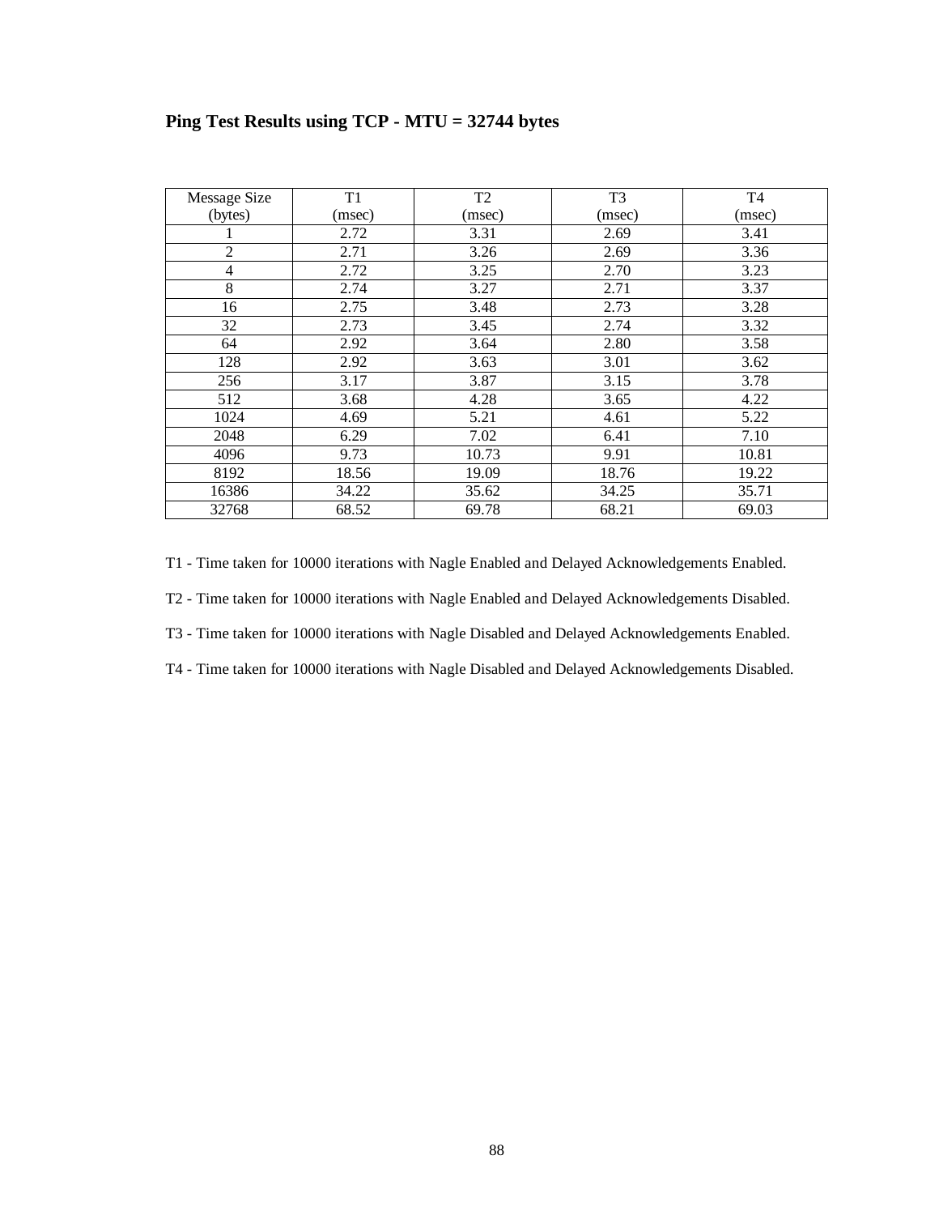**Ping Test Results using TCP - MTU = 32744 bytes**

| Message Size (bytes) | T1 (msec) | T2 (msec) | T3 (msec) | T4 (msec) |
|---|---|---|---|---|
| 1 | 2.72 | 3.31 | 2.69 | 3.41 |
| 2 | 2.71 | 3.26 | 2.69 | 3.36 |
| 4 | 2.72 | 3.25 | 2.70 | 3.23 |
| 8 | 2.74 | 3.27 | 2.71 | 3.37 |
| 16 | 2.75 | 3.48 | 2.73 | 3.28 |
| 32 | 2.73 | 3.45 | 2.74 | 3.32 |
| 64 | 2.92 | 3.64 | 2.80 | 3.58 |
| 128 | 2.92 | 3.63 | 3.01 | 3.62 |
| 256 | 3.17 | 3.87 | 3.15 | 3.78 |
| 512 | 3.68 | 4.28 | 3.65 | 4.22 |
| 1024 | 4.69 | 5.21 | 4.61 | 5.22 |
| 2048 | 6.29 | 7.02 | 6.41 | 7.10 |
| 4096 | 9.73 | 10.73 | 9.91 | 10.81 |
| 8192 | 18.56 | 19.09 | 18.76 | 19.22 |
| 16386 | 34.22 | 35.62 | 34.25 | 35.71 |
| 32768 | 68.52 | 69.78 | 68.21 | 69.03 |

T1 - Time taken for 10000 iterations with Nagle Enabled and Delayed Acknowledgements Enabled.

T2 - Time taken for 10000 iterations with Nagle Enabled and Delayed Acknowledgements Disabled.

T3 - Time taken for 10000 iterations with Nagle Disabled and Delayed Acknowledgements Enabled.

T4 - Time taken for 10000 iterations with Nagle Disabled and Delayed Acknowledgements Disabled.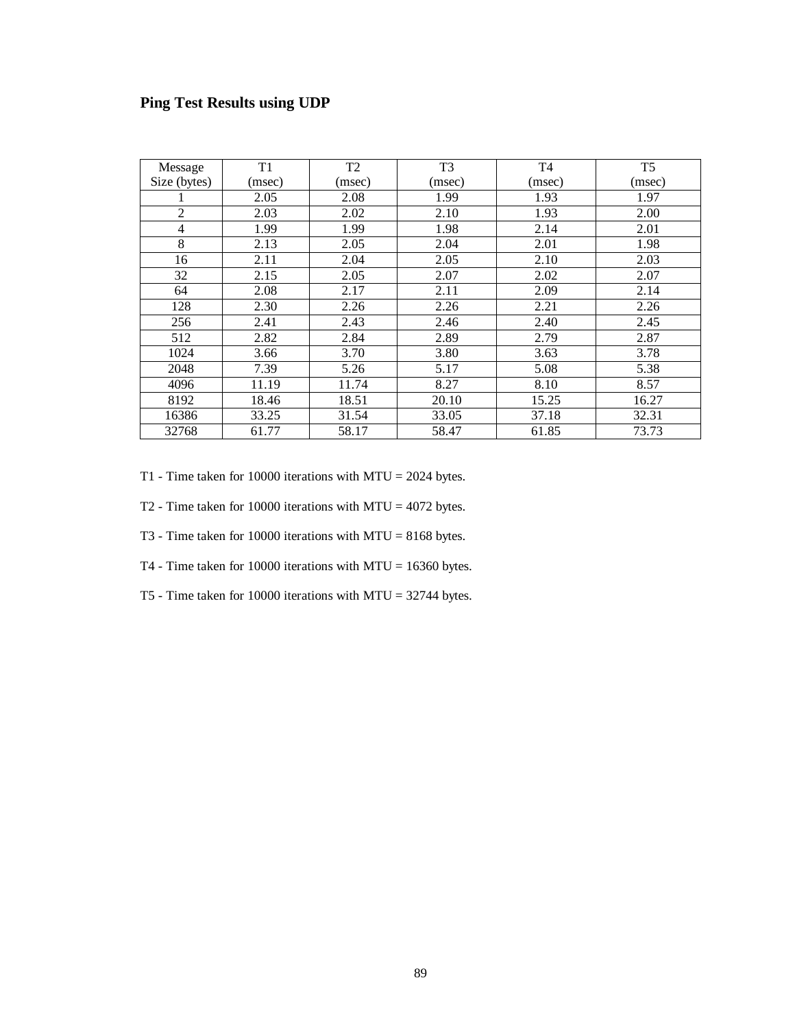**Ping Test Results using UDP**

| Message Size (bytes) | T1 (msec) | T2 (msec) | T3 (msec) | T4 (msec) | T5 (msec) |
|---|---|---|---|---|---|
| 1 | 2.05 | 2.08 | 1.99 | 1.93 | 1.97 |
| 2 | 2.03 | 2.02 | 2.10 | 1.93 | 2.00 |
| 4 | 1.99 | 1.99 | 1.98 | 2.14 | 2.01 |
| 8 | 2.13 | 2.05 | 2.04 | 2.01 | 1.98 |
| 16 | 2.11 | 2.04 | 2.05 | 2.10 | 2.03 |
| 32 | 2.15 | 2.05 | 2.07 | 2.02 | 2.07 |
| 64 | 2.08 | 2.17 | 2.11 | 2.09 | 2.14 |
| 128 | 2.30 | 2.26 | 2.26 | 2.21 | 2.26 |
| 256 | 2.41 | 2.43 | 2.46 | 2.40 | 2.45 |
| 512 | 2.82 | 2.84 | 2.89 | 2.79 | 2.87 |
| 1024 | 3.66 | 3.70 | 3.80 | 3.63 | 3.78 |
| 2048 | 7.39 | 5.26 | 5.17 | 5.08 | 5.38 |
| 4096 | 11.19 | 11.74 | 8.27 | 8.10 | 8.57 |
| 8192 | 18.46 | 18.51 | 20.10 | 15.25 | 16.27 |
| 16386 | 33.25 | 31.54 | 33.05 | 37.18 | 32.31 |
| 32768 | 61.77 | 58.17 | 58.47 | 61.85 | 73.73 |

T1 - Time taken for 10000 iterations with MTU = 2024 bytes.

T2 - Time taken for 10000 iterations with MTU = 4072 bytes.

T3 - Time taken for 10000 iterations with MTU = 8168 bytes.

T4 - Time taken for 10000 iterations with MTU = 16360 bytes.

T5 - Time taken for 10000 iterations with MTU = 32744 bytes.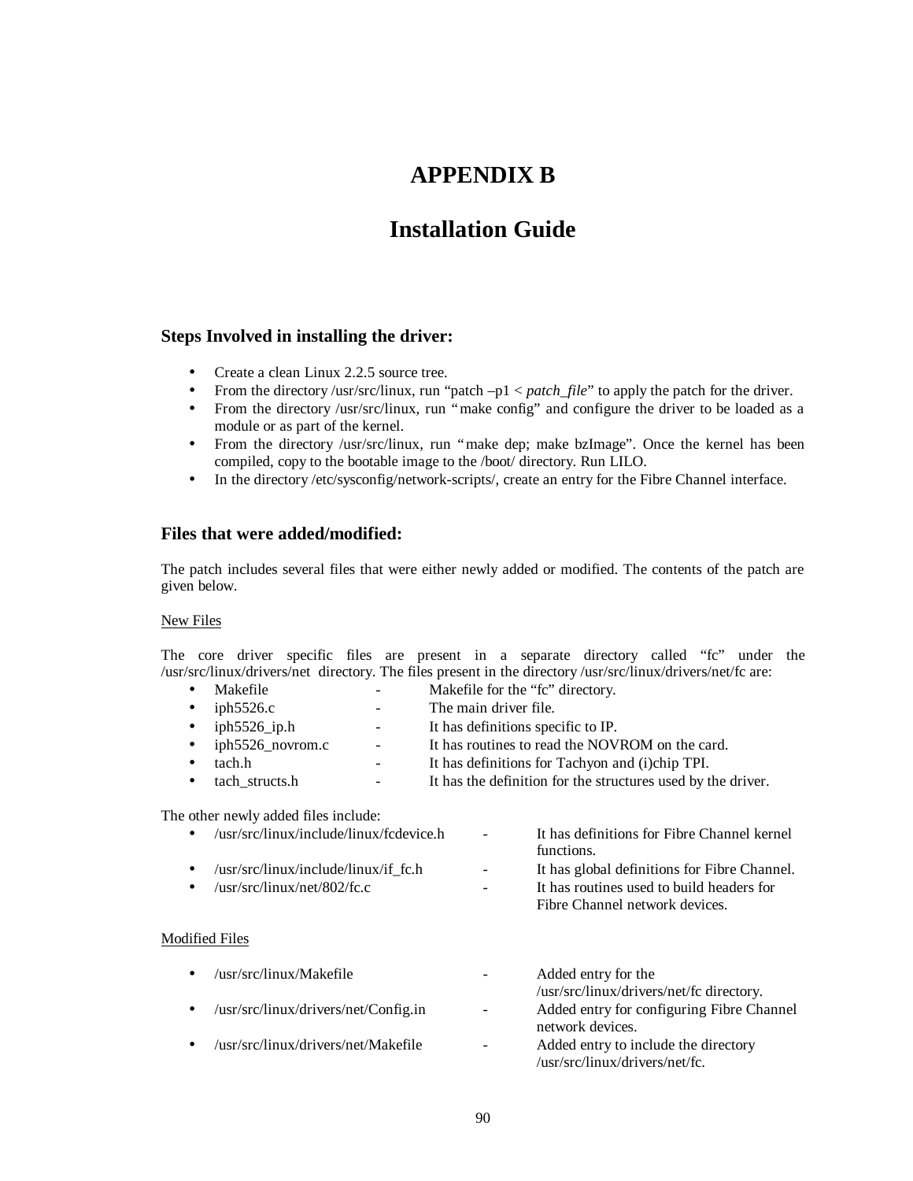# APPENDIX B

# Installation Guide

### Steps Involved in installing the driver:

- Create a clean Linux 2.2.5 source tree.
- From the directory /usr/src/linux, run "patch –p1 < *patch_file*" to apply the patch for the driver.
- From the directory /usr/src/linux, run "make config" and configure the driver to be loaded as a module or as part of the kernel.
- From the directory /usr/src/linux, run "make dep; make bzImage". Once the kernel has been compiled, copy to the bootable image to the /boot/ directory. Run LILO.
- In the directory /etc/sysconfig/network-scripts/, create an entry for the Fibre Channel interface.

### Files that were added/modified:

The patch includes several files that were either newly added or modified. The contents of the patch are given below.

New Files

The core driver specific files are present in a separate directory called "fc" under the /usr/src/linux/drivers/net directory. The files present in the directory /usr/src/linux/drivers/net/fc are:

- Makefile - Makefile for the "fc" directory.
- iph5526.c - The main driver file.
- iph5526_ip.h - It has definitions specific to IP.
- iph5526_novrom.c - It has routines to read the NOVROM on the card.
- tach.h - It has definitions for Tachyon and (i)chip TPI.
- tach_structs.h - It has the definition for the structures used by the driver.

The other newly added files include:

- /usr/src/linux/include/linux/fcdevice.h - It has definitions for Fibre Channel kernel functions.
- /usr/src/linux/include/linux/if_fc.h - It has global definitions for Fibre Channel.
- /usr/src/linux/net/802/fc.c - It has routines used to build headers for Fibre Channel network devices.

Modified Files

- /usr/src/linux/Makefile - Added entry for the /usr/src/linux/drivers/net/fc directory.
- /usr/src/linux/drivers/net/Config.in - Added entry for configuring Fibre Channel network devices.
- /usr/src/linux/drivers/net/Makefile - Added entry to include the directory /usr/src/linux/drivers/net/fc.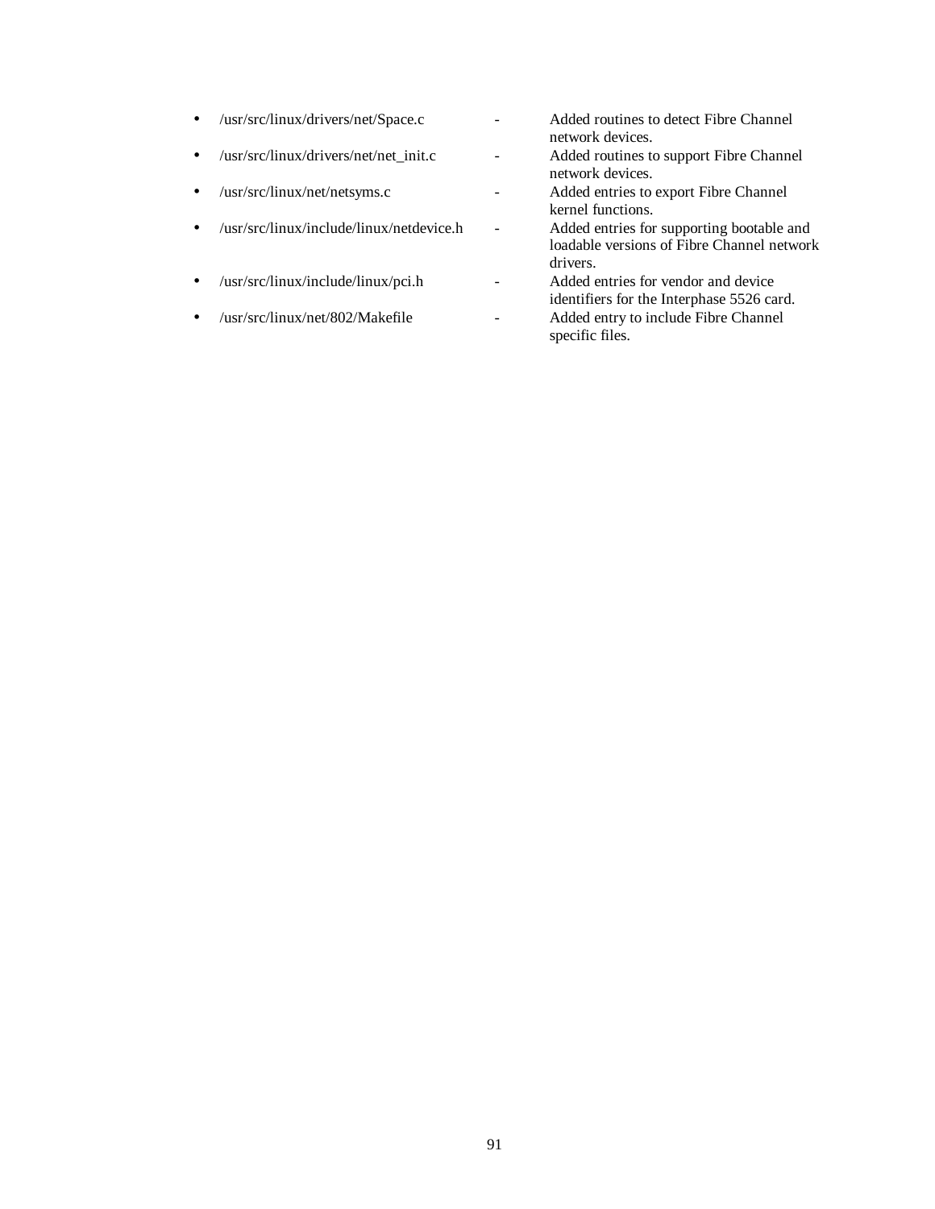- /usr/src/linux/drivers/net/Space.c - Added routines to detect Fibre Channel network devices.
- /usr/src/linux/drivers/net/net_init.c - Added routines to support Fibre Channel network devices.
- /usr/src/linux/net/netsyms.c - Added entries to export Fibre Channel kernel functions.
- /usr/src/linux/include/linux/netdevice.h - Added entries for supporting bootable and loadable versions of Fibre Channel network drivers.
- /usr/src/linux/include/linux/pci.h - Added entries for vendor and device identifiers for the Interphase 5526 card.
- /usr/src/linux/net/802/Makefile - Added entry to include Fibre Channel specific files.